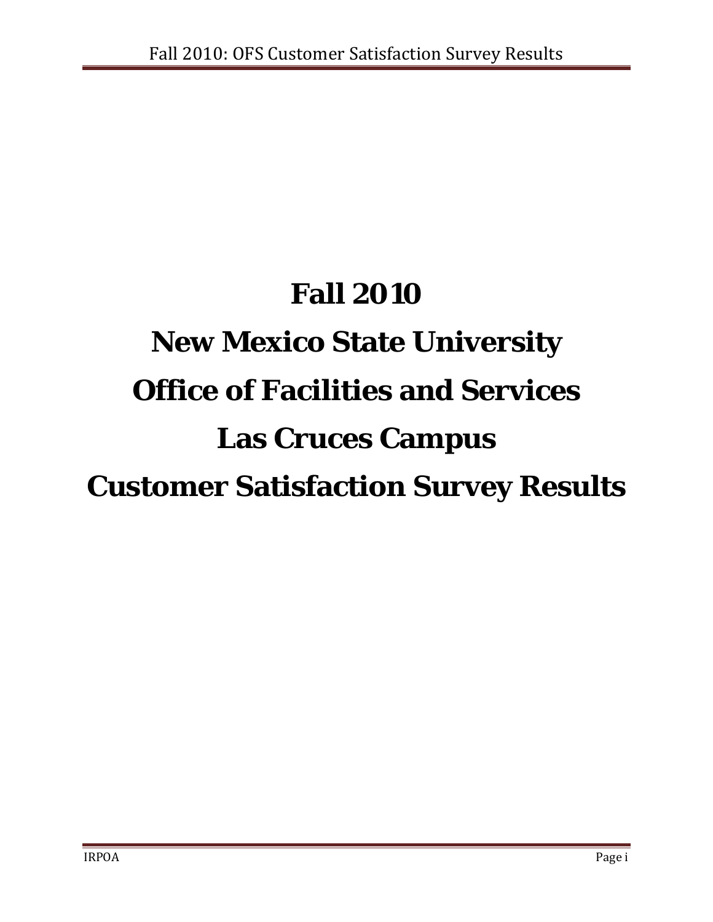# Fall 2010

# New Mexico State University

# Office of Facilities and Services

# Las Cruces Campus

# Customer Satisfaction Survey Results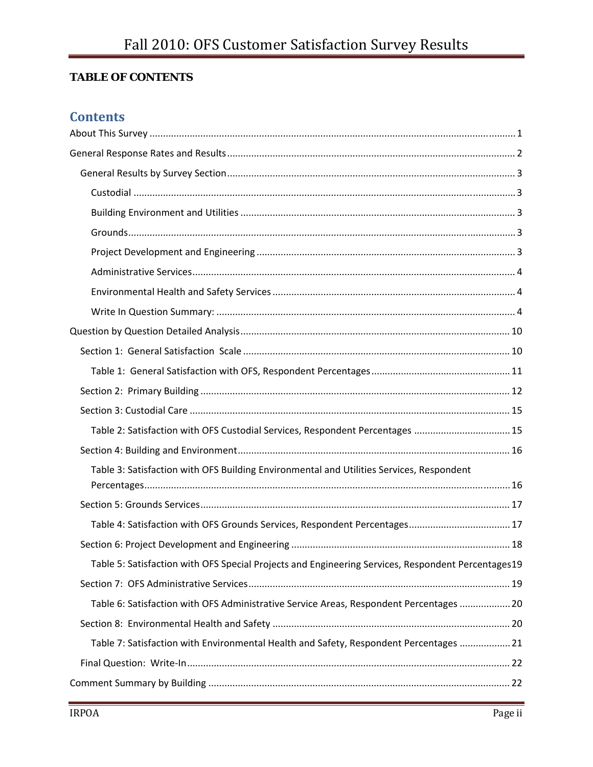**TABLE OF CONTENTS**

## Contents

- About This Survey ..... 1
- General Response Rates and Results ..... 2
  - General Results by Survey Section ..... 3
    - Custodial ..... 3
    - Building Environment and Utilities ..... 3
    - Grounds ..... 3
    - Project Development and Engineering ..... 3
    - Administrative Services ..... 4
    - Environmental Health and Safety Services ..... 4
    - Write In Question Summary: ..... 4
- Question by Question Detailed Analysis ..... 10
  - Section 1: General Satisfaction Scale ..... 10
    - Table 1: General Satisfaction with OFS, Respondent Percentages ..... 11
  - Section 2: Primary Building ..... 12
  - Section 3: Custodial Care ..... 15
    - Table 2: Satisfaction with OFS Custodial Services, Respondent Percentages ..... 15
  - Section 4: Building and Environment ..... 16
    - Table 3: Satisfaction with OFS Building Environmental and Utilities Services, Respondent Percentages ..... 16
  - Section 5: Grounds Services ..... 17
    - Table 4: Satisfaction with OFS Grounds Services, Respondent Percentages ..... 17
  - Section 6: Project Development and Engineering ..... 18
    - Table 5: Satisfaction with OFS Special Projects and Engineering Services, Respondent Percentages ..... 19
  - Section 7: OFS Administrative Services ..... 19
    - Table 6: Satisfaction with OFS Administrative Service Areas, Respondent Percentages ..... 20
  - Section 8: Environmental Health and Safety ..... 20
    - Table 7: Satisfaction with Environmental Health and Safety, Respondent Percentages ..... 21
  - Final Question: Write-In ..... 22
- Comment Summary by Building ..... 22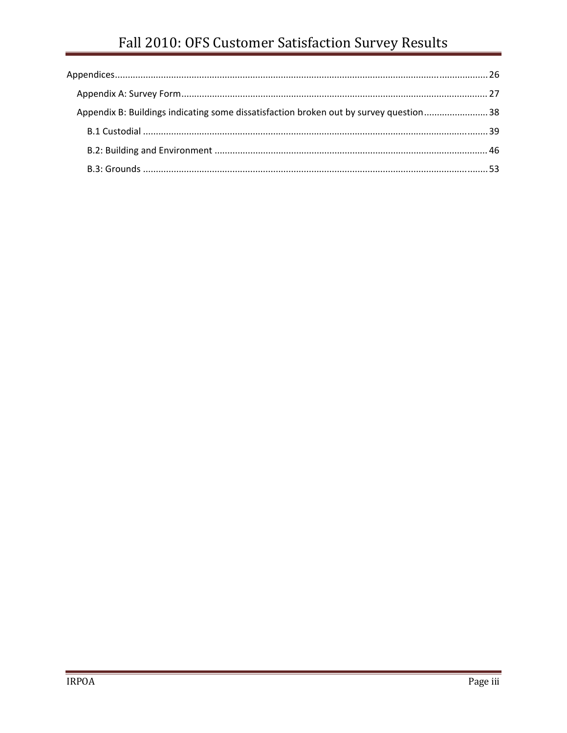Appendices ..... 26

- Appendix A: Survey Form ..... 27
- Appendix B: Buildings indicating some dissatisfaction broken out by survey question ..... 38
  - B.1 Custodial ..... 39
  - B.2: Building and Environment ..... 46
  - B.3: Grounds ..... 53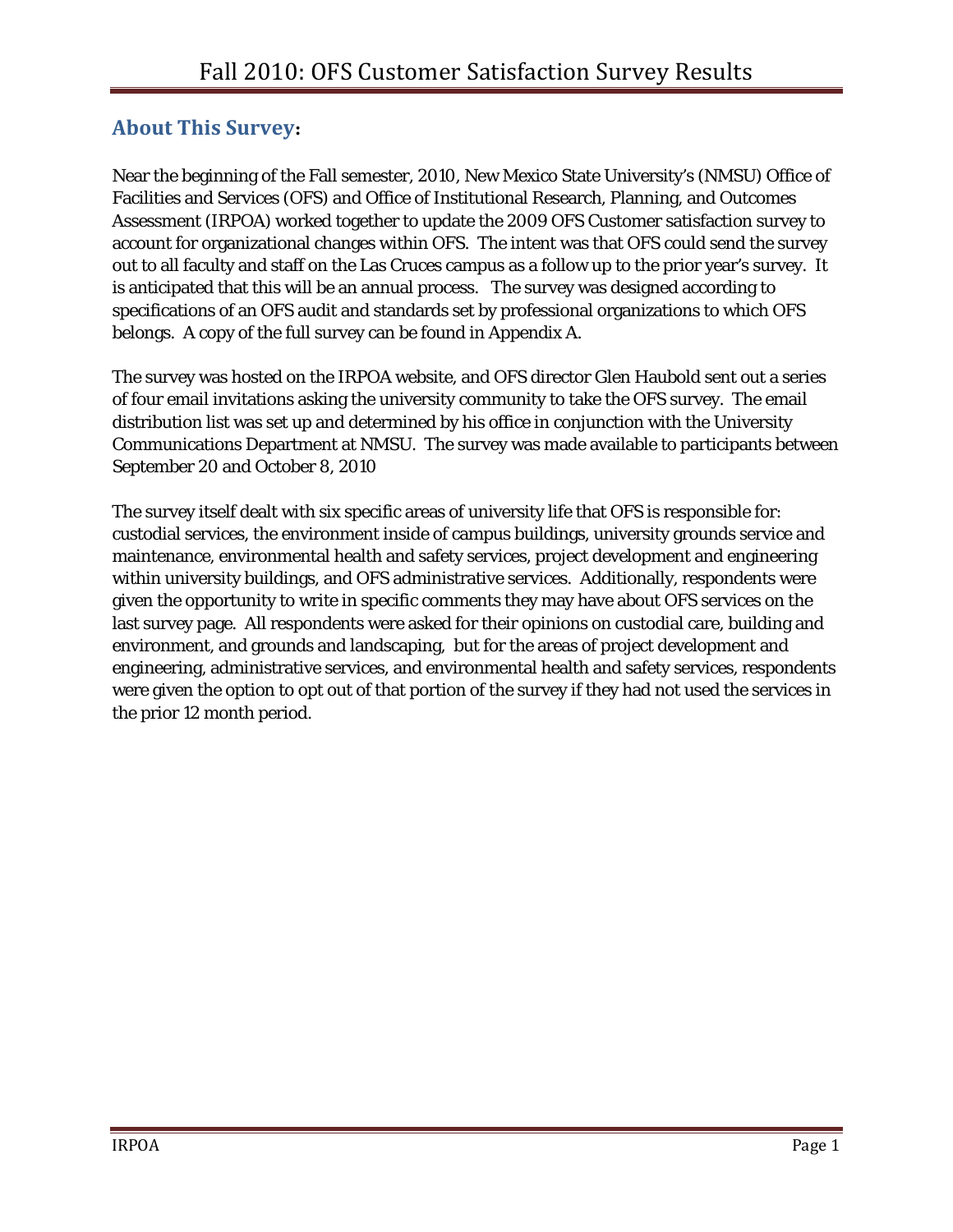## About This Survey:

Near the beginning of the Fall semester, 2010, New Mexico State University's (NMSU) Office of Facilities and Services (OFS) and Office of Institutional Research, Planning, and Outcomes Assessment (IRPOA) worked together to update the 2009 OFS Customer satisfaction survey to account for organizational changes within OFS. The intent was that OFS could send the survey out to all faculty and staff on the Las Cruces campus as a follow up to the prior year's survey. It is anticipated that this will be an annual process. The survey was designed according to specifications of an OFS audit and standards set by professional organizations to which OFS belongs. A copy of the full survey can be found in Appendix A.

The survey was hosted on the IRPOA website, and OFS director Glen Haubold sent out a series of four email invitations asking the university community to take the OFS survey. The email distribution list was set up and determined by his office in conjunction with the University Communications Department at NMSU. The survey was made available to participants between September 20 and October 8, 2010

The survey itself dealt with six specific areas of university life that OFS is responsible for: custodial services, the environment inside of campus buildings, university grounds service and maintenance, environmental health and safety services, project development and engineering within university buildings, and OFS administrative services. Additionally, respondents were given the opportunity to write in specific comments they may have about OFS services on the last survey page. All respondents were asked for their opinions on custodial care, building and environment, and grounds and landscaping, but for the areas of project development and engineering, administrative services, and environmental health and safety services, respondents were given the option to opt out of that portion of the survey if they had not used the services in the prior 12 month period.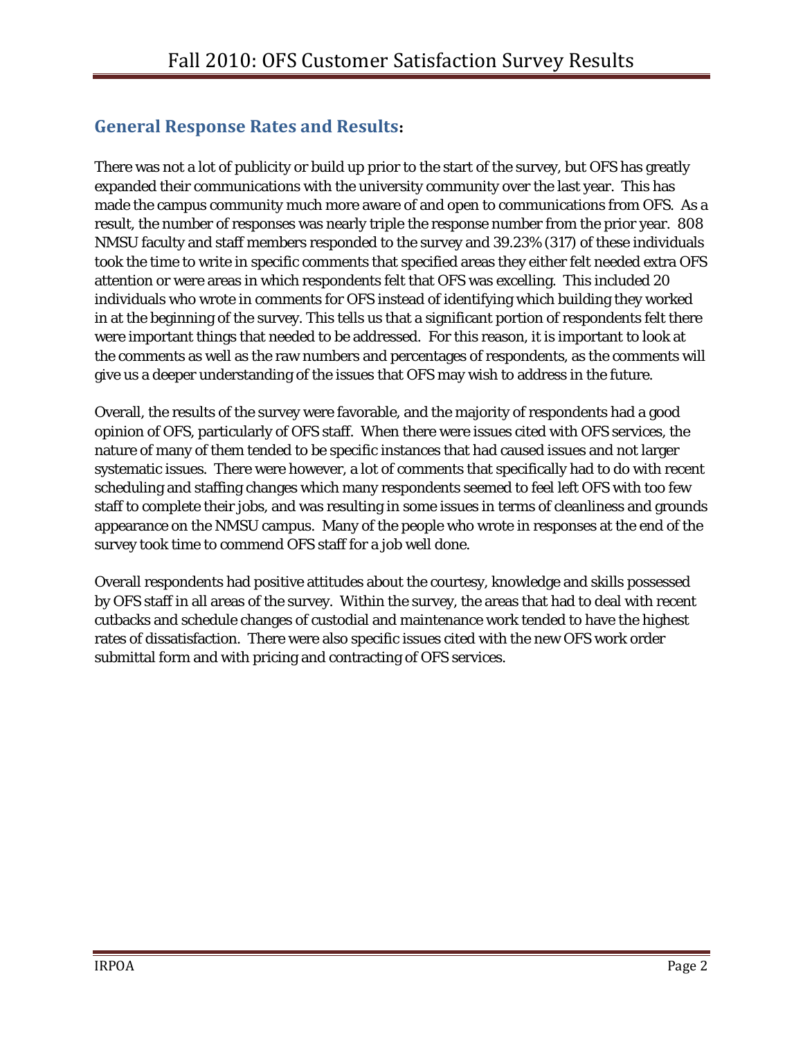## General Response Rates and Results:

There was not a lot of publicity or build up prior to the start of the survey, but OFS has greatly expanded their communications with the university community over the last year. This has made the campus community much more aware of and open to communications from OFS. As a result, the number of responses was nearly triple the response number from the prior year. 808 NMSU faculty and staff members responded to the survey and 39.23% (317) of these individuals took the time to write in specific comments that specified areas they either felt needed extra OFS attention or were areas in which respondents felt that OFS was excelling. This included 20 individuals who wrote in comments for OFS instead of identifying which building they worked in at the beginning of the survey. This tells us that a significant portion of respondents felt there were important things that needed to be addressed. For this reason, it is important to look at the comments as well as the raw numbers and percentages of respondents, as the comments will give us a deeper understanding of the issues that OFS may wish to address in the future.

Overall, the results of the survey were favorable, and the majority of respondents had a good opinion of OFS, particularly of OFS staff. When there were issues cited with OFS services, the nature of many of them tended to be specific instances that had caused issues and not larger systematic issues. There were however, a lot of comments that specifically had to do with recent scheduling and staffing changes which many respondents seemed to feel left OFS with too few staff to complete their jobs, and was resulting in some issues in terms of cleanliness and grounds appearance on the NMSU campus. Many of the people who wrote in responses at the end of the survey took time to commend OFS staff for a job well done.

Overall respondents had positive attitudes about the courtesy, knowledge and skills possessed by OFS staff in all areas of the survey. Within the survey, the areas that had to deal with recent cutbacks and schedule changes of custodial and maintenance work tended to have the highest rates of dissatisfaction. There were also specific issues cited with the new OFS work order submittal form and with pricing and contracting of OFS services.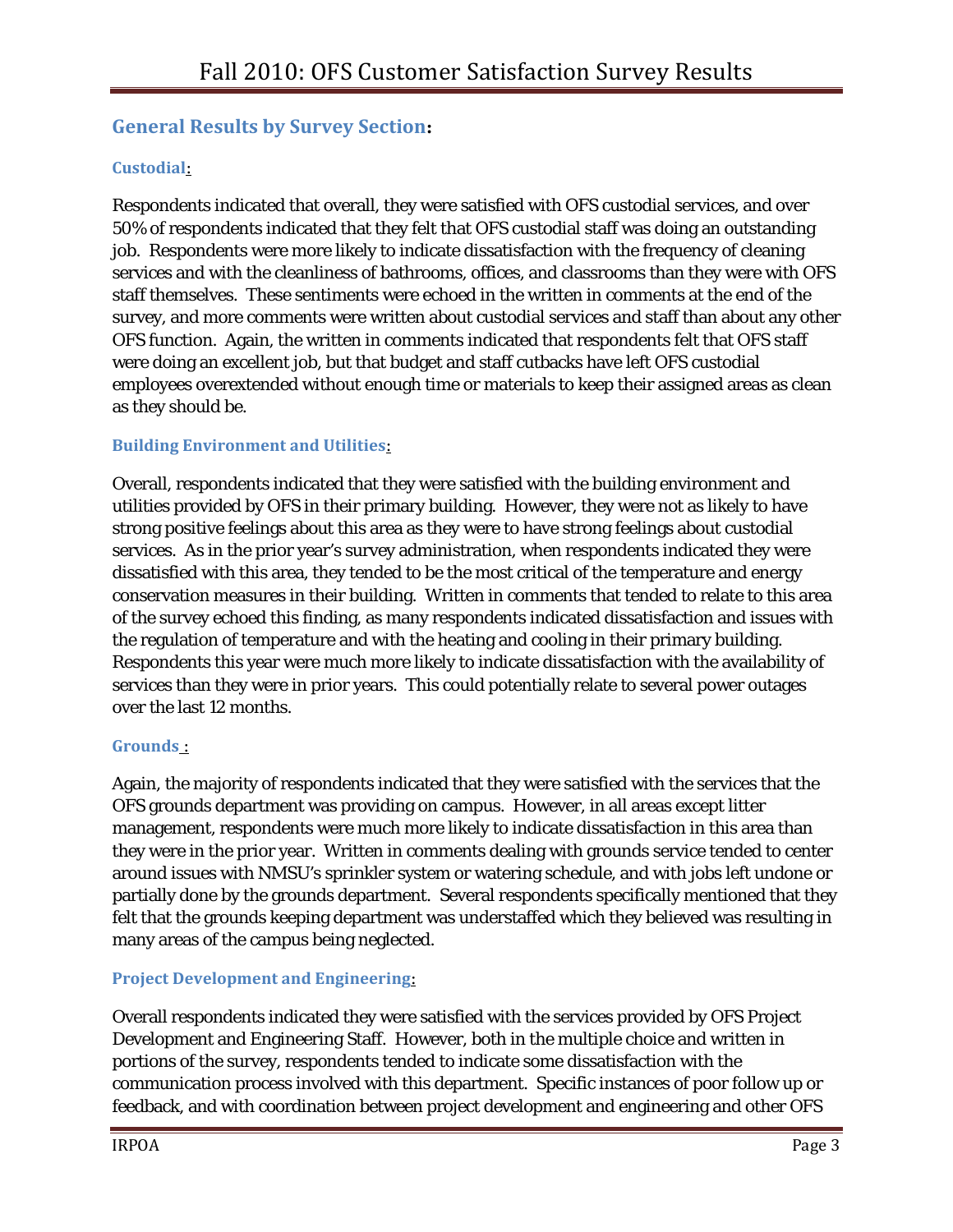## General Results by Survey Section:

### Custodial:

Respondents indicated that overall, they were satisfied with OFS custodial services, and over 50% of respondents indicated that they felt that OFS custodial staff was doing an outstanding job. Respondents were more likely to indicate dissatisfaction with the frequency of cleaning services and with the cleanliness of bathrooms, offices, and classrooms than they were with OFS staff themselves. These sentiments were echoed in the written in comments at the end of the survey, and more comments were written about custodial services and staff than about any other OFS function. Again, the written in comments indicated that respondents felt that OFS staff were doing an excellent job, but that budget and staff cutbacks have left OFS custodial employees overextended without enough time or materials to keep their assigned areas as clean as they should be.

### Building Environment and Utilities:

Overall, respondents indicated that they were satisfied with the building environment and utilities provided by OFS in their primary building. However, they were not as likely to have strong positive feelings about this area as they were to have strong feelings about custodial services. As in the prior year's survey administration, when respondents indicated they were dissatisfied with this area, they tended to be the most critical of the temperature and energy conservation measures in their building. Written in comments that tended to relate to this area of the survey echoed this finding, as many respondents indicated dissatisfaction and issues with the regulation of temperature and with the heating and cooling in their primary building. Respondents this year were much more likely to indicate dissatisfaction with the availability of services than they were in prior years. This could potentially relate to several power outages over the last 12 months.

### Grounds :

Again, the majority of respondents indicated that they were satisfied with the services that the OFS grounds department was providing on campus. However, in all areas except litter management, respondents were much more likely to indicate dissatisfaction in this area than they were in the prior year. Written in comments dealing with grounds service tended to center around issues with NMSU's sprinkler system or watering schedule, and with jobs left undone or partially done by the grounds department. Several respondents specifically mentioned that they felt that the grounds keeping department was understaffed which they believed was resulting in many areas of the campus being neglected.

### Project Development and Engineering:

Overall respondents indicated they were satisfied with the services provided by OFS Project Development and Engineering Staff. However, both in the multiple choice and written in portions of the survey, respondents tended to indicate some dissatisfaction with the communication process involved with this department. Specific instances of poor follow up or feedback, and with coordination between project development and engineering and other OFS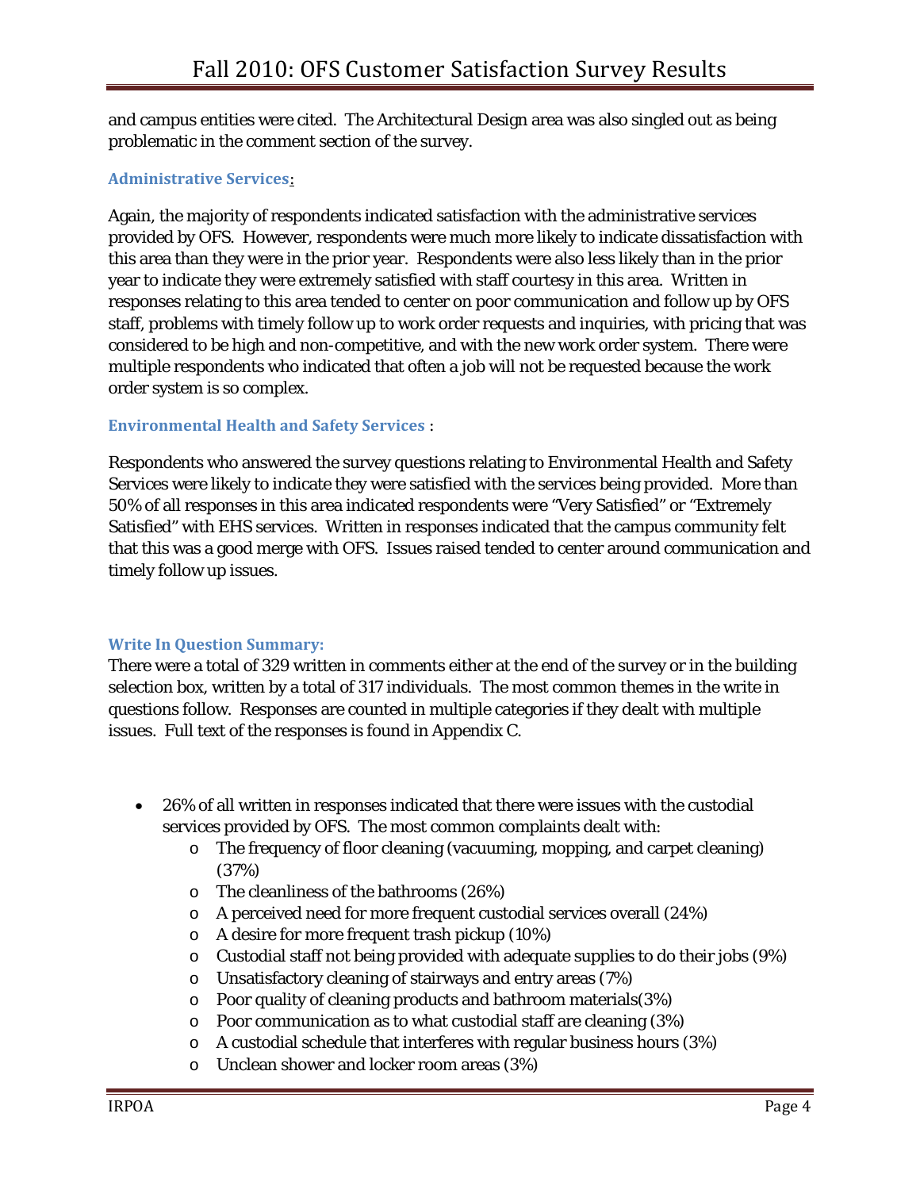and campus entities were cited. The Architectural Design area was also singled out as being problematic in the comment section of the survey.

### Administrative Services:

Again, the majority of respondents indicated satisfaction with the administrative services provided by OFS. However, respondents were much more likely to indicate dissatisfaction with this area than they were in the prior year. Respondents were also less likely than in the prior year to indicate they were extremely satisfied with staff courtesy in this area. Written in responses relating to this area tended to center on poor communication and follow up by OFS staff, problems with timely follow up to work order requests and inquiries, with pricing that was considered to be high and non-competitive, and with the new work order system. There were multiple respondents who indicated that often a job will not be requested because the work order system is so complex.

### Environmental Health and Safety Services :

Respondents who answered the survey questions relating to Environmental Health and Safety Services were likely to indicate they were satisfied with the services being provided. More than 50% of all responses in this area indicated respondents were "Very Satisfied" or "Extremely Satisfied" with EHS services. Written in responses indicated that the campus community felt that this was a good merge with OFS. Issues raised tended to center around communication and timely follow up issues.

### Write In Question Summary:

There were a total of 329 written in comments either at the end of the survey or in the building selection box, written by a total of 317 individuals. The most common themes in the write in questions follow. Responses are counted in multiple categories if they dealt with multiple issues. Full text of the responses is found in Appendix C.

- 26% of all written in responses indicated that there were issues with the custodial services provided by OFS. The most common complaints dealt with:
  - The frequency of floor cleaning (vacuuming, mopping, and carpet cleaning) (37%)
  - The cleanliness of the bathrooms (26%)
  - A perceived need for more frequent custodial services overall (24%)
  - A desire for more frequent trash pickup (10%)
  - Custodial staff not being provided with adequate supplies to do their jobs (9%)
  - Unsatisfactory cleaning of stairways and entry areas (7%)
  - Poor quality of cleaning products and bathroom materials(3%)
  - Poor communication as to what custodial staff are cleaning (3%)
  - A custodial schedule that interferes with regular business hours (3%)
  - Unclean shower and locker room areas (3%)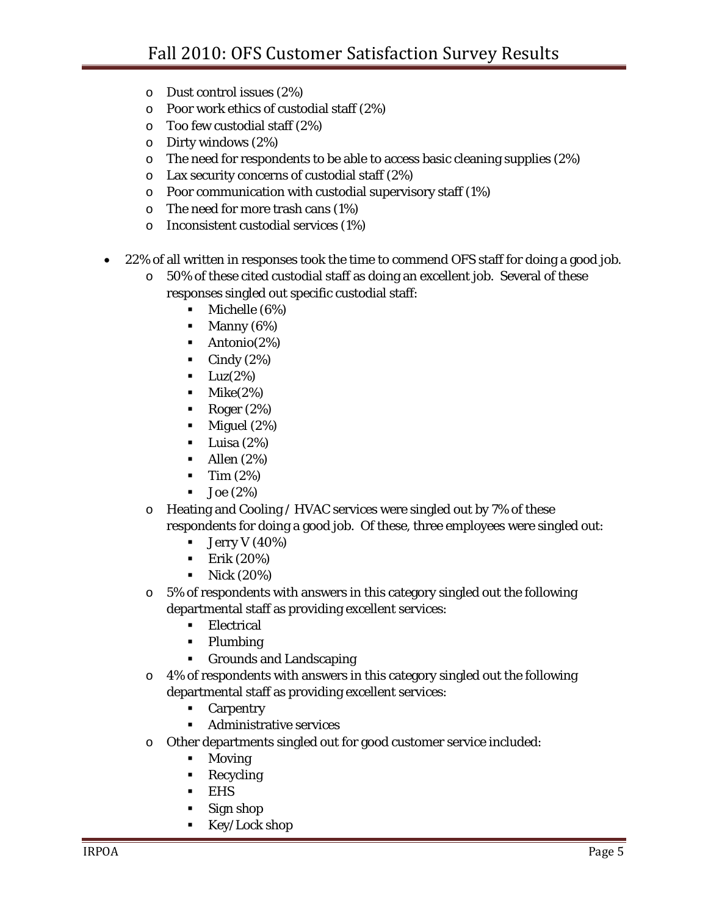- Dust control issues (2%)
- Poor work ethics of custodial staff (2%)
- Too few custodial staff (2%)
- Dirty windows (2%)
- The need for respondents to be able to access basic cleaning supplies (2%)
- Lax security concerns of custodial staff (2%)
- Poor communication with custodial supervisory staff (1%)
- The need for more trash cans (1%)
- Inconsistent custodial services (1%)

- 22% of all written in responses took the time to commend OFS staff for doing a good job.
  - 50% of these cited custodial staff as doing an excellent job. Several of these responses singled out specific custodial staff:
    - Michelle (6%)
    - Manny (6%)
    - Antonio(2%)
    - Cindy (2%)
    - Luz(2%)
    - Mike(2%)
    - Roger (2%)
    - Miguel (2%)
    - Luisa (2%)
    - Allen (2%)
    - Tim (2%)
    - Joe (2%)
  - Heating and Cooling / HVAC services were singled out by 7% of these respondents for doing a good job. Of these, three employees were singled out:
    - Jerry V (40%)
    - Erik (20%)
    - Nick (20%)
  - 5% of respondents with answers in this category singled out the following departmental staff as providing excellent services:
    - Electrical
    - Plumbing
    - Grounds and Landscaping
  - 4% of respondents with answers in this category singled out the following departmental staff as providing excellent services:
    - Carpentry
    - Administrative services
  - Other departments singled out for good customer service included:
    - Moving
    - Recycling
    - EHS
    - Sign shop
    - Key/Lock shop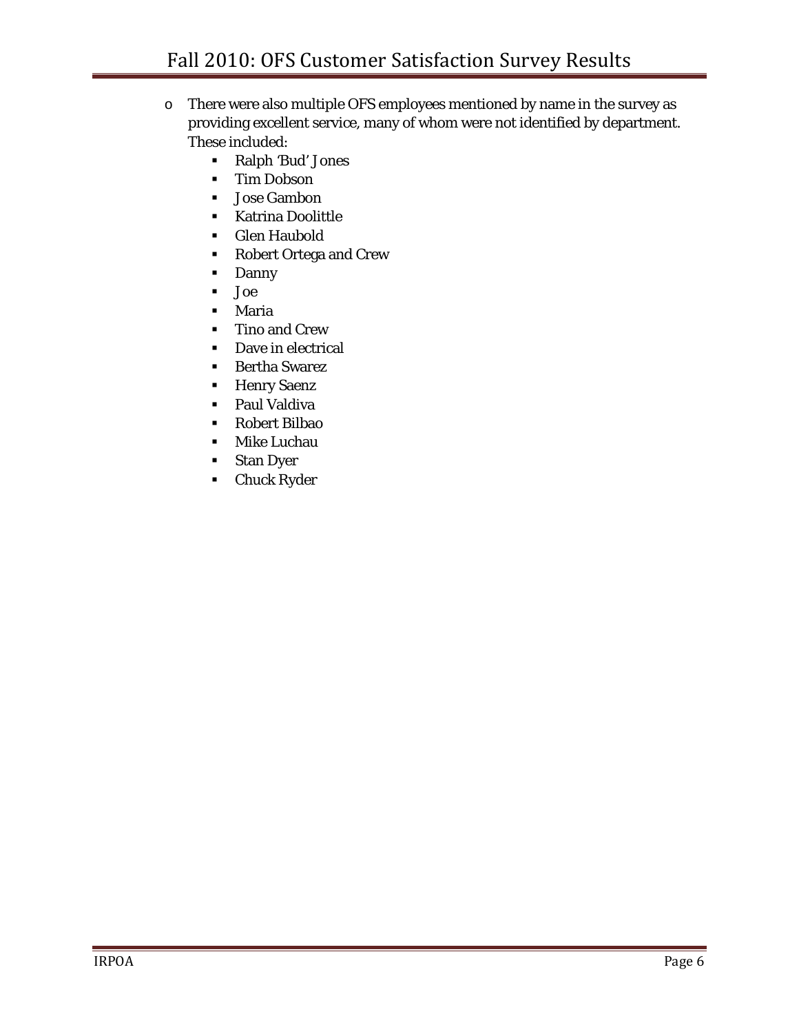- There were also multiple OFS employees mentioned by name in the survey as providing excellent service, many of whom were not identified by department. These included:
  - Ralph 'Bud' Jones
  - Tim Dobson
  - Jose Gambon
  - Katrina Doolittle
  - Glen Haubold
  - Robert Ortega and Crew
  - Danny
  - Joe
  - Maria
  - Tino and Crew
  - Dave in electrical
  - Bertha Swarez
  - Henry Saenz
  - Paul Valdiva
  - Robert Bilbao
  - Mike Luchau
  - Stan Dyer
  - Chuck Ryder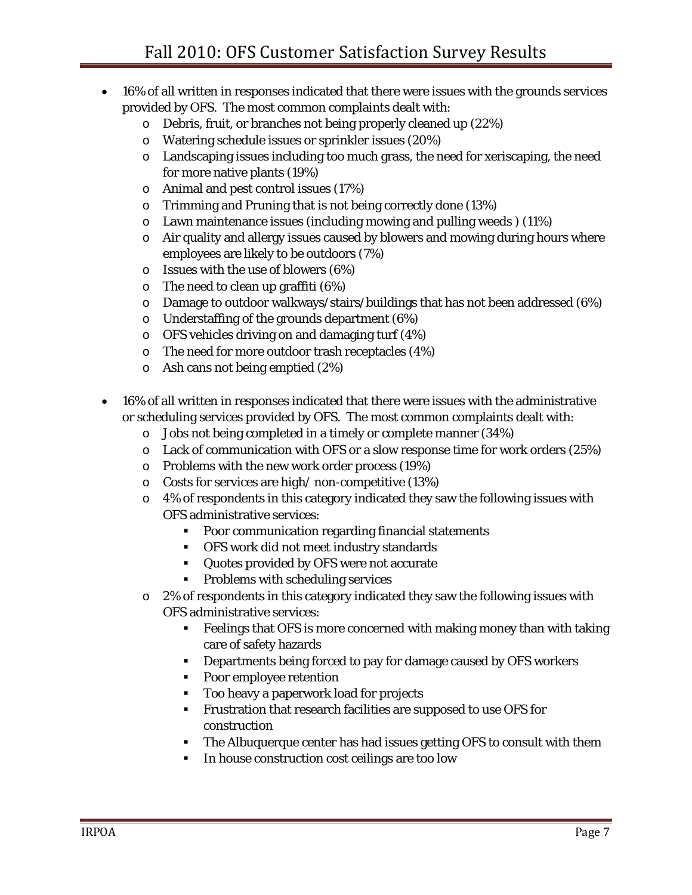- 16% of all written in responses indicated that there were issues with the grounds services provided by OFS. The most common complaints dealt with:
  - Debris, fruit, or branches not being properly cleaned up (22%)
  - Watering schedule issues or sprinkler issues (20%)
  - Landscaping issues including too much grass, the need for xeriscaping, the need for more native plants (19%)
  - Animal and pest control issues (17%)
  - Trimming and Pruning that is not being correctly done (13%)
  - Lawn maintenance issues (including mowing and pulling weeds ) (11%)
  - Air quality and allergy issues caused by blowers and mowing during hours where employees are likely to be outdoors (7%)
  - Issues with the use of blowers (6%)
  - The need to clean up graffiti (6%)
  - Damage to outdoor walkways/stairs/buildings that has not been addressed (6%)
  - Understaffing of the grounds department (6%)
  - OFS vehicles driving on and damaging turf (4%)
  - The need for more outdoor trash receptacles (4%)
  - Ash cans not being emptied (2%)

- 16% of all written in responses indicated that there were issues with the administrative or scheduling services provided by OFS. The most common complaints dealt with:
  - Jobs not being completed in a timely or complete manner (34%)
  - Lack of communication with OFS or a slow response time for work orders (25%)
  - Problems with the new work order process (19%)
  - Costs for services are high/ non-competitive (13%)
  - 4% of respondents in this category indicated they saw the following issues with OFS administrative services:
    - Poor communication regarding financial statements
    - OFS work did not meet industry standards
    - Quotes provided by OFS were not accurate
    - Problems with scheduling services
  - 2% of respondents in this category indicated they saw the following issues with OFS administrative services:
    - Feelings that OFS is more concerned with making money than with taking care of safety hazards
    - Departments being forced to pay for damage caused by OFS workers
    - Poor employee retention
    - Too heavy a paperwork load for projects
    - Frustration that research facilities are supposed to use OFS for construction
    - The Albuquerque center has had issues getting OFS to consult with them
    - In house construction cost ceilings are too low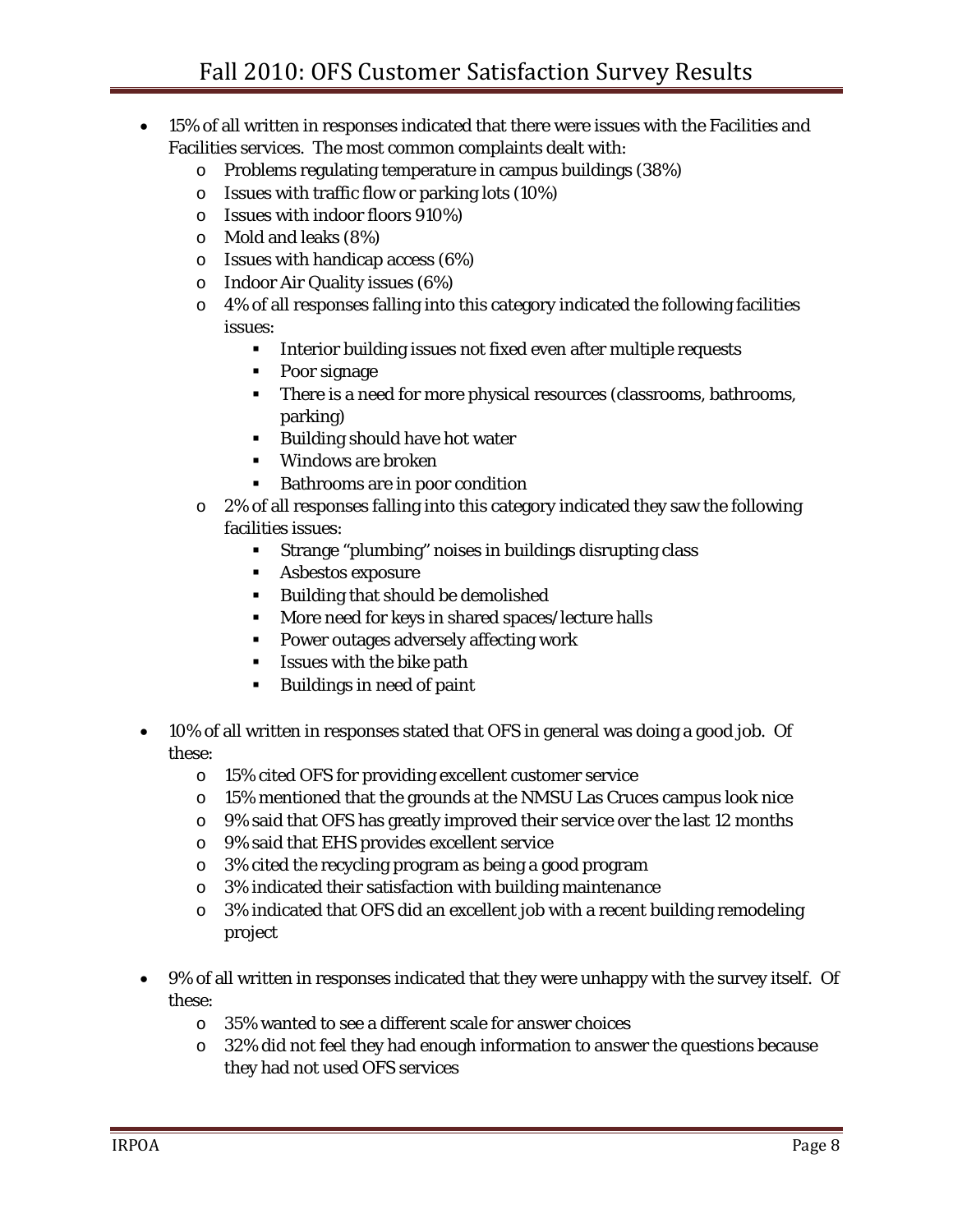- 15% of all written in responses indicated that there were issues with the Facilities and Facilities services. The most common complaints dealt with:
  - Problems regulating temperature in campus buildings (38%)
  - Issues with traffic flow or parking lots (10%)
  - Issues with indoor floors 910%)
  - Mold and leaks (8%)
  - Issues with handicap access (6%)
  - Indoor Air Quality issues (6%)
  - 4% of all responses falling into this category indicated the following facilities issues:
    - Interior building issues not fixed even after multiple requests
    - Poor signage
    - There is a need for more physical resources (classrooms, bathrooms, parking)
    - Building should have hot water
    - Windows are broken
    - Bathrooms are in poor condition
  - 2% of all responses falling into this category indicated they saw the following facilities issues:
    - Strange "plumbing" noises in buildings disrupting class
    - Asbestos exposure
    - Building that should be demolished
    - More need for keys in shared spaces/lecture halls
    - Power outages adversely affecting work
    - Issues with the bike path
    - Buildings in need of paint

- 10% of all written in responses stated that OFS in general was doing a good job. Of these:
  - 15% cited OFS for providing excellent customer service
  - 15% mentioned that the grounds at the NMSU Las Cruces campus look nice
  - 9% said that OFS has greatly improved their service over the last 12 months
  - 9% said that EHS provides excellent service
  - 3% cited the recycling program as being a good program
  - 3% indicated their satisfaction with building maintenance
  - 3% indicated that OFS did an excellent job with a recent building remodeling project

- 9% of all written in responses indicated that they were unhappy with the survey itself. Of these:
  - 35% wanted to see a different scale for answer choices
  - 32% did not feel they had enough information to answer the questions because they had not used OFS services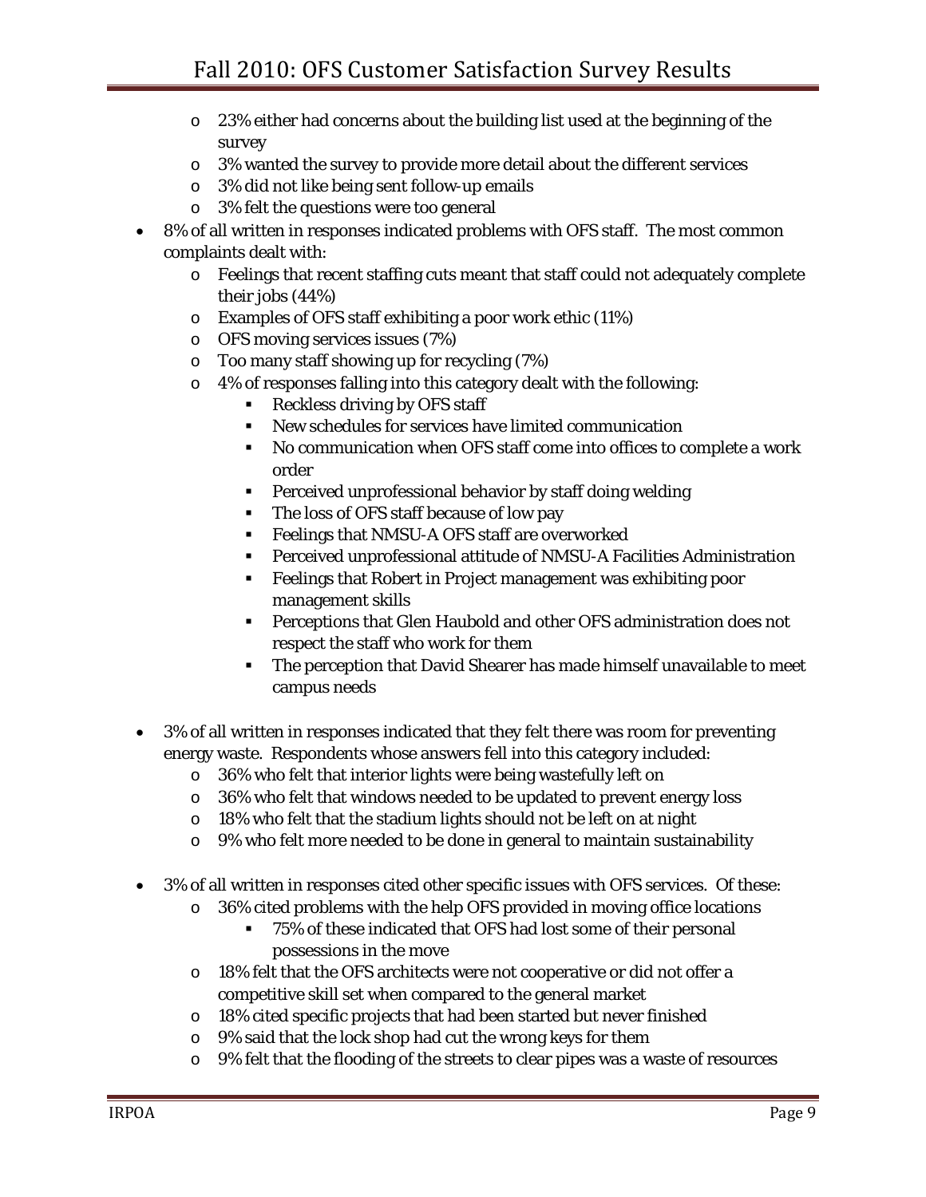- 23% either had concerns about the building list used at the beginning of the survey
  - 3% wanted the survey to provide more detail about the different services
  - 3% did not like being sent follow-up emails
  - 3% felt the questions were too general
- 8% of all written in responses indicated problems with OFS staff. The most common complaints dealt with:
  - Feelings that recent staffing cuts meant that staff could not adequately complete their jobs (44%)
  - Examples of OFS staff exhibiting a poor work ethic (11%)
  - OFS moving services issues (7%)
  - Too many staff showing up for recycling (7%)
  - 4% of responses falling into this category dealt with the following:
    - Reckless driving by OFS staff
    - New schedules for services have limited communication
    - No communication when OFS staff come into offices to complete a work order
    - Perceived unprofessional behavior by staff doing welding
    - The loss of OFS staff because of low pay
    - Feelings that NMSU-A OFS staff are overworked
    - Perceived unprofessional attitude of NMSU-A Facilities Administration
    - Feelings that Robert in Project management was exhibiting poor management skills
    - Perceptions that Glen Haubold and other OFS administration does not respect the staff who work for them
    - The perception that David Shearer has made himself unavailable to meet campus needs

- 3% of all written in responses indicated that they felt there was room for preventing energy waste. Respondents whose answers fell into this category included:
  - 36% who felt that interior lights were being wastefully left on
  - 36% who felt that windows needed to be updated to prevent energy loss
  - 18% who felt that the stadium lights should not be left on at night
  - 9% who felt more needed to be done in general to maintain sustainability

- 3% of all written in responses cited other specific issues with OFS services. Of these:
  - 36% cited problems with the help OFS provided in moving office locations
    - 75% of these indicated that OFS had lost some of their personal possessions in the move
  - 18% felt that the OFS architects were not cooperative or did not offer a competitive skill set when compared to the general market
  - 18% cited specific projects that had been started but never finished
  - 9% said that the lock shop had cut the wrong keys for them
  - 9% felt that the flooding of the streets to clear pipes was a waste of resources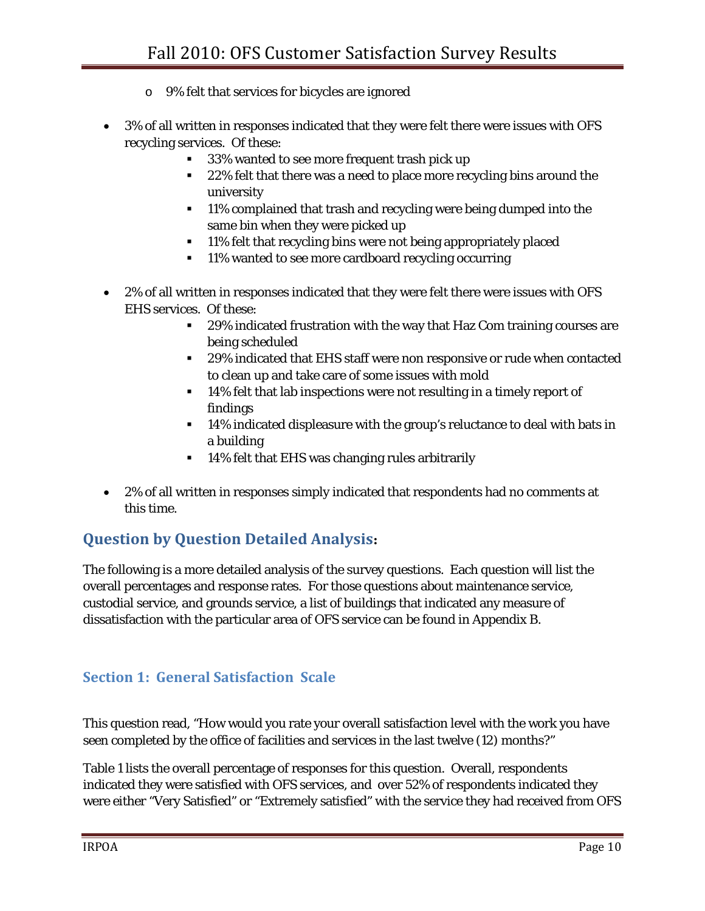- 9% felt that services for bicycles are ignored

- 3% of all written in responses indicated that they were felt there were issues with OFS recycling services. Of these:
  - 33% wanted to see more frequent trash pick up
  - 22% felt that there was a need to place more recycling bins around the university
  - 11% complained that trash and recycling were being dumped into the same bin when they were picked up
  - 11% felt that recycling bins were not being appropriately placed
  - 11% wanted to see more cardboard recycling occurring

- 2% of all written in responses indicated that they were felt there were issues with OFS EHS services. Of these:
  - 29% indicated frustration with the way that Haz Com training courses are being scheduled
  - 29% indicated that EHS staff were non responsive or rude when contacted to clean up and take care of some issues with mold
  - 14% felt that lab inspections were not resulting in a timely report of findings
  - 14% indicated displeasure with the group's reluctance to deal with bats in a building
  - 14% felt that EHS was changing rules arbitrarily

- 2% of all written in responses simply indicated that respondents had no comments at this time.

## Question by Question Detailed Analysis:

The following is a more detailed analysis of the survey questions. Each question will list the overall percentages and response rates. For those questions about maintenance service, custodial service, and grounds service, a list of buildings that indicated any measure of dissatisfaction with the particular area of OFS service can be found in Appendix B.

### Section 1: General Satisfaction Scale

This question read, "How would you rate your overall satisfaction level with the work you have seen completed by the office of facilities and services in the last twelve (12) months?"

Table 1 lists the overall percentage of responses for this question. Overall, respondents indicated they were satisfied with OFS services, and over 52% of respondents indicated they were either "Very Satisfied" or "Extremely satisfied" with the service they had received from OFS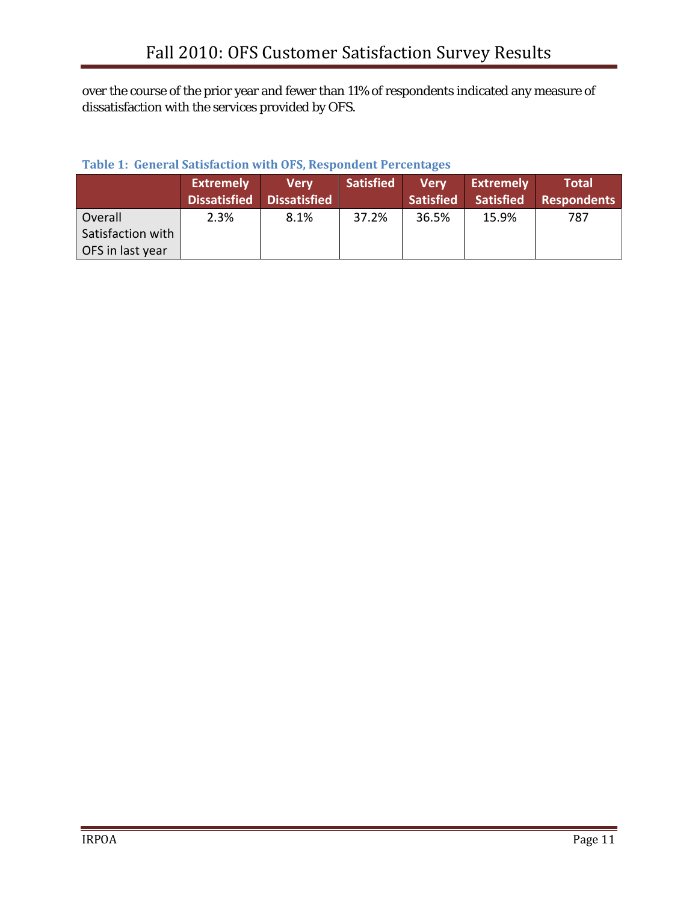over the course of the prior year and fewer than 11% of respondents indicated any measure of dissatisfaction with the services provided by OFS.

**Table 1: General Satisfaction with OFS, Respondent Percentages**

| | Extremely Dissatisfied | Very Dissatisfied | Satisfied | Very Satisfied | Extremely Satisfied | Total Respondents |
|---|---|---|---|---|---|---|
| Overall Satisfaction with OFS in last year | 2.3% | 8.1% | 37.2% | 36.5% | 15.9% | 787 |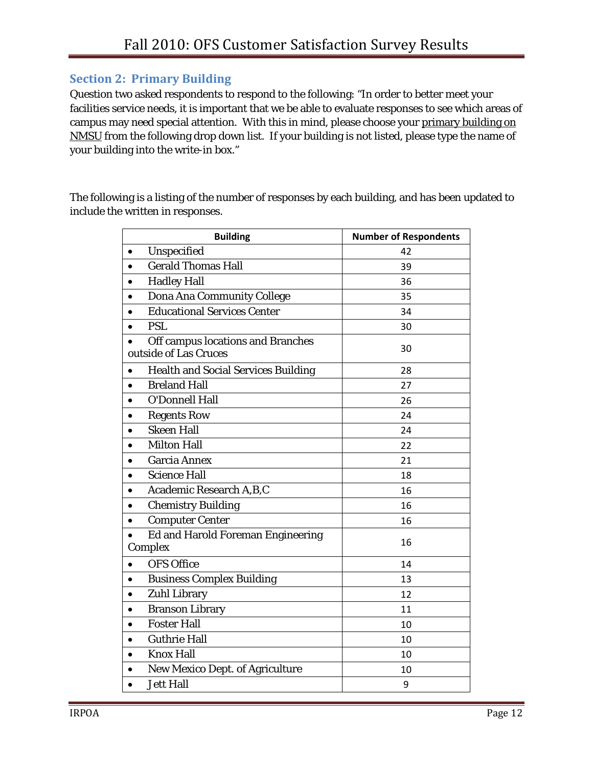## Section 2: Primary Building

Question two asked respondents to respond to the following: "In order to better meet your facilities service needs, it is important that we be able to evaluate responses to see which areas of campus may need special attention. With this in mind, please choose your primary building on NMSU from the following drop down list. If your building is not listed, please type the name of your building into the write-in box."

The following is a listing of the number of responses by each building, and has been updated to include the written in responses.

| Building | Number of Respondents |
|---|---|
| • Unspecified | 42 |
| • Gerald Thomas Hall | 39 |
| • Hadley Hall | 36 |
| • Dona Ana Community College | 35 |
| • Educational Services Center | 34 |
| • PSL | 30 |
| • Off campus locations and Branches outside of Las Cruces | 30 |
| • Health and Social Services Building | 28 |
| • Breland Hall | 27 |
| • O'Donnell Hall | 26 |
| • Regents Row | 24 |
| • Skeen Hall | 24 |
| • Milton Hall | 22 |
| • Garcia Annex | 21 |
| • Science Hall | 18 |
| • Academic Research A,B,C | 16 |
| • Chemistry Building | 16 |
| • Computer Center | 16 |
| • Ed and Harold Foreman Engineering Complex | 16 |
| • OFS Office | 14 |
| • Business Complex Building | 13 |
| • Zuhl Library | 12 |
| • Branson Library | 11 |
| • Foster Hall | 10 |
| • Guthrie Hall | 10 |
| • Knox Hall | 10 |
| • New Mexico Dept. of Agriculture | 10 |
| • Jett Hall | 9 |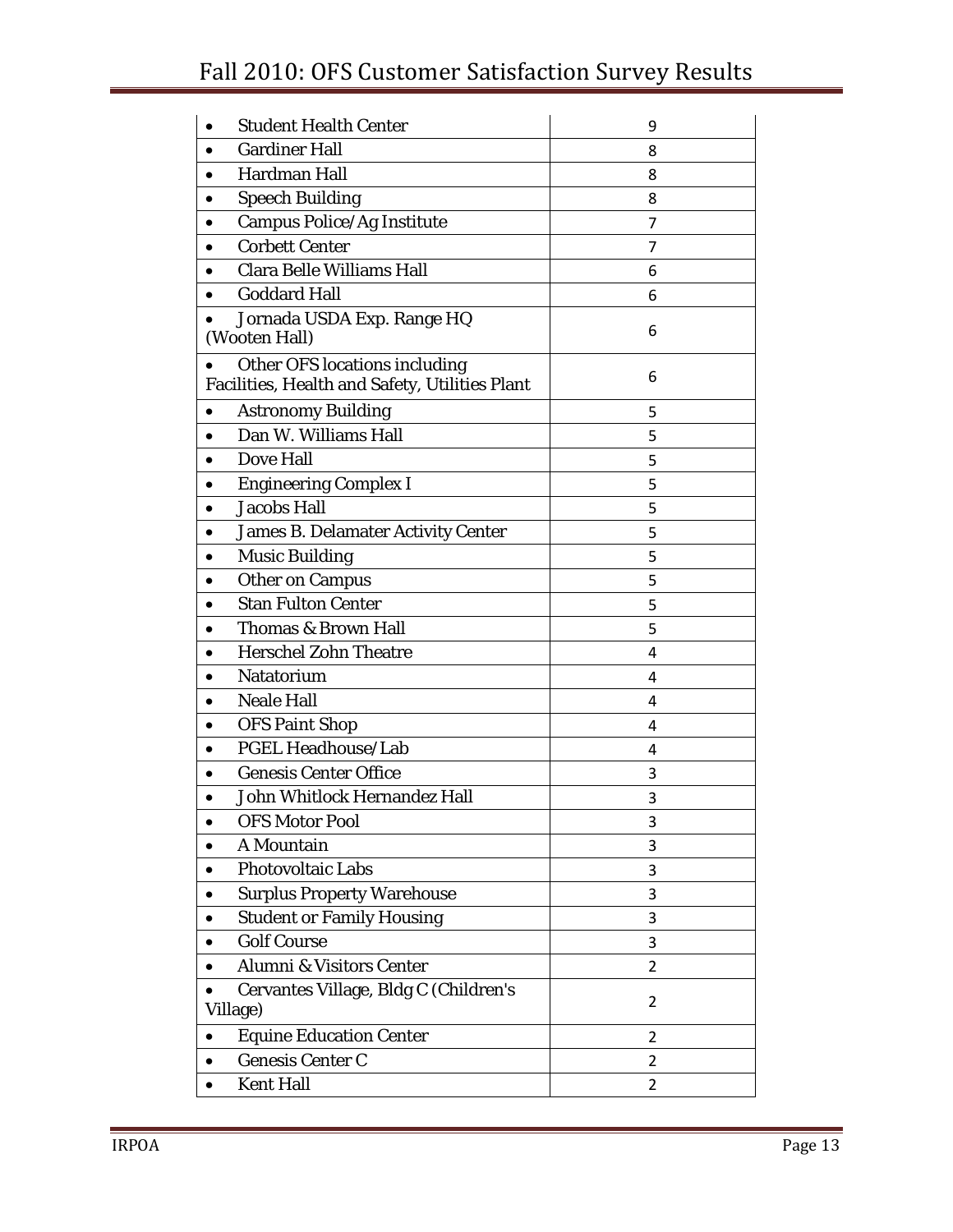|  |  |
|---|---|
| • Student Health Center | 9 |
| • Gardiner Hall | 8 |
| • Hardman Hall | 8 |
| • Speech Building | 8 |
| • Campus Police/Ag Institute | 7 |
| • Corbett Center | 7 |
| • Clara Belle Williams Hall | 6 |
| • Goddard Hall | 6 |
| • Jornada USDA Exp. Range HQ (Wooten Hall) | 6 |
| • Other OFS locations including Facilities, Health and Safety, Utilities Plant | 6 |
| • Astronomy Building | 5 |
| • Dan W. Williams Hall | 5 |
| • Dove Hall | 5 |
| • Engineering Complex I | 5 |
| • Jacobs Hall | 5 |
| • James B. Delamater Activity Center | 5 |
| • Music Building | 5 |
| • Other on Campus | 5 |
| • Stan Fulton Center | 5 |
| • Thomas & Brown Hall | 5 |
| • Herschel Zohn Theatre | 4 |
| • Natatorium | 4 |
| • Neale Hall | 4 |
| • OFS Paint Shop | 4 |
| • PGEL Headhouse/Lab | 4 |
| • Genesis Center Office | 3 |
| • John Whitlock Hernandez Hall | 3 |
| • OFS Motor Pool | 3 |
| • A Mountain | 3 |
| • Photovoltaic Labs | 3 |
| • Surplus Property Warehouse | 3 |
| • Student or Family Housing | 3 |
| • Golf Course | 3 |
| • Alumni & Visitors Center | 2 |
| • Cervantes Village, Bldg C (Children's Village) | 2 |
| • Equine Education Center | 2 |
| • Genesis Center C | 2 |
| • Kent Hall | 2 |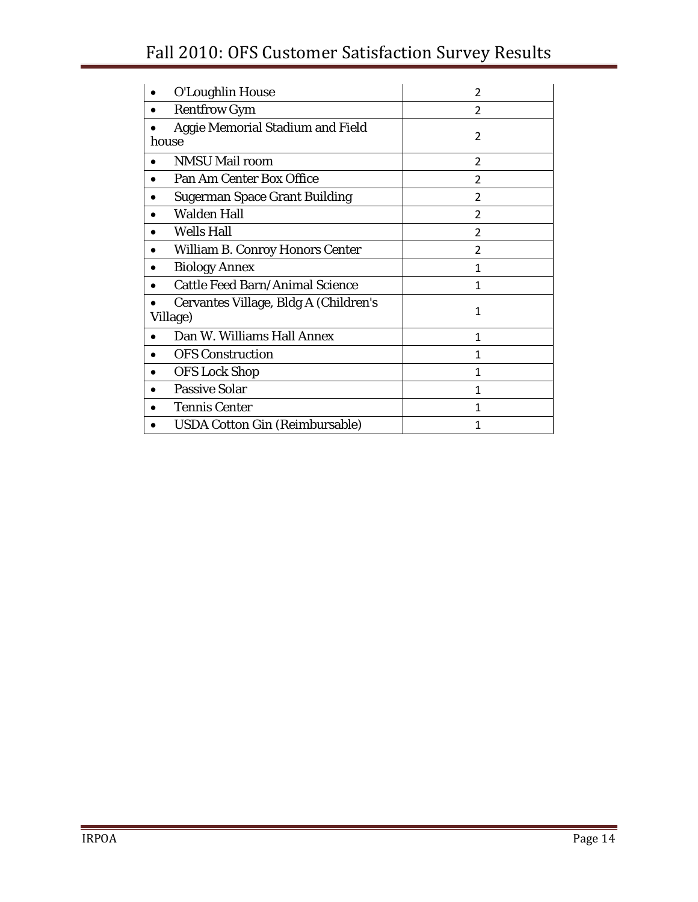| | |
|---|---|
| • O'Loughlin House | 2 |
| • Rentfrow Gym | 2 |
| • Aggie Memorial Stadium and Field house | 2 |
| • NMSU Mail room | 2 |
| • Pan Am Center Box Office | 2 |
| • Sugerman Space Grant Building | 2 |
| • Walden Hall | 2 |
| • Wells Hall | 2 |
| • William B. Conroy Honors Center | 2 |
| • Biology Annex | 1 |
| • Cattle Feed Barn/Animal Science | 1 |
| • Cervantes Village, Bldg A (Children's Village) | 1 |
| • Dan W. Williams Hall Annex | 1 |
| • OFS Construction | 1 |
| • OFS Lock Shop | 1 |
| • Passive Solar | 1 |
| • Tennis Center | 1 |
| • USDA Cotton Gin (Reimbursable) | 1 |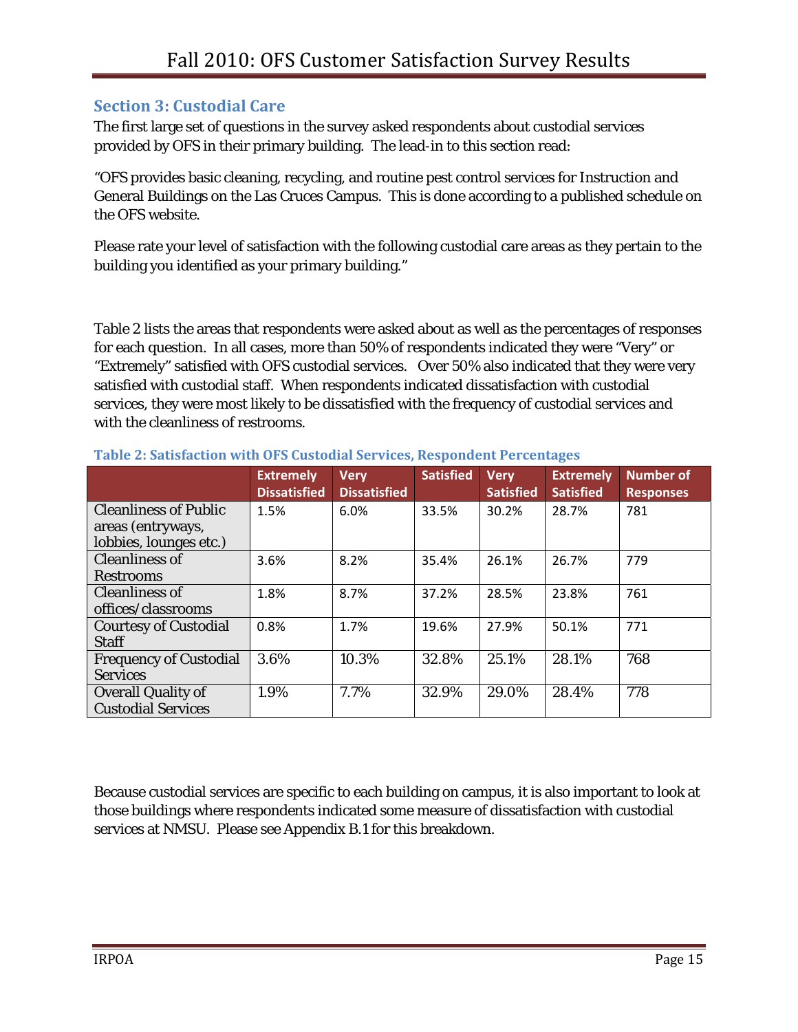## Section 3: Custodial Care

The first large set of questions in the survey asked respondents about custodial services provided by OFS in their primary building. The lead-in to this section read:

"OFS provides basic cleaning, recycling, and routine pest control services for Instruction and General Buildings on the Las Cruces Campus. This is done according to a published schedule on the OFS website.

Please rate your level of satisfaction with the following custodial care areas as they pertain to the building you identified as your primary building."

Table 2 lists the areas that respondents were asked about as well as the percentages of responses for each question. In all cases, more than 50% of respondents indicated they were "Very" or "Extremely" satisfied with OFS custodial services. Over 50% also indicated that they were very satisfied with custodial staff. When respondents indicated dissatisfaction with custodial services, they were most likely to be dissatisfied with the frequency of custodial services and with the cleanliness of restrooms.

**Table 2: Satisfaction with OFS Custodial Services, Respondent Percentages**

| | Extremely Dissatisfied | Very Dissatisfied | Satisfied | Very Satisfied | Extremely Satisfied | Number of Responses |
|---|---|---|---|---|---|---|
| Cleanliness of Public areas (entryways, lobbies, lounges etc.) | 1.5% | 6.0% | 33.5% | 30.2% | 28.7% | 781 |
| Cleanliness of Restrooms | 3.6% | 8.2% | 35.4% | 26.1% | 26.7% | 779 |
| Cleanliness of offices/classrooms | 1.8% | 8.7% | 37.2% | 28.5% | 23.8% | 761 |
| Courtesy of Custodial Staff | 0.8% | 1.7% | 19.6% | 27.9% | 50.1% | 771 |
| Frequency of Custodial Services | 3.6% | 10.3% | 32.8% | 25.1% | 28.1% | 768 |
| Overall Quality of Custodial Services | 1.9% | 7.7% | 32.9% | 29.0% | 28.4% | 778 |

Because custodial services are specific to each building on campus, it is also important to look at those buildings where respondents indicated some measure of dissatisfaction with custodial services at NMSU. Please see Appendix B.1 for this breakdown.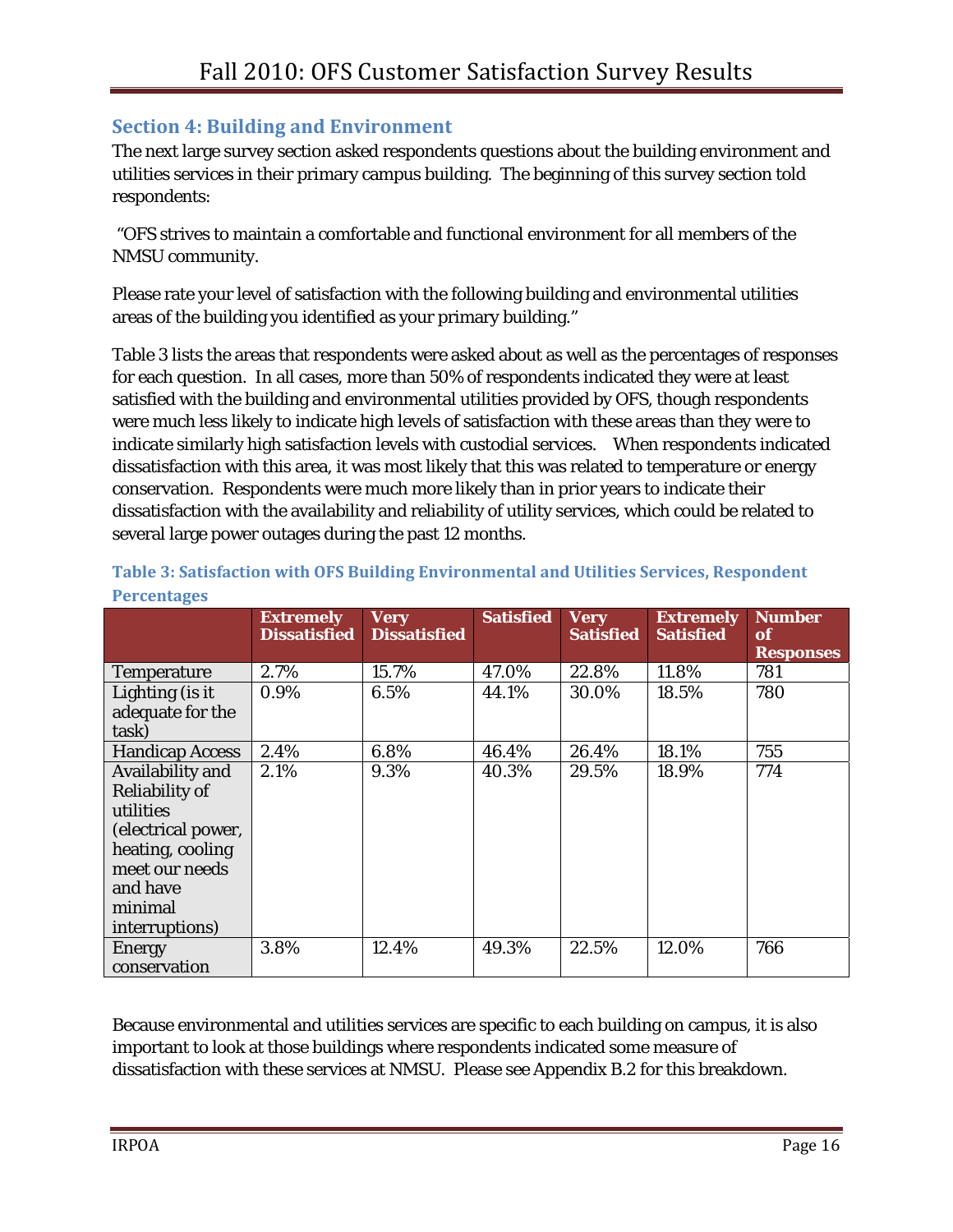## Section 4: Building and Environment

The next large survey section asked respondents questions about the building environment and utilities services in their primary campus building. The beginning of this survey section told respondents:

"OFS strives to maintain a comfortable and functional environment for all members of the NMSU community.

Please rate your level of satisfaction with the following building and environmental utilities areas of the building you identified as your primary building."

Table 3 lists the areas that respondents were asked about as well as the percentages of responses for each question. In all cases, more than 50% of respondents indicated they were at least satisfied with the building and environmental utilities provided by OFS, though respondents were much less likely to indicate high levels of satisfaction with these areas than they were to indicate similarly high satisfaction levels with custodial services. When respondents indicated dissatisfaction with this area, it was most likely that this was related to temperature or energy conservation. Respondents were much more likely than in prior years to indicate their dissatisfaction with the availability and reliability of utility services, which could be related to several large power outages during the past 12 months.

**Table 3: Satisfaction with OFS Building Environmental and Utilities Services, Respondent Percentages**

| | Extremely Dissatisfied | Very Dissatisfied | Satisfied | Very Satisfied | Extremely Satisfied | Number of Responses |
|---|---|---|---|---|---|---|
| Temperature | 2.7% | 15.7% | 47.0% | 22.8% | 11.8% | 781 |
| Lighting (is it adequate for the task) | 0.9% | 6.5% | 44.1% | 30.0% | 18.5% | 780 |
| Handicap Access | 2.4% | 6.8% | 46.4% | 26.4% | 18.1% | 755 |
| Availability and Reliability of utilities (electrical power, heating, cooling meet our needs and have minimal interruptions) | 2.1% | 9.3% | 40.3% | 29.5% | 18.9% | 774 |
| Energy conservation | 3.8% | 12.4% | 49.3% | 22.5% | 12.0% | 766 |

Because environmental and utilities services are specific to each building on campus, it is also important to look at those buildings where respondents indicated some measure of dissatisfaction with these services at NMSU. Please see Appendix B.2 for this breakdown.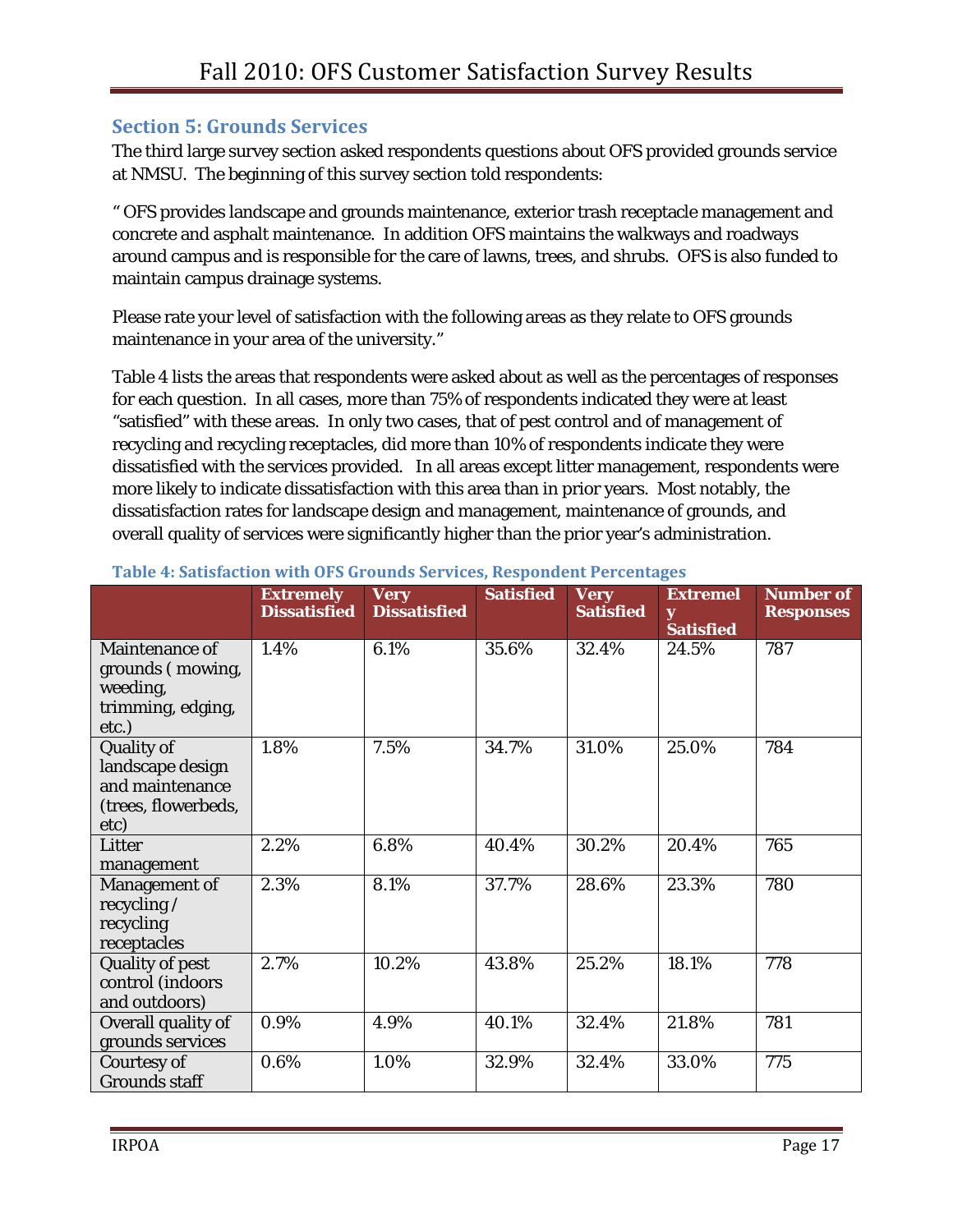## Section 5: Grounds Services

The third large survey section asked respondents questions about OFS provided grounds service at NMSU. The beginning of this survey section told respondents:

" OFS provides landscape and grounds maintenance, exterior trash receptacle management and concrete and asphalt maintenance. In addition OFS maintains the walkways and roadways around campus and is responsible for the care of lawns, trees, and shrubs. OFS is also funded to maintain campus drainage systems.

Please rate your level of satisfaction with the following areas as they relate to OFS grounds maintenance in your area of the university."

Table 4 lists the areas that respondents were asked about as well as the percentages of responses for each question. In all cases, more than 75% of respondents indicated they were at least "satisfied" with these areas. In only two cases, that of pest control and of management of recycling and recycling receptacles, did more than 10% of respondents indicate they were dissatisfied with the services provided. In all areas except litter management, respondents were more likely to indicate dissatisfaction with this area than in prior years. Most notably, the dissatisfaction rates for landscape design and management, maintenance of grounds, and overall quality of services were significantly higher than the prior year's administration.

**Table 4: Satisfaction with OFS Grounds Services, Respondent Percentages**

| | Extremely Dissatisfied | Very Dissatisfied | Satisfied | Very Satisfied | Extremely Satisfied | Number of Responses |
|---|---|---|---|---|---|---|
| Maintenance of grounds ( mowing, weeding, trimming, edging, etc.) | 1.4% | 6.1% | 35.6% | 32.4% | 24.5% | 787 |
| Quality of landscape design and maintenance (trees, flowerbeds, etc) | 1.8% | 7.5% | 34.7% | 31.0% | 25.0% | 784 |
| Litter management | 2.2% | 6.8% | 40.4% | 30.2% | 20.4% | 765 |
| Management of recycling / recycling receptacles | 2.3% | 8.1% | 37.7% | 28.6% | 23.3% | 780 |
| Quality of pest control (indoors and outdoors) | 2.7% | 10.2% | 43.8% | 25.2% | 18.1% | 778 |
| Overall quality of grounds services | 0.9% | 4.9% | 40.1% | 32.4% | 21.8% | 781 |
| Courtesy of Grounds staff | 0.6% | 1.0% | 32.9% | 32.4% | 33.0% | 775 |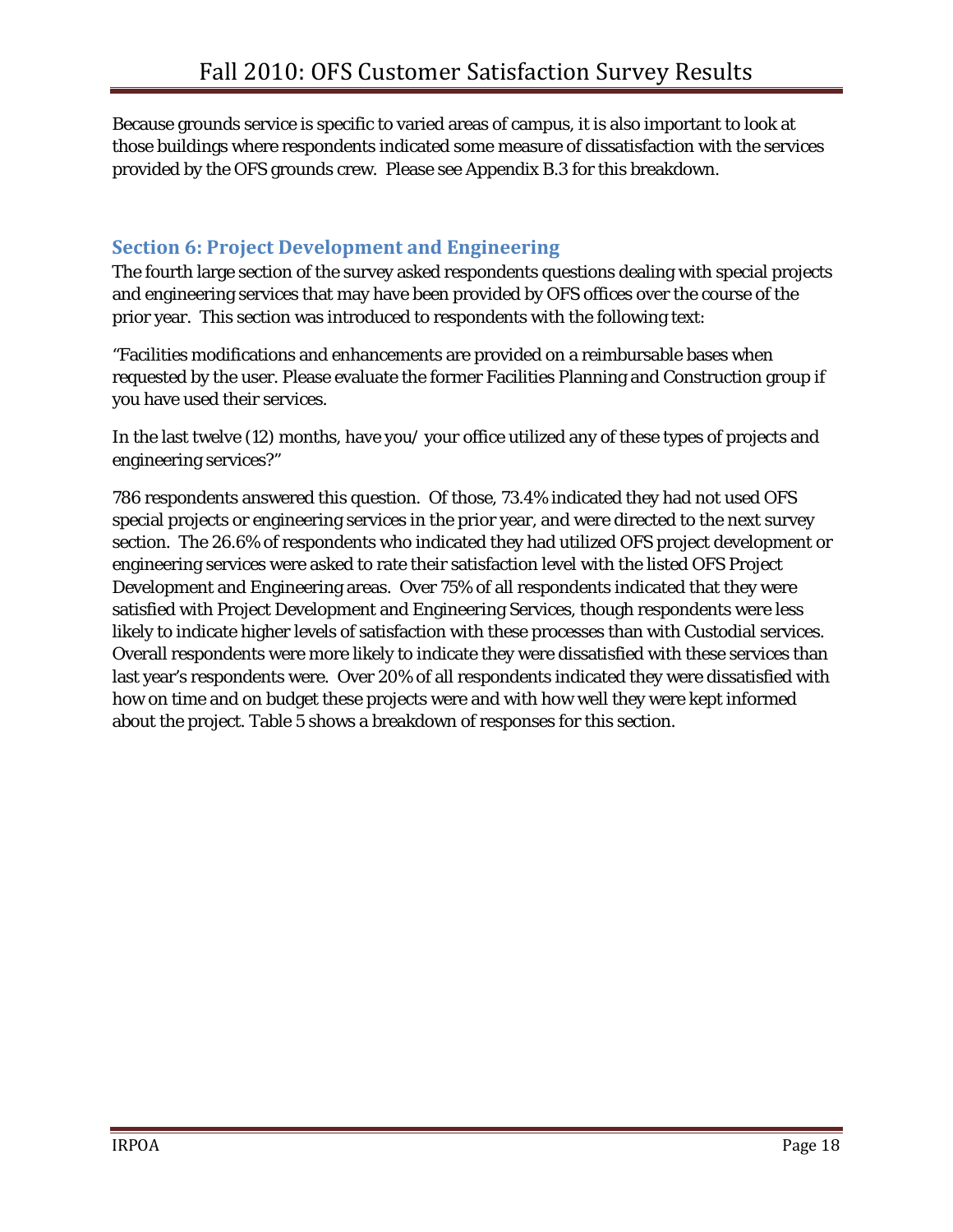Because grounds service is specific to varied areas of campus, it is also important to look at those buildings where respondents indicated some measure of dissatisfaction with the services provided by the OFS grounds crew. Please see Appendix B.3 for this breakdown.

## Section 6: Project Development and Engineering

The fourth large section of the survey asked respondents questions dealing with special projects and engineering services that may have been provided by OFS offices over the course of the prior year. This section was introduced to respondents with the following text:

"Facilities modifications and enhancements are provided on a reimbursable bases when requested by the user. Please evaluate the former Facilities Planning and Construction group if you have used their services.

In the last twelve (12) months, have you/ your office utilized any of these types of projects and engineering services?"

786 respondents answered this question. Of those, 73.4% indicated they had not used OFS special projects or engineering services in the prior year, and were directed to the next survey section. The 26.6% of respondents who indicated they had utilized OFS project development or engineering services were asked to rate their satisfaction level with the listed OFS Project Development and Engineering areas. Over 75% of all respondents indicated that they were satisfied with Project Development and Engineering Services, though respondents were less likely to indicate higher levels of satisfaction with these processes than with Custodial services. Overall respondents were more likely to indicate they were dissatisfied with these services than last year's respondents were. Over 20% of all respondents indicated they were dissatisfied with how on time and on budget these projects were and with how well they were kept informed about the project. Table 5 shows a breakdown of responses for this section.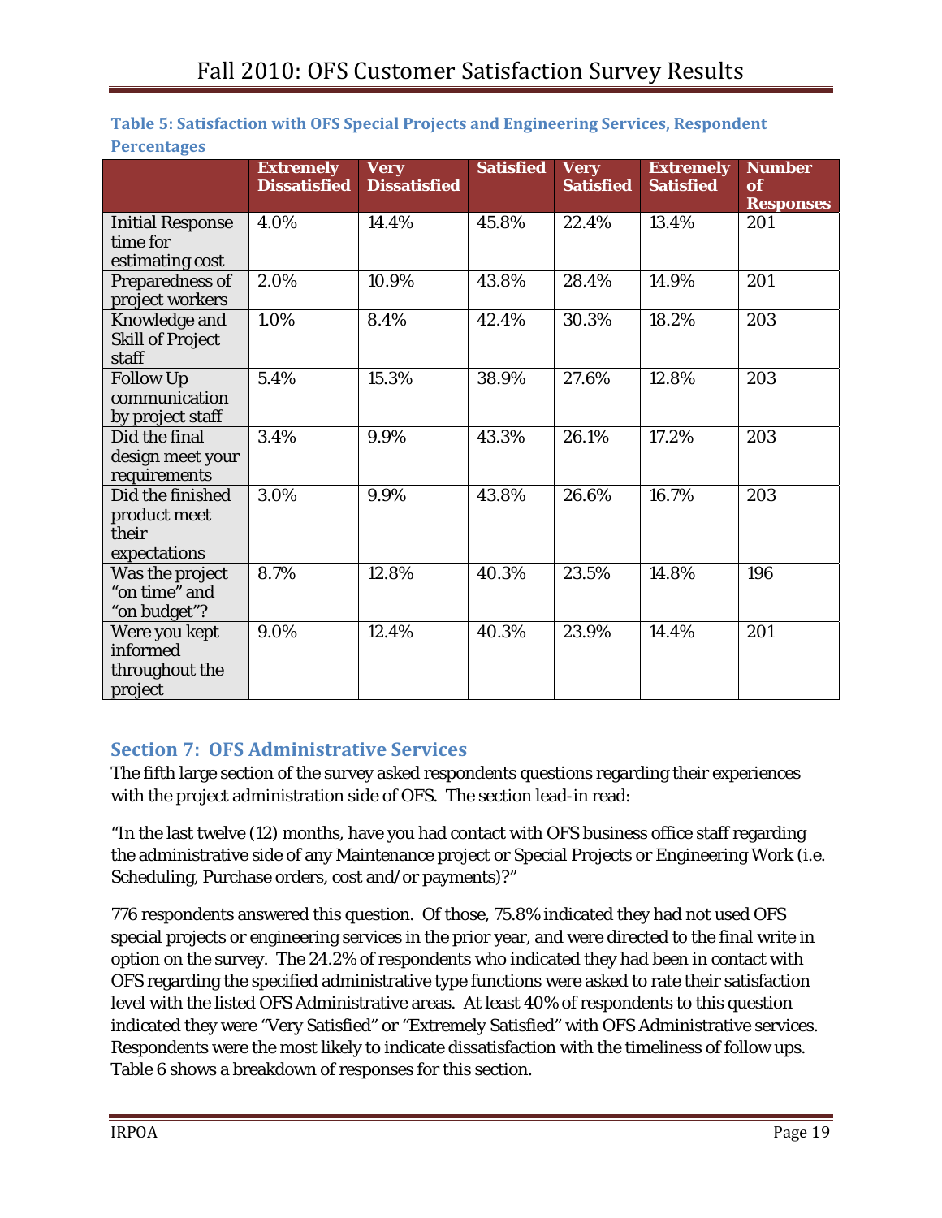**Table 5: Satisfaction with OFS Special Projects and Engineering Services, Respondent Percentages**

| | Extremely Dissatisfied | Very Dissatisfied | Satisfied | Very Satisfied | Extremely Satisfied | Number of Responses |
|---|---|---|---|---|---|---|
| Initial Response time for estimating cost | 4.0% | 14.4% | 45.8% | 22.4% | 13.4% | 201 |
| Preparedness of project workers | 2.0% | 10.9% | 43.8% | 28.4% | 14.9% | 201 |
| Knowledge and Skill of Project staff | 1.0% | 8.4% | 42.4% | 30.3% | 18.2% | 203 |
| Follow Up communication by project staff | 5.4% | 15.3% | 38.9% | 27.6% | 12.8% | 203 |
| Did the final design meet your requirements | 3.4% | 9.9% | 43.3% | 26.1% | 17.2% | 203 |
| Did the finished product meet their expectations | 3.0% | 9.9% | 43.8% | 26.6% | 16.7% | 203 |
| Was the project "on time" and "on budget"? | 8.7% | 12.8% | 40.3% | 23.5% | 14.8% | 196 |
| Were you kept informed throughout the project | 9.0% | 12.4% | 40.3% | 23.9% | 14.4% | 201 |

## Section 7: OFS Administrative Services

The fifth large section of the survey asked respondents questions regarding their experiences with the project administration side of OFS. The section lead-in read:

"In the last twelve (12) months, have you had contact with OFS business office staff regarding the administrative side of any Maintenance project or Special Projects or Engineering Work (i.e. Scheduling, Purchase orders, cost and/or payments)?"

776 respondents answered this question. Of those, 75.8% indicated they had not used OFS special projects or engineering services in the prior year, and were directed to the final write in option on the survey. The 24.2% of respondents who indicated they had been in contact with OFS regarding the specified administrative type functions were asked to rate their satisfaction level with the listed OFS Administrative areas. At least 40% of respondents to this question indicated they were "Very Satisfied" or "Extremely Satisfied" with OFS Administrative services. Respondents were the most likely to indicate dissatisfaction with the timeliness of follow ups. Table 6 shows a breakdown of responses for this section.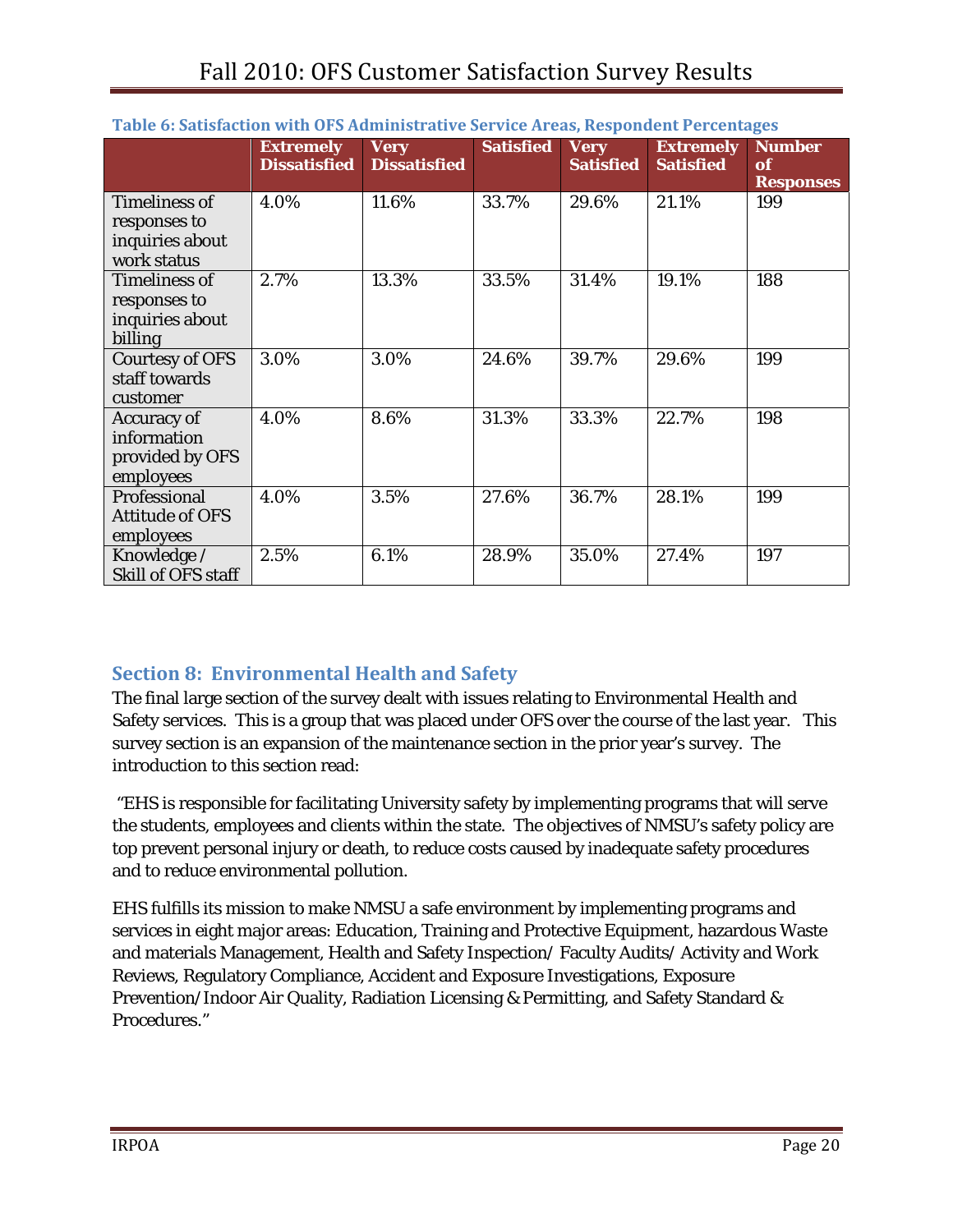**Table 6: Satisfaction with OFS Administrative Service Areas, Respondent Percentages**

| | Extremely Dissatisfied | Very Dissatisfied | Satisfied | Very Satisfied | Extremely Satisfied | Number of Responses |
|---|---|---|---|---|---|---|
| Timeliness of responses to inquiries about work status | 4.0% | 11.6% | 33.7% | 29.6% | 21.1% | 199 |
| Timeliness of responses to inquiries about billing | 2.7% | 13.3% | 33.5% | 31.4% | 19.1% | 188 |
| Courtesy of OFS staff towards customer | 3.0% | 3.0% | 24.6% | 39.7% | 29.6% | 199 |
| Accuracy of information provided by OFS employees | 4.0% | 8.6% | 31.3% | 33.3% | 22.7% | 198 |
| Professional Attitude of OFS employees | 4.0% | 3.5% | 27.6% | 36.7% | 28.1% | 199 |
| Knowledge / Skill of OFS staff | 2.5% | 6.1% | 28.9% | 35.0% | 27.4% | 197 |

## Section 8: Environmental Health and Safety

The final large section of the survey dealt with issues relating to Environmental Health and Safety services. This is a group that was placed under OFS over the course of the last year. This survey section is an expansion of the maintenance section in the prior year's survey. The introduction to this section read:

"EHS is responsible for facilitating University safety by implementing programs that will serve the students, employees and clients within the state. The objectives of NMSU's safety policy are top prevent personal injury or death, to reduce costs caused by inadequate safety procedures and to reduce environmental pollution.

EHS fulfills its mission to make NMSU a safe environment by implementing programs and services in eight major areas: Education, Training and Protective Equipment, hazardous Waste and materials Management, Health and Safety Inspection/ Faculty Audits/ Activity and Work Reviews, Regulatory Compliance, Accident and Exposure Investigations, Exposure Prevention/Indoor Air Quality, Radiation Licensing & Permitting, and Safety Standard & Procedures."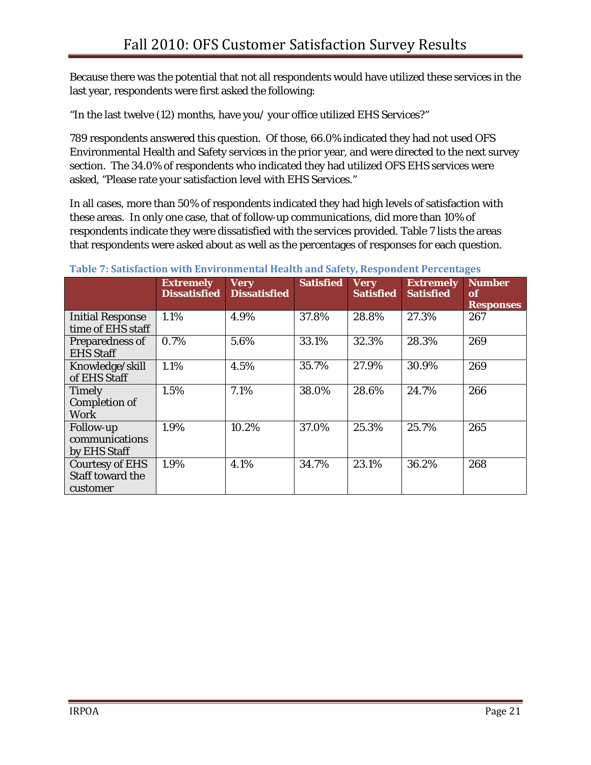Because there was the potential that not all respondents would have utilized these services in the last year, respondents were first asked the following:

"In the last twelve (12) months, have you/ your office utilized EHS Services?"

789 respondents answered this question. Of those, 66.0% indicated they had not used OFS Environmental Health and Safety services in the prior year, and were directed to the next survey section. The 34.0% of respondents who indicated they had utilized OFS EHS services were asked, "Please rate your satisfaction level with EHS Services."

In all cases, more than 50% of respondents indicated they had high levels of satisfaction with these areas. In only one case, that of follow-up communications, did more than 10% of respondents indicate they were dissatisfied with the services provided. Table 7 lists the areas that respondents were asked about as well as the percentages of responses for each question.

**Table 7: Satisfaction with Environmental Health and Safety, Respondent Percentages**

| | Extremely Dissatisfied | Very Dissatisfied | Satisfied | Very Satisfied | Extremely Satisfied | Number of Responses |
|---|---|---|---|---|---|---|
| Initial Response time of EHS staff | 1.1% | 4.9% | 37.8% | 28.8% | 27.3% | 267 |
| Preparedness of EHS Staff | 0.7% | 5.6% | 33.1% | 32.3% | 28.3% | 269 |
| Knowledge/skill of EHS Staff | 1.1% | 4.5% | 35.7% | 27.9% | 30.9% | 269 |
| Timely Completion of Work | 1.5% | 7.1% | 38.0% | 28.6% | 24.7% | 266 |
| Follow-up communications by EHS Staff | 1.9% | 10.2% | 37.0% | 25.3% | 25.7% | 265 |
| Courtesy of EHS Staff toward the customer | 1.9% | 4.1% | 34.7% | 23.1% | 36.2% | 268 |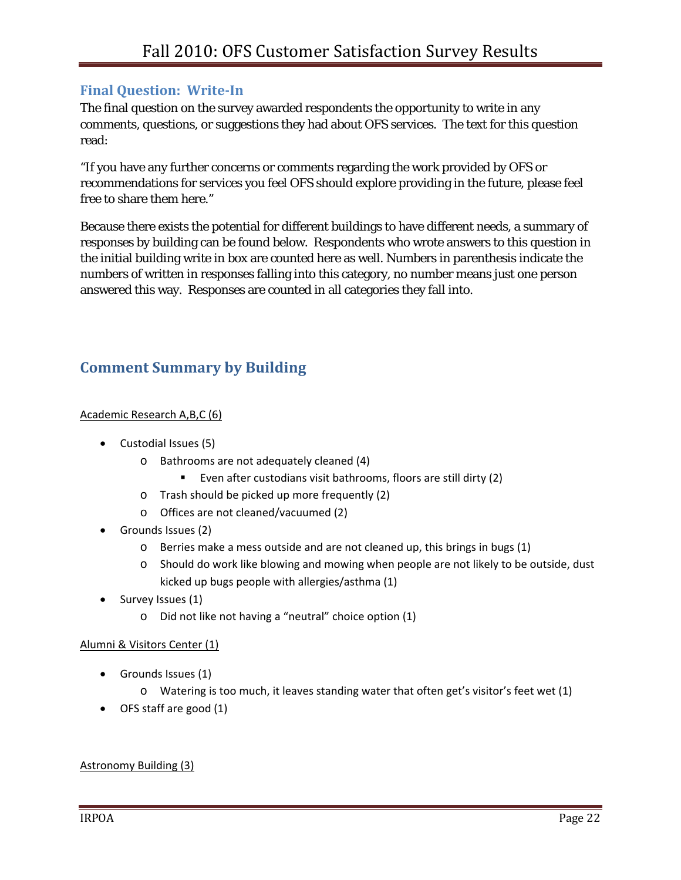## Final Question: Write-In

The final question on the survey awarded respondents the opportunity to write in any comments, questions, or suggestions they had about OFS services. The text for this question read:

"If you have any further concerns or comments regarding the work provided by OFS or recommendations for services you feel OFS should explore providing in the future, please feel free to share them here."

Because there exists the potential for different buildings to have different needs, a summary of responses by building can be found below. Respondents who wrote answers to this question in the initial building write in box are counted here as well. Numbers in parenthesis indicate the numbers of written in responses falling into this category, no number means just one person answered this way. Responses are counted in all categories they fall into.

## Comment Summary by Building

<u>Academic Research A,B,C (6)</u>

- Custodial Issues (5)
  - Bathrooms are not adequately cleaned (4)
    - Even after custodians visit bathrooms, floors are still dirty (2)
  - Trash should be picked up more frequently (2)
  - Offices are not cleaned/vacuumed (2)
- Grounds Issues (2)
  - Berries make a mess outside and are not cleaned up, this brings in bugs (1)
  - Should do work like blowing and mowing when people are not likely to be outside, dust kicked up bugs people with allergies/asthma (1)
- Survey Issues (1)
  - Did not like not having a "neutral" choice option (1)

<u>Alumni & Visitors Center (1)</u>

- Grounds Issues (1)
  - Watering is too much, it leaves standing water that often get's visitor's feet wet (1)
- OFS staff are good (1)

<u>Astronomy Building (3)</u>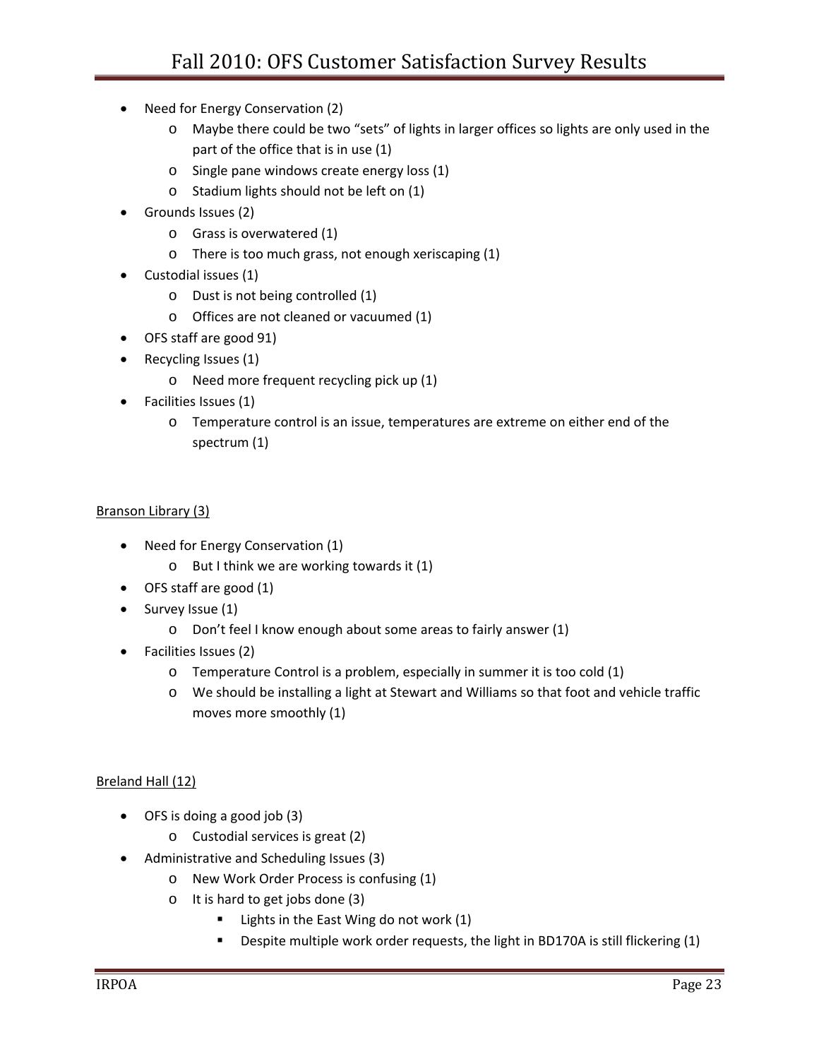- Need for Energy Conservation (2)
    - Maybe there could be two "sets" of lights in larger offices so lights are only used in the part of the office that is in use (1)
    - Single pane windows create energy loss (1)
    - Stadium lights should not be left on (1)
- Grounds Issues (2)
    - Grass is overwatered (1)
    - There is too much grass, not enough xeriscaping (1)
- Custodial issues (1)
    - Dust is not being controlled (1)
    - Offices are not cleaned or vacuumed (1)
- OFS staff are good 91)
- Recycling Issues (1)
    - Need more frequent recycling pick up (1)
- Facilities Issues (1)
    - Temperature control is an issue, temperatures are extreme on either end of the spectrum (1)

<u>Branson Library (3)</u>

- Need for Energy Conservation (1)
    - But I think we are working towards it (1)
- OFS staff are good (1)
- Survey Issue (1)
    - Don't feel I know enough about some areas to fairly answer (1)
- Facilities Issues (2)
    - Temperature Control is a problem, especially in summer it is too cold (1)
    - We should be installing a light at Stewart and Williams so that foot and vehicle traffic moves more smoothly (1)

<u>Breland Hall (12)</u>

- OFS is doing a good job (3)
    - Custodial services is great (2)
- Administrative and Scheduling Issues (3)
    - New Work Order Process is confusing (1)
    - It is hard to get jobs done (3)
        - Lights in the East Wing do not work (1)
        - Despite multiple work order requests, the light in BD170A is still flickering (1)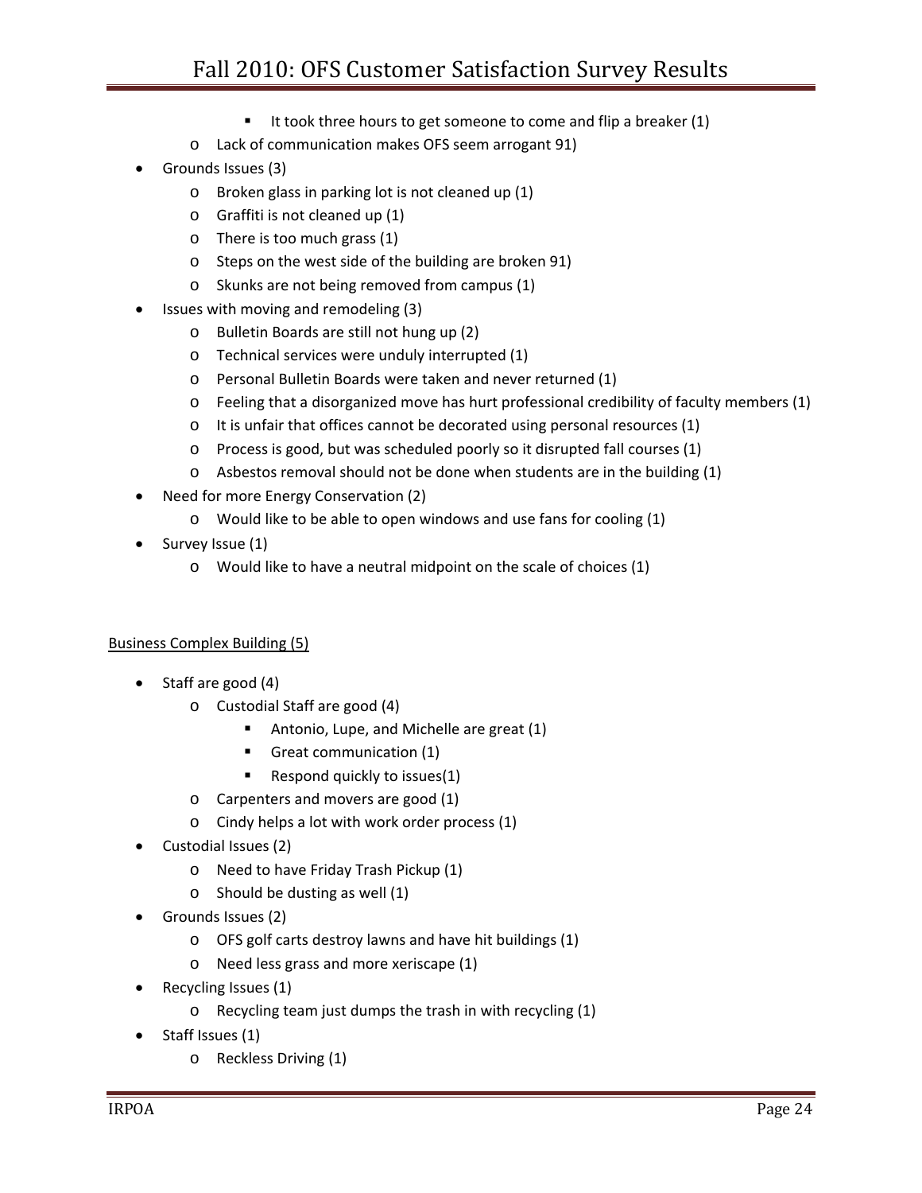- It took three hours to get someone to come and flip a breaker (1)
    - Lack of communication makes OFS seem arrogant 91)
- Grounds Issues (3)
    - Broken glass in parking lot is not cleaned up (1)
    - Graffiti is not cleaned up (1)
    - There is too much grass (1)
    - Steps on the west side of the building are broken 91)
    - Skunks are not being removed from campus (1)
- Issues with moving and remodeling (3)
    - Bulletin Boards are still not hung up (2)
    - Technical services were unduly interrupted (1)
    - Personal Bulletin Boards were taken and never returned (1)
    - Feeling that a disorganized move has hurt professional credibility of faculty members (1)
    - It is unfair that offices cannot be decorated using personal resources (1)
    - Process is good, but was scheduled poorly so it disrupted fall courses (1)
    - Asbestos removal should not be done when students are in the building (1)
- Need for more Energy Conservation (2)
    - Would like to be able to open windows and use fans for cooling (1)
- Survey Issue (1)
    - Would like to have a neutral midpoint on the scale of choices (1)

<u>Business Complex Building (5)</u>

- Staff are good (4)
    - Custodial Staff are good (4)
        - Antonio, Lupe, and Michelle are great (1)
        - Great communication (1)
        - Respond quickly to issues(1)
    - Carpenters and movers are good (1)
    - Cindy helps a lot with work order process (1)
- Custodial Issues (2)
    - Need to have Friday Trash Pickup (1)
    - Should be dusting as well (1)
- Grounds Issues (2)
    - OFS golf carts destroy lawns and have hit buildings (1)
    - Need less grass and more xeriscape (1)
- Recycling Issues (1)
    - Recycling team just dumps the trash in with recycling (1)
- Staff Issues (1)
    - Reckless Driving (1)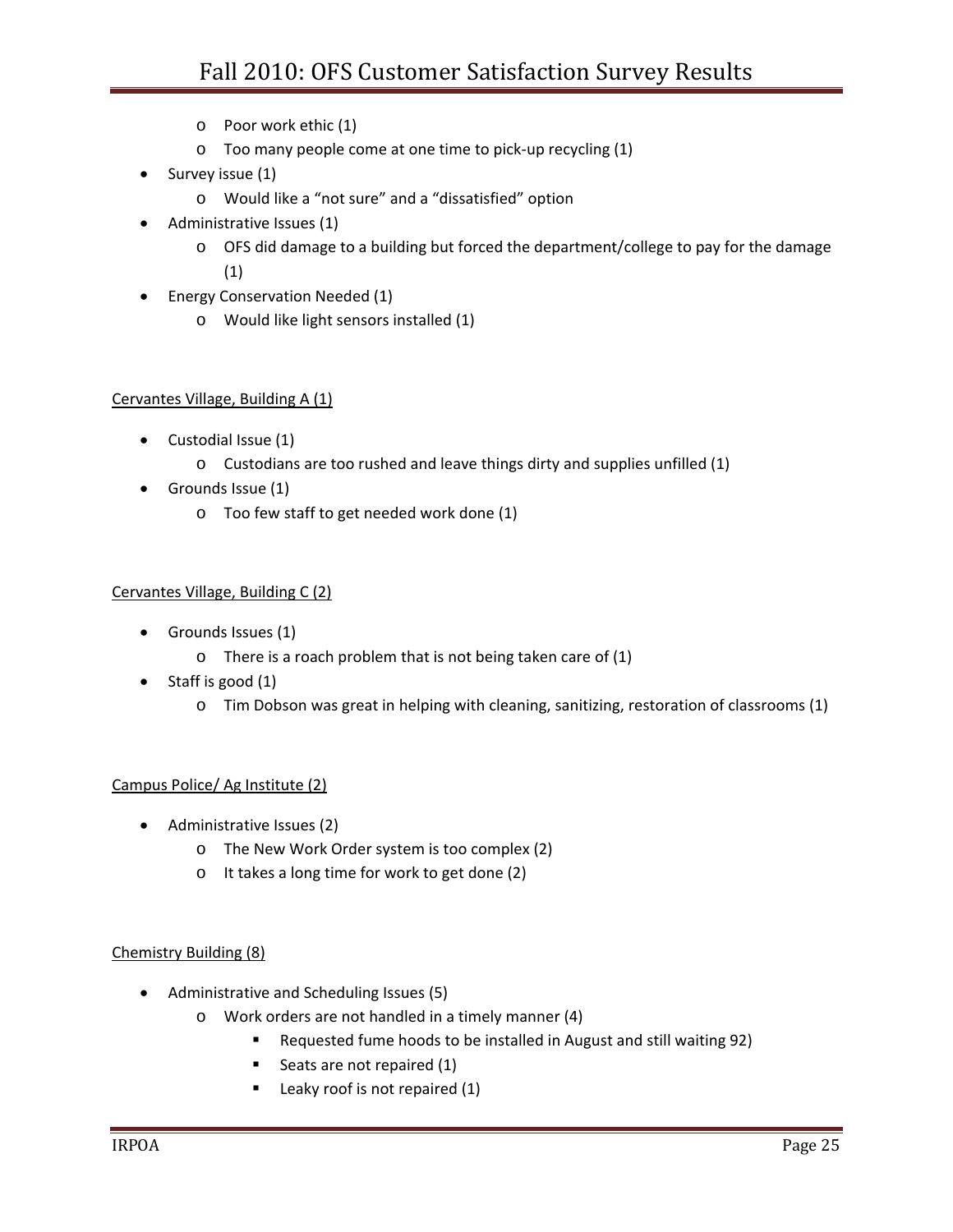- Poor work ethic (1)
- Too many people come at one time to pick-up recycling (1)
- Survey issue (1)
  - Would like a "not sure" and a "dissatisfied" option
- Administrative Issues (1)
  - OFS did damage to a building but forced the department/college to pay for the damage (1)
- Energy Conservation Needed (1)
  - Would like light sensors installed (1)

Cervantes Village, Building A (1)

- Custodial Issue (1)
  - Custodians are too rushed and leave things dirty and supplies unfilled (1)
- Grounds Issue (1)
  - Too few staff to get needed work done (1)

Cervantes Village, Building C (2)

- Grounds Issues (1)
  - There is a roach problem that is not being taken care of (1)
- Staff is good (1)
  - Tim Dobson was great in helping with cleaning, sanitizing, restoration of classrooms (1)

Campus Police/ Ag Institute (2)

- Administrative Issues (2)
  - The New Work Order system is too complex (2)
  - It takes a long time for work to get done (2)

Chemistry Building (8)

- Administrative and Scheduling Issues (5)
  - Work orders are not handled in a timely manner (4)
    - Requested fume hoods to be installed in August and still waiting 92)
    - Seats are not repaired (1)
    - Leaky roof is not repaired (1)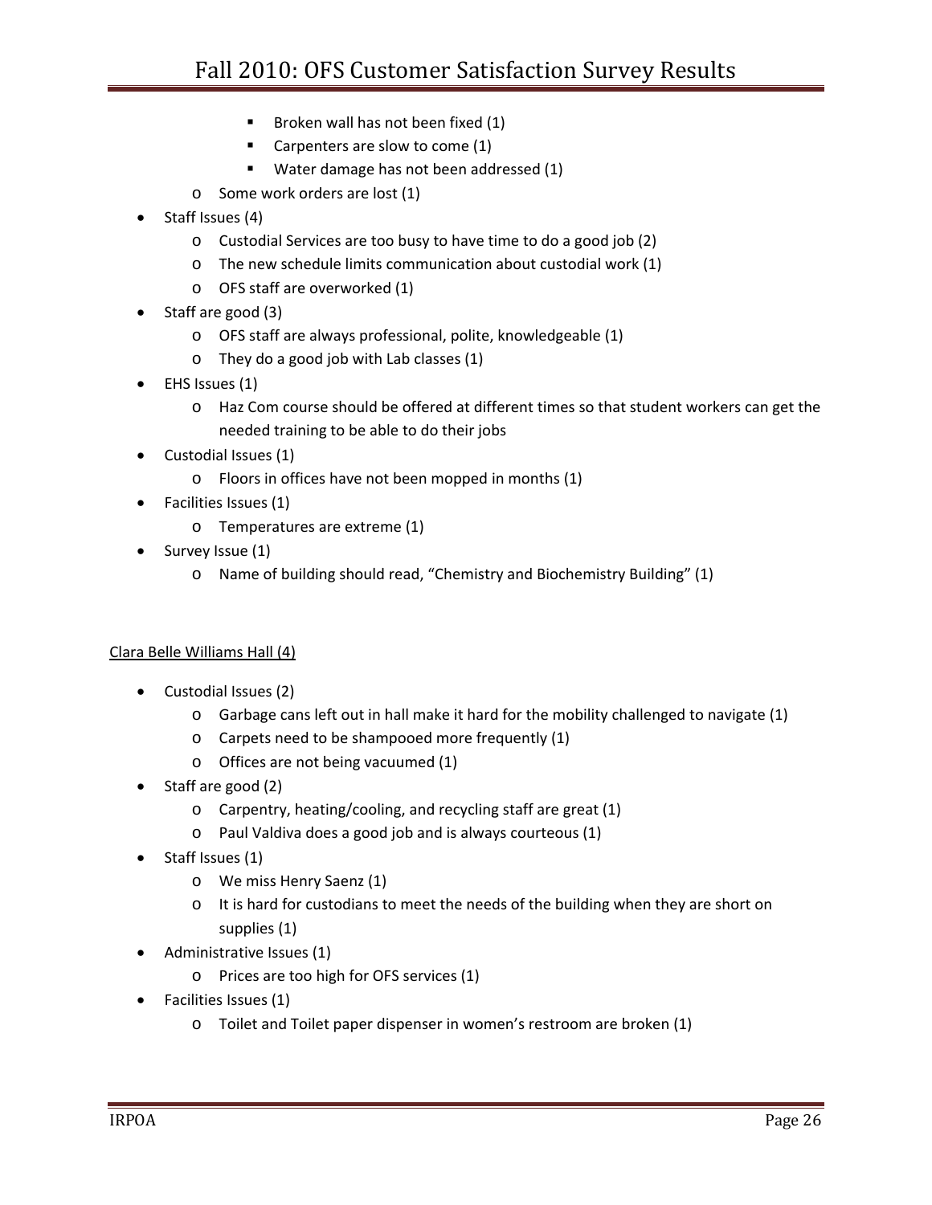- Broken wall has not been fixed (1)
        - Carpenters are slow to come (1)
        - Water damage has not been addressed (1)
    - Some work orders are lost (1)
- Staff Issues (4)
    - Custodial Services are too busy to have time to do a good job (2)
    - The new schedule limits communication about custodial work (1)
    - OFS staff are overworked (1)
- Staff are good (3)
    - OFS staff are always professional, polite, knowledgeable (1)
    - They do a good job with Lab classes (1)
- EHS Issues (1)
    - Haz Com course should be offered at different times so that student workers can get the needed training to be able to do their jobs
- Custodial Issues (1)
    - Floors in offices have not been mopped in months (1)
- Facilities Issues (1)
    - Temperatures are extreme (1)
- Survey Issue (1)
    - Name of building should read, "Chemistry and Biochemistry Building" (1)

<u>Clara Belle Williams Hall (4)</u>

- Custodial Issues (2)
    - Garbage cans left out in hall make it hard for the mobility challenged to navigate (1)
    - Carpets need to be shampooed more frequently (1)
    - Offices are not being vacuumed (1)
- Staff are good (2)
    - Carpentry, heating/cooling, and recycling staff are great (1)
    - Paul Valdiva does a good job and is always courteous (1)
- Staff Issues (1)
    - We miss Henry Saenz (1)
    - It is hard for custodians to meet the needs of the building when they are short on supplies (1)
- Administrative Issues (1)
    - Prices are too high for OFS services (1)
- Facilities Issues (1)
    - Toilet and Toilet paper dispenser in women's restroom are broken (1)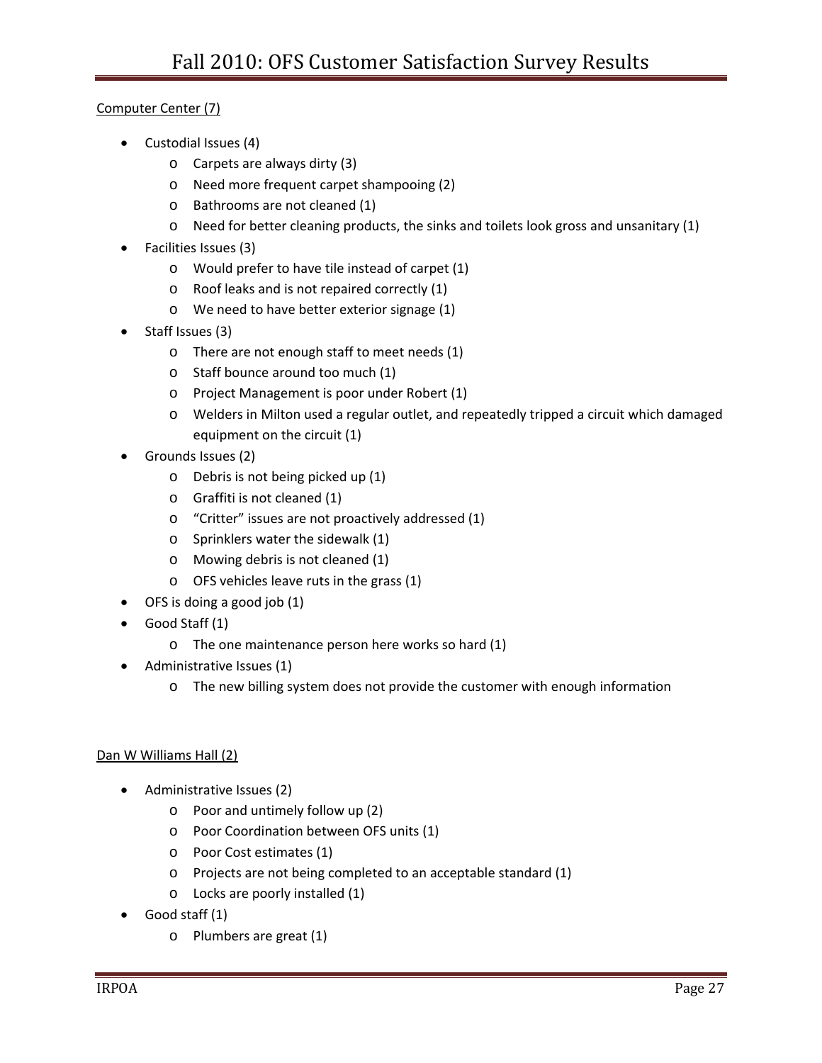Computer Center (7)

- Custodial Issues (4)
  - Carpets are always dirty (3)
  - Need more frequent carpet shampooing (2)
  - Bathrooms are not cleaned (1)
  - Need for better cleaning products, the sinks and toilets look gross and unsanitary (1)
- Facilities Issues (3)
  - Would prefer to have tile instead of carpet (1)
  - Roof leaks and is not repaired correctly (1)
  - We need to have better exterior signage (1)
- Staff Issues (3)
  - There are not enough staff to meet needs (1)
  - Staff bounce around too much (1)
  - Project Management is poor under Robert (1)
  - Welders in Milton used a regular outlet, and repeatedly tripped a circuit which damaged equipment on the circuit (1)
- Grounds Issues (2)
  - Debris is not being picked up (1)
  - Graffiti is not cleaned (1)
  - "Critter" issues are not proactively addressed (1)
  - Sprinklers water the sidewalk (1)
  - Mowing debris is not cleaned (1)
  - OFS vehicles leave ruts in the grass (1)
- OFS is doing a good job (1)
- Good Staff (1)
  - The one maintenance person here works so hard (1)
- Administrative Issues (1)
  - The new billing system does not provide the customer with enough information

Dan W Williams Hall (2)

- Administrative Issues (2)
  - Poor and untimely follow up (2)
  - Poor Coordination between OFS units (1)
  - Poor Cost estimates (1)
  - Projects are not being completed to an acceptable standard (1)
  - Locks are poorly installed (1)
- Good staff (1)
  - Plumbers are great (1)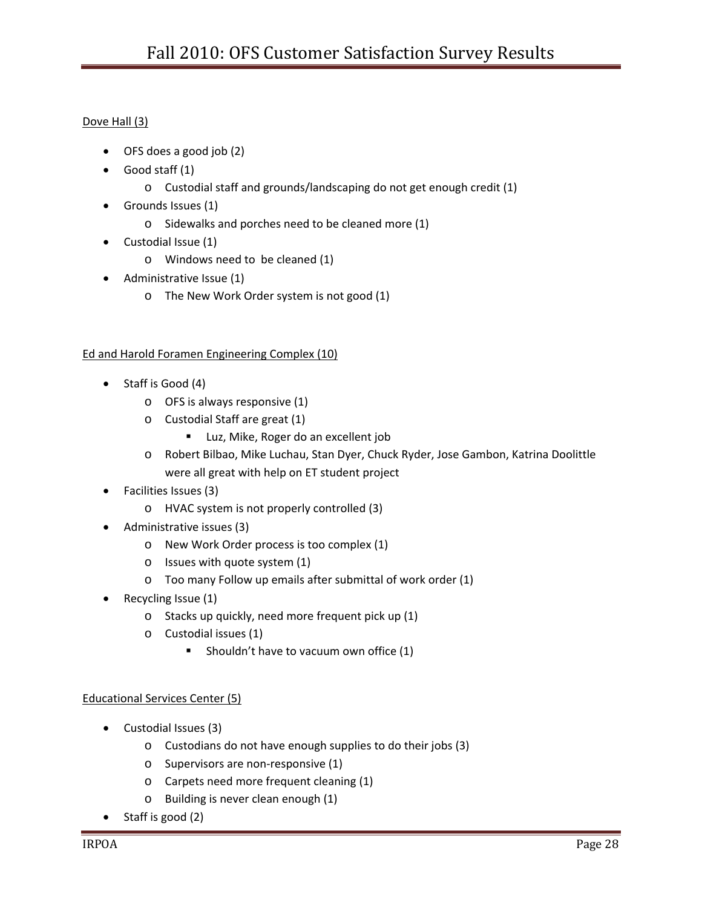Dove Hall (3)

- OFS does a good job (2)
- Good staff (1)
  - Custodial staff and grounds/landscaping do not get enough credit (1)
- Grounds Issues (1)
  - Sidewalks and porches need to be cleaned more (1)
- Custodial Issue (1)
  - Windows need to be cleaned (1)
- Administrative Issue (1)
  - The New Work Order system is not good (1)

Ed and Harold Foramen Engineering Complex (10)

- Staff is Good (4)
  - OFS is always responsive (1)
  - Custodial Staff are great (1)
    - Luz, Mike, Roger do an excellent job
  - Robert Bilbao, Mike Luchau, Stan Dyer, Chuck Ryder, Jose Gambon, Katrina Doolittle were all great with help on ET student project
- Facilities Issues (3)
  - HVAC system is not properly controlled (3)
- Administrative issues (3)
  - New Work Order process is too complex (1)
  - Issues with quote system (1)
  - Too many Follow up emails after submittal of work order (1)
- Recycling Issue (1)
  - Stacks up quickly, need more frequent pick up (1)
  - Custodial issues (1)
    - Shouldn't have to vacuum own office (1)

Educational Services Center (5)

- Custodial Issues (3)
  - Custodians do not have enough supplies to do their jobs (3)
  - Supervisors are non-responsive (1)
  - Carpets need more frequent cleaning (1)
  - Building is never clean enough (1)
- Staff is good (2)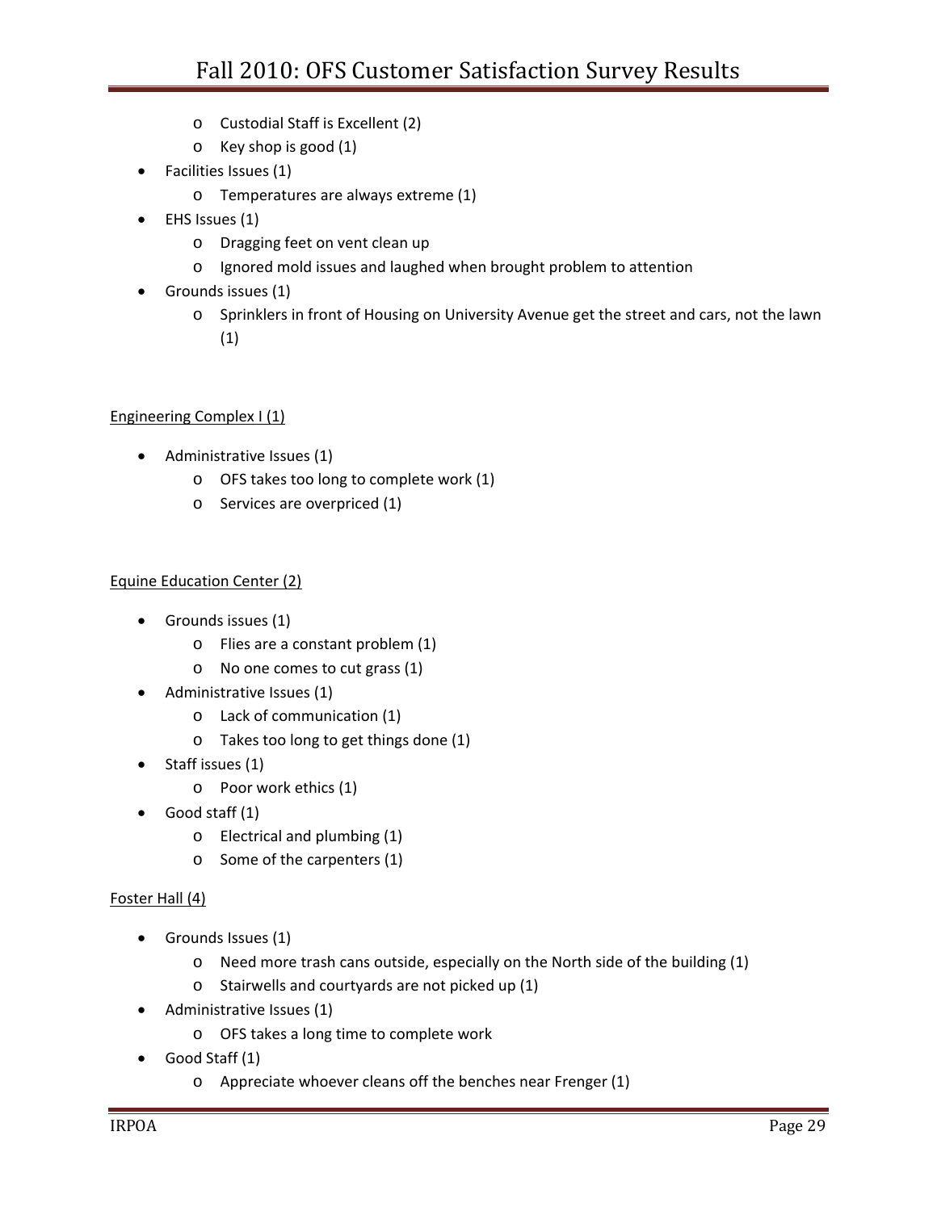- Custodial Staff is Excellent (2)
- Key shop is good (1)

- Facilities Issues (1)
  - Temperatures are always extreme (1)
- EHS Issues (1)
  - Dragging feet on vent clean up
  - Ignored mold issues and laughed when brought problem to attention
- Grounds issues (1)
  - Sprinklers in front of Housing on University Avenue get the street and cars, not the lawn (1)

<u>Engineering Complex I (1)</u>

- Administrative Issues (1)
  - OFS takes too long to complete work (1)
  - Services are overpriced (1)

<u>Equine Education Center (2)</u>

- Grounds issues (1)
  - Flies are a constant problem (1)
  - No one comes to cut grass (1)
- Administrative Issues (1)
  - Lack of communication (1)
  - Takes too long to get things done (1)
- Staff issues (1)
  - Poor work ethics (1)
- Good staff (1)
  - Electrical and plumbing (1)
  - Some of the carpenters (1)

<u>Foster Hall (4)</u>

- Grounds Issues (1)
  - Need more trash cans outside, especially on the North side of the building (1)
  - Stairwells and courtyards are not picked up (1)
- Administrative Issues (1)
  - OFS takes a long time to complete work
- Good Staff (1)
  - Appreciate whoever cleans off the benches near Frenger (1)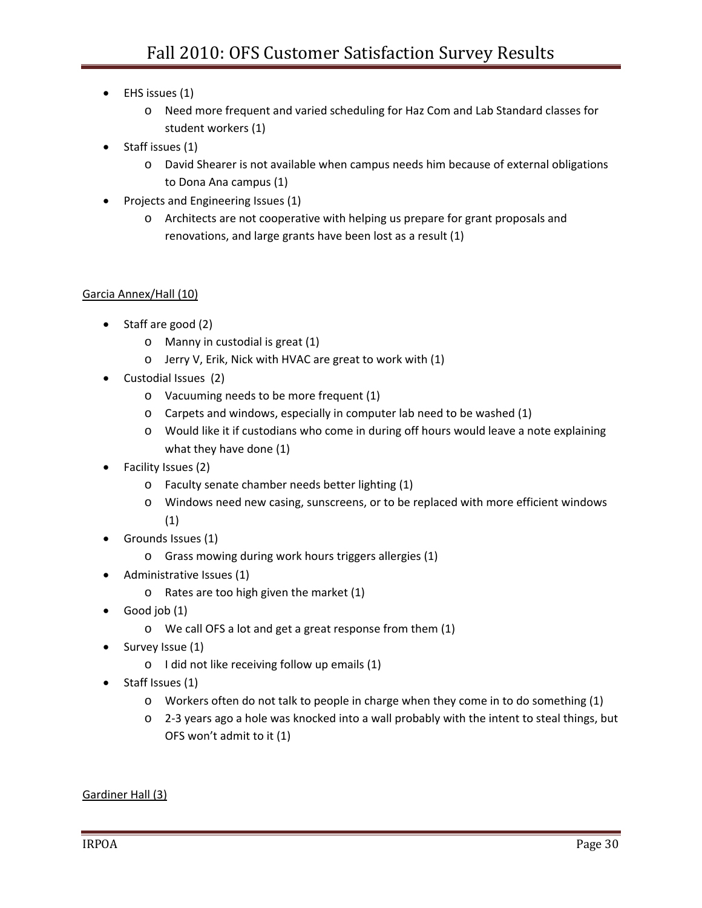- EHS issues (1)
  - Need more frequent and varied scheduling for Haz Com and Lab Standard classes for student workers (1)
- Staff issues (1)
  - David Shearer is not available when campus needs him because of external obligations to Dona Ana campus (1)
- Projects and Engineering Issues (1)
  - Architects are not cooperative with helping us prepare for grant proposals and renovations, and large grants have been lost as a result (1)

Garcia Annex/Hall (10)

- Staff are good (2)
  - Manny in custodial is great (1)
  - Jerry V, Erik, Nick with HVAC are great to work with (1)
- Custodial Issues (2)
  - Vacuuming needs to be more frequent (1)
  - Carpets and windows, especially in computer lab need to be washed (1)
  - Would like it if custodians who come in during off hours would leave a note explaining what they have done (1)
- Facility Issues (2)
  - Faculty senate chamber needs better lighting (1)
  - Windows need new casing, sunscreens, or to be replaced with more efficient windows (1)
- Grounds Issues (1)
  - Grass mowing during work hours triggers allergies (1)
- Administrative Issues (1)
  - Rates are too high given the market (1)
- Good job (1)
  - We call OFS a lot and get a great response from them (1)
- Survey Issue (1)
  - I did not like receiving follow up emails (1)
- Staff Issues (1)
  - Workers often do not talk to people in charge when they come in to do something (1)
  - 2-3 years ago a hole was knocked into a wall probably with the intent to steal things, but OFS won't admit to it (1)

Gardiner Hall (3)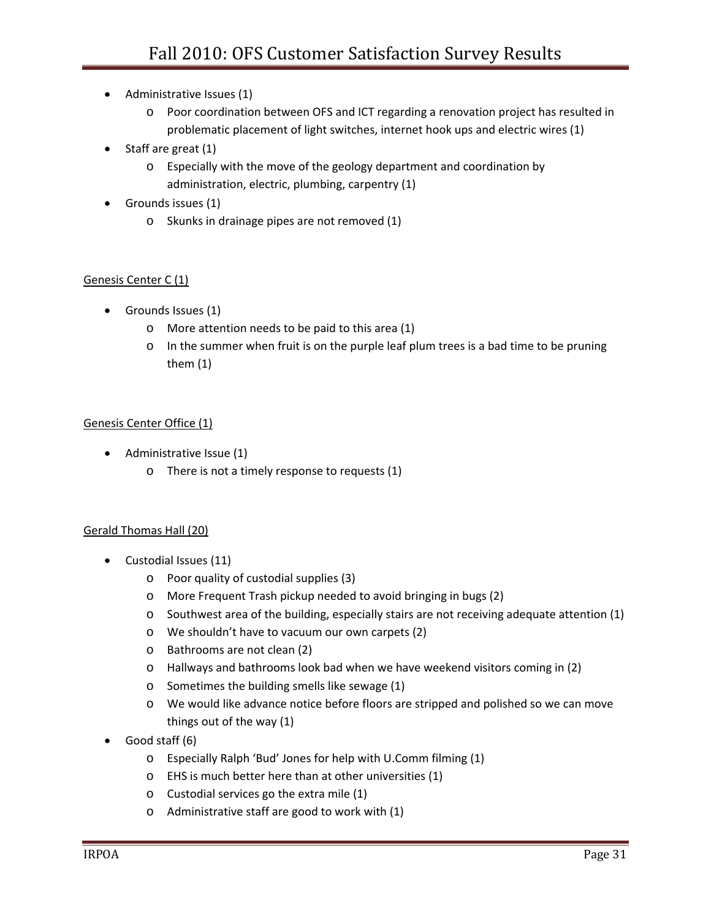- Administrative Issues (1)
  - Poor coordination between OFS and ICT regarding a renovation project has resulted in problematic placement of light switches, internet hook ups and electric wires (1)
- Staff are great (1)
  - Especially with the move of the geology department and coordination by administration, electric, plumbing, carpentry (1)
- Grounds issues (1)
  - Skunks in drainage pipes are not removed (1)

<u>Genesis Center C (1)</u>

- Grounds Issues (1)
  - More attention needs to be paid to this area (1)
  - In the summer when fruit is on the purple leaf plum trees is a bad time to be pruning them (1)

<u>Genesis Center Office (1)</u>

- Administrative Issue (1)
  - There is not a timely response to requests (1)

<u>Gerald Thomas Hall (20)</u>

- Custodial Issues (11)
  - Poor quality of custodial supplies (3)
  - More Frequent Trash pickup needed to avoid bringing in bugs (2)
  - Southwest area of the building, especially stairs are not receiving adequate attention (1)
  - We shouldn't have to vacuum our own carpets (2)
  - Bathrooms are not clean (2)
  - Hallways and bathrooms look bad when we have weekend visitors coming in (2)
  - Sometimes the building smells like sewage (1)
  - We would like advance notice before floors are stripped and polished so we can move things out of the way (1)
- Good staff (6)
  - Especially Ralph 'Bud' Jones for help with U.Comm filming (1)
  - EHS is much better here than at other universities (1)
  - Custodial services go the extra mile (1)
  - Administrative staff are good to work with (1)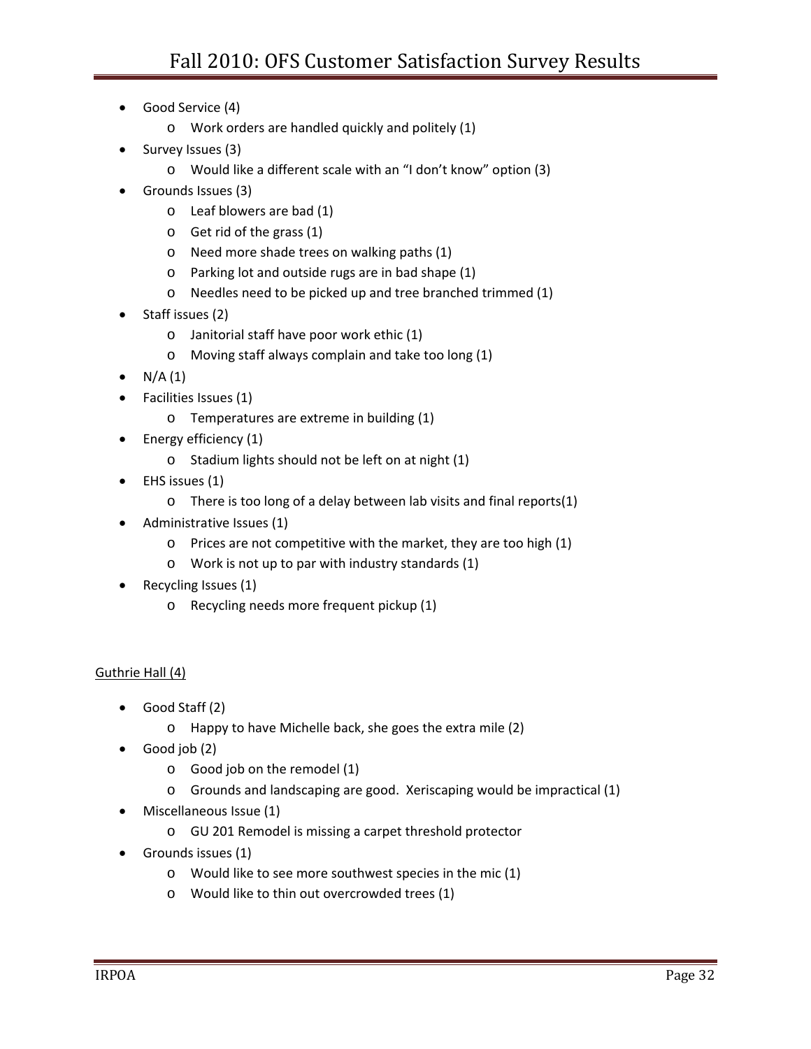- Good Service (4)
  - Work orders are handled quickly and politely (1)
- Survey Issues (3)
  - Would like a different scale with an "I don't know" option (3)
- Grounds Issues (3)
  - Leaf blowers are bad (1)
  - Get rid of the grass (1)
  - Need more shade trees on walking paths (1)
  - Parking lot and outside rugs are in bad shape (1)
  - Needles need to be picked up and tree branched trimmed (1)
- Staff issues (2)
  - Janitorial staff have poor work ethic (1)
  - Moving staff always complain and take too long (1)
- N/A (1)
- Facilities Issues (1)
  - Temperatures are extreme in building (1)
- Energy efficiency (1)
  - Stadium lights should not be left on at night (1)
- EHS issues (1)
  - There is too long of a delay between lab visits and final reports(1)
- Administrative Issues (1)
  - Prices are not competitive with the market, they are too high (1)
  - Work is not up to par with industry standards (1)
- Recycling Issues (1)
  - Recycling needs more frequent pickup (1)

<u>Guthrie Hall (4)</u>

- Good Staff (2)
  - Happy to have Michelle back, she goes the extra mile (2)
- Good job (2)
  - Good job on the remodel (1)
  - Grounds and landscaping are good. Xeriscaping would be impractical (1)
- Miscellaneous Issue (1)
  - GU 201 Remodel is missing a carpet threshold protector
- Grounds issues (1)
  - Would like to see more southwest species in the mic (1)
  - Would like to thin out overcrowded trees (1)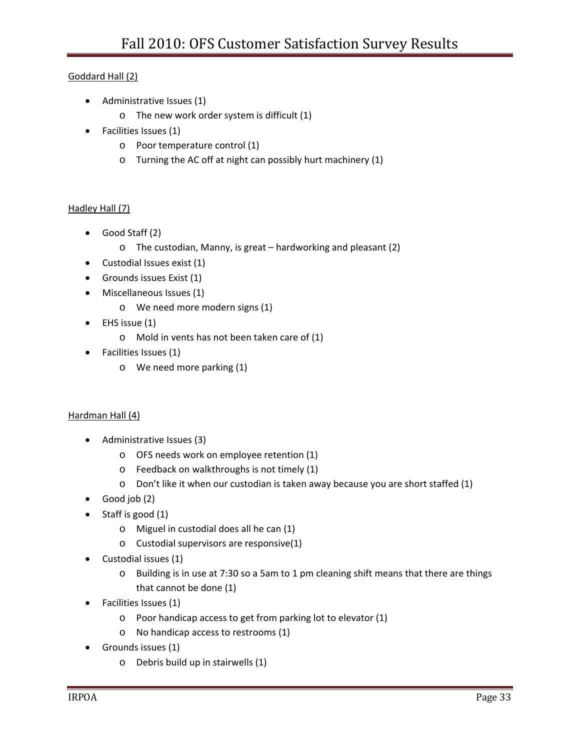Goddard Hall (2)

- Administrative Issues (1)
  - The new work order system is difficult (1)
- Facilities Issues (1)
  - Poor temperature control (1)
  - Turning the AC off at night can possibly hurt machinery (1)

Hadley Hall (7)

- Good Staff (2)
  - The custodian, Manny, is great – hardworking and pleasant (2)
- Custodial Issues exist (1)
- Grounds issues Exist (1)
- Miscellaneous Issues (1)
  - We need more modern signs (1)
- EHS issue (1)
  - Mold in vents has not been taken care of (1)
- Facilities Issues (1)
  - We need more parking (1)

Hardman Hall (4)

- Administrative Issues (3)
  - OFS needs work on employee retention (1)
  - Feedback on walkthroughs is not timely (1)
  - Don't like it when our custodian is taken away because you are short staffed (1)
- Good job (2)
- Staff is good (1)
  - Miguel in custodial does all he can (1)
  - Custodial supervisors are responsive(1)
- Custodial issues (1)
  - Building is in use at 7:30 so a 5am to 1 pm cleaning shift means that there are things that cannot be done (1)
- Facilities Issues (1)
  - Poor handicap access to get from parking lot to elevator (1)
  - No handicap access to restrooms (1)
- Grounds issues (1)
  - Debris build up in stairwells (1)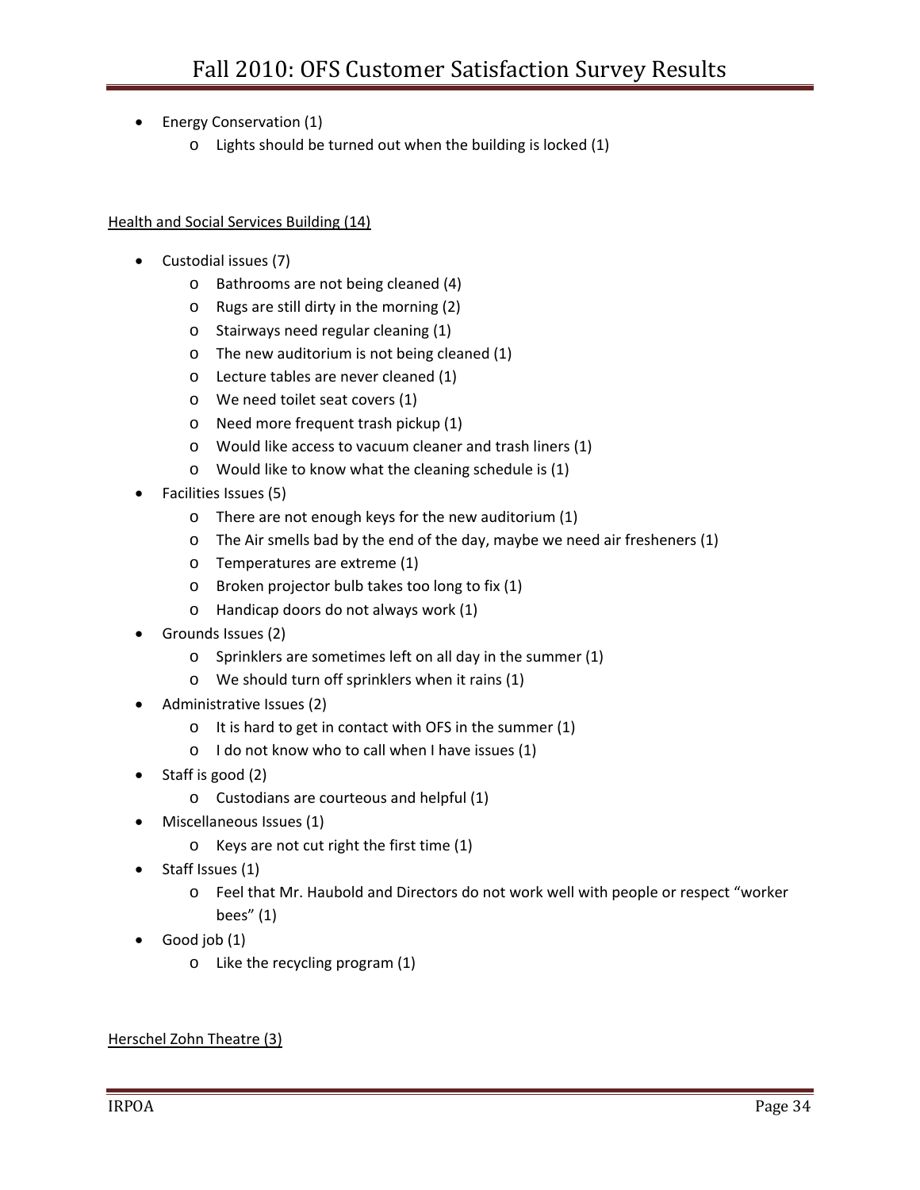- Energy Conservation (1)
  - Lights should be turned out when the building is locked (1)

<u>Health and Social Services Building (14)</u>

- Custodial issues (7)
  - Bathrooms are not being cleaned (4)
  - Rugs are still dirty in the morning (2)
  - Stairways need regular cleaning (1)
  - The new auditorium is not being cleaned (1)
  - Lecture tables are never cleaned (1)
  - We need toilet seat covers (1)
  - Need more frequent trash pickup (1)
  - Would like access to vacuum cleaner and trash liners (1)
  - Would like to know what the cleaning schedule is (1)
- Facilities Issues (5)
  - There are not enough keys for the new auditorium (1)
  - The Air smells bad by the end of the day, maybe we need air fresheners (1)
  - Temperatures are extreme (1)
  - Broken projector bulb takes too long to fix (1)
  - Handicap doors do not always work (1)
- Grounds Issues (2)
  - Sprinklers are sometimes left on all day in the summer (1)
  - We should turn off sprinklers when it rains (1)
- Administrative Issues (2)
  - It is hard to get in contact with OFS in the summer (1)
  - I do not know who to call when I have issues (1)
- Staff is good (2)
  - Custodians are courteous and helpful (1)
- Miscellaneous Issues (1)
  - Keys are not cut right the first time (1)
- Staff Issues (1)
  - Feel that Mr. Haubold and Directors do not work well with people or respect "worker bees" (1)
- Good job (1)
  - Like the recycling program (1)

<u>Herschel Zohn Theatre (3)</u>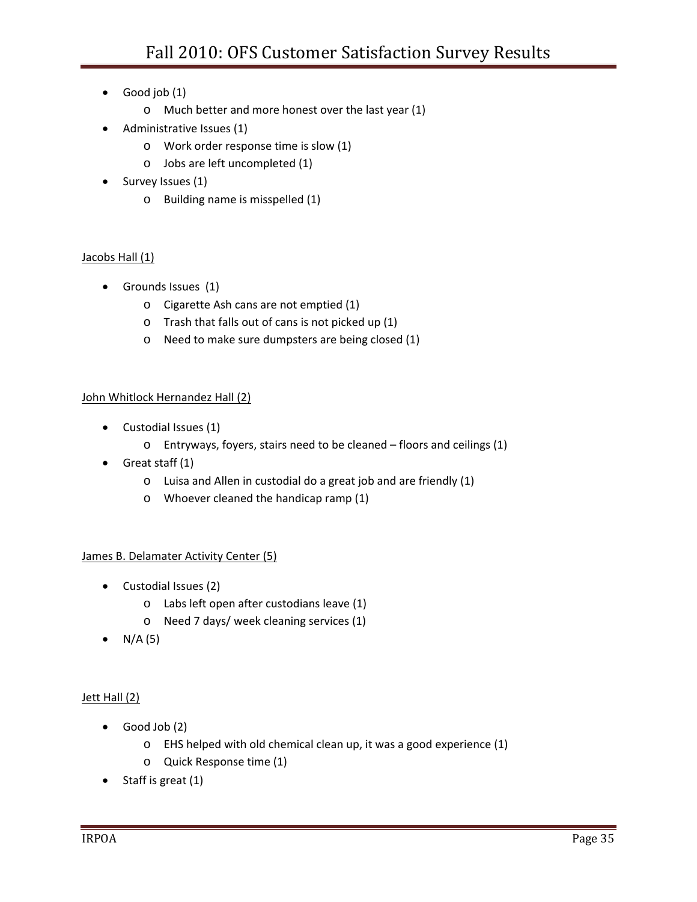- Good job (1)
    - Much better and more honest over the last year (1)
- Administrative Issues (1)
    - Work order response time is slow (1)
    - Jobs are left uncompleted (1)
- Survey Issues (1)
    - Building name is misspelled (1)

<u>Jacobs Hall (1)</u>

- Grounds Issues (1)
    - Cigarette Ash cans are not emptied (1)
    - Trash that falls out of cans is not picked up (1)
    - Need to make sure dumpsters are being closed (1)

<u>John Whitlock Hernandez Hall (2)</u>

- Custodial Issues (1)
    - Entryways, foyers, stairs need to be cleaned – floors and ceilings (1)
- Great staff (1)
    - Luisa and Allen in custodial do a great job and are friendly (1)
    - Whoever cleaned the handicap ramp (1)

<u>James B. Delamater Activity Center (5)</u>

- Custodial Issues (2)
    - Labs left open after custodians leave (1)
    - Need 7 days/ week cleaning services (1)
- N/A (5)

<u>Jett Hall (2)</u>

- Good Job (2)
    - EHS helped with old chemical clean up, it was a good experience (1)
    - Quick Response time (1)
- Staff is great (1)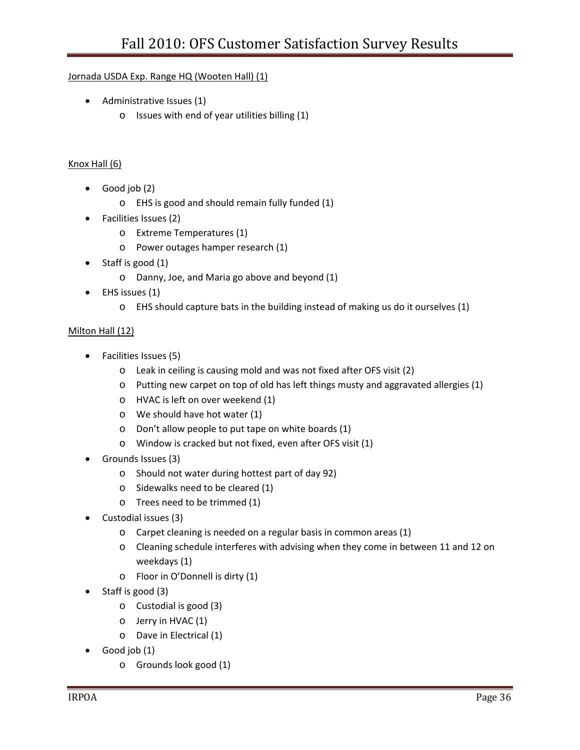Jornada USDA Exp. Range HQ (Wooten Hall) (1)

- Administrative Issues (1)
  - Issues with end of year utilities billing (1)

Knox Hall (6)

- Good job (2)
  - EHS is good and should remain fully funded (1)
- Facilities Issues (2)
  - Extreme Temperatures (1)
  - Power outages hamper research (1)
- Staff is good (1)
  - Danny, Joe, and Maria go above and beyond (1)
- EHS issues (1)
  - EHS should capture bats in the building instead of making us do it ourselves (1)

Milton Hall (12)

- Facilities Issues (5)
  - Leak in ceiling is causing mold and was not fixed after OFS visit (2)
  - Putting new carpet on top of old has left things musty and aggravated allergies (1)
  - HVAC is left on over weekend (1)
  - We should have hot water (1)
  - Don't allow people to put tape on white boards (1)
  - Window is cracked but not fixed, even after OFS visit (1)
- Grounds Issues (3)
  - Should not water during hottest part of day 92)
  - Sidewalks need to be cleared (1)
  - Trees need to be trimmed (1)
- Custodial issues (3)
  - Carpet cleaning is needed on a regular basis in common areas (1)
  - Cleaning schedule interferes with advising when they come in between 11 and 12 on weekdays (1)
  - Floor in O'Donnell is dirty (1)
- Staff is good (3)
  - Custodial is good (3)
  - Jerry in HVAC (1)
  - Dave in Electrical (1)
- Good job (1)
  - Grounds look good (1)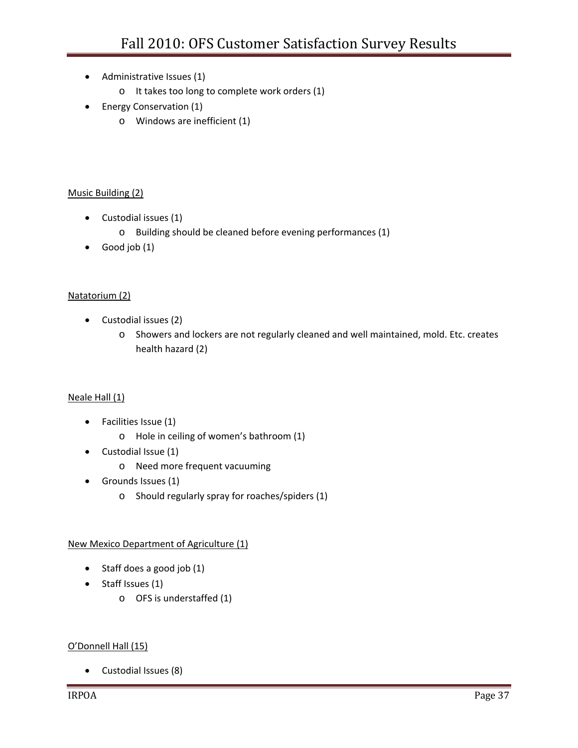- Administrative Issues (1)
    - It takes too long to complete work orders (1)
- Energy Conservation (1)
    - Windows are inefficient (1)

<u>Music Building (2)</u>

- Custodial issues (1)
    - Building should be cleaned before evening performances (1)
- Good job (1)

<u>Natatorium (2)</u>

- Custodial issues (2)
    - Showers and lockers are not regularly cleaned and well maintained, mold. Etc. creates health hazard (2)

<u>Neale Hall (1)</u>

- Facilities Issue (1)
    - Hole in ceiling of women's bathroom (1)
- Custodial Issue (1)
    - Need more frequent vacuuming
- Grounds Issues (1)
    - Should regularly spray for roaches/spiders (1)

<u>New Mexico Department of Agriculture (1)</u>

- Staff does a good job (1)
- Staff Issues (1)
    - OFS is understaffed (1)

<u>O'Donnell Hall (15)</u>

- Custodial Issues (8)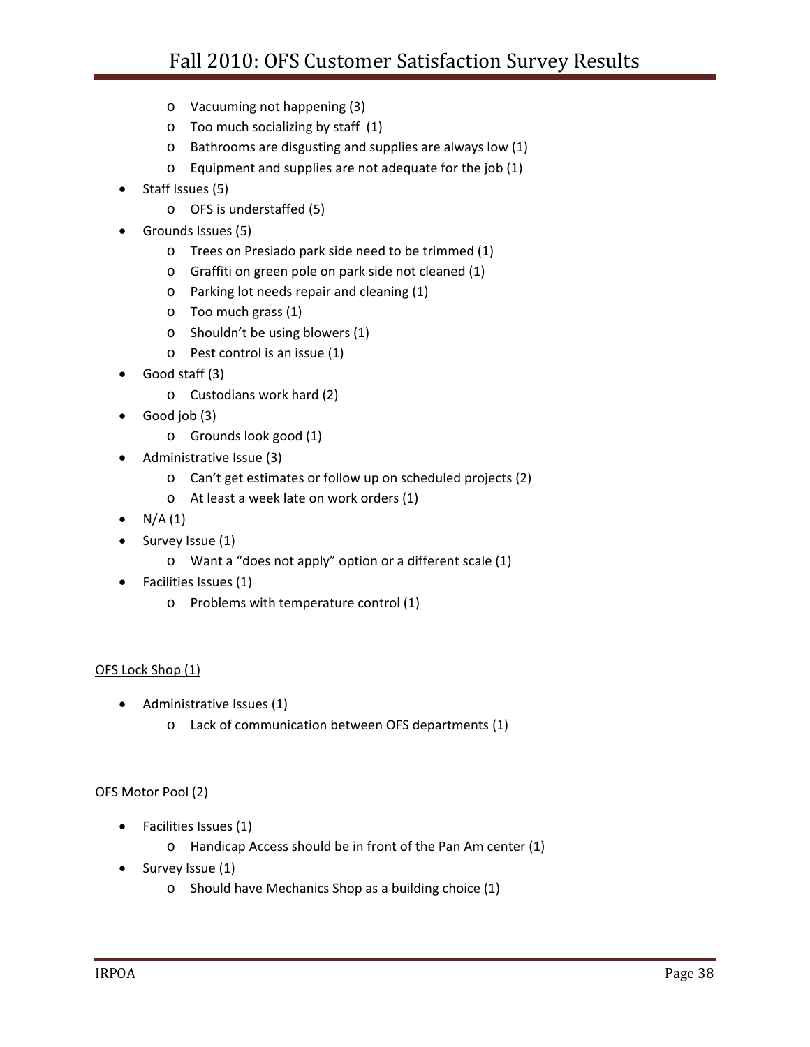- Vacuuming not happening (3)
  - Too much socializing by staff (1)
  - Bathrooms are disgusting and supplies are always low (1)
  - Equipment and supplies are not adequate for the job (1)
- Staff Issues (5)
  - OFS is understaffed (5)
- Grounds Issues (5)
  - Trees on Presiado park side need to be trimmed (1)
  - Graffiti on green pole on park side not cleaned (1)
  - Parking lot needs repair and cleaning (1)
  - Too much grass (1)
  - Shouldn't be using blowers (1)
  - Pest control is an issue (1)
- Good staff (3)
  - Custodians work hard (2)
- Good job (3)
  - Grounds look good (1)
- Administrative Issue (3)
  - Can't get estimates or follow up on scheduled projects (2)
  - At least a week late on work orders (1)
- N/A (1)
- Survey Issue (1)
  - Want a "does not apply" option or a different scale (1)
- Facilities Issues (1)
  - Problems with temperature control (1)

<u>OFS Lock Shop (1)</u>

- Administrative Issues (1)
  - Lack of communication between OFS departments (1)

<u>OFS Motor Pool (2)</u>

- Facilities Issues (1)
  - Handicap Access should be in front of the Pan Am center (1)
- Survey Issue (1)
  - Should have Mechanics Shop as a building choice (1)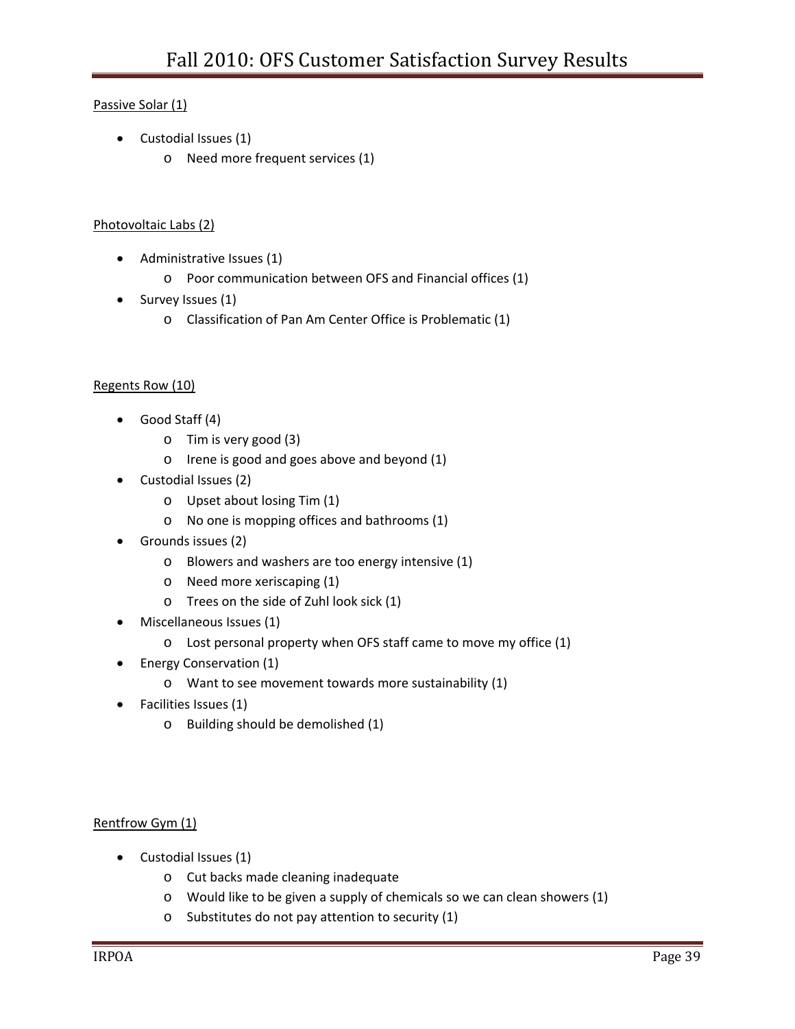Passive Solar (1)

- Custodial Issues (1)
  - Need more frequent services (1)

Photovoltaic Labs (2)

- Administrative Issues (1)
  - Poor communication between OFS and Financial offices (1)
- Survey Issues (1)
  - Classification of Pan Am Center Office is Problematic (1)

Regents Row (10)

- Good Staff (4)
  - Tim is very good (3)
  - Irene is good and goes above and beyond (1)
- Custodial Issues (2)
  - Upset about losing Tim (1)
  - No one is mopping offices and bathrooms (1)
- Grounds issues (2)
  - Blowers and washers are too energy intensive (1)
  - Need more xeriscaping (1)
  - Trees on the side of Zuhl look sick (1)
- Miscellaneous Issues (1)
  - Lost personal property when OFS staff came to move my office (1)
- Energy Conservation (1)
  - Want to see movement towards more sustainability (1)
- Facilities Issues (1)
  - Building should be demolished (1)

Rentfrow Gym (1)

- Custodial Issues (1)
  - Cut backs made cleaning inadequate
  - Would like to be given a supply of chemicals so we can clean showers (1)
  - Substitutes do not pay attention to security (1)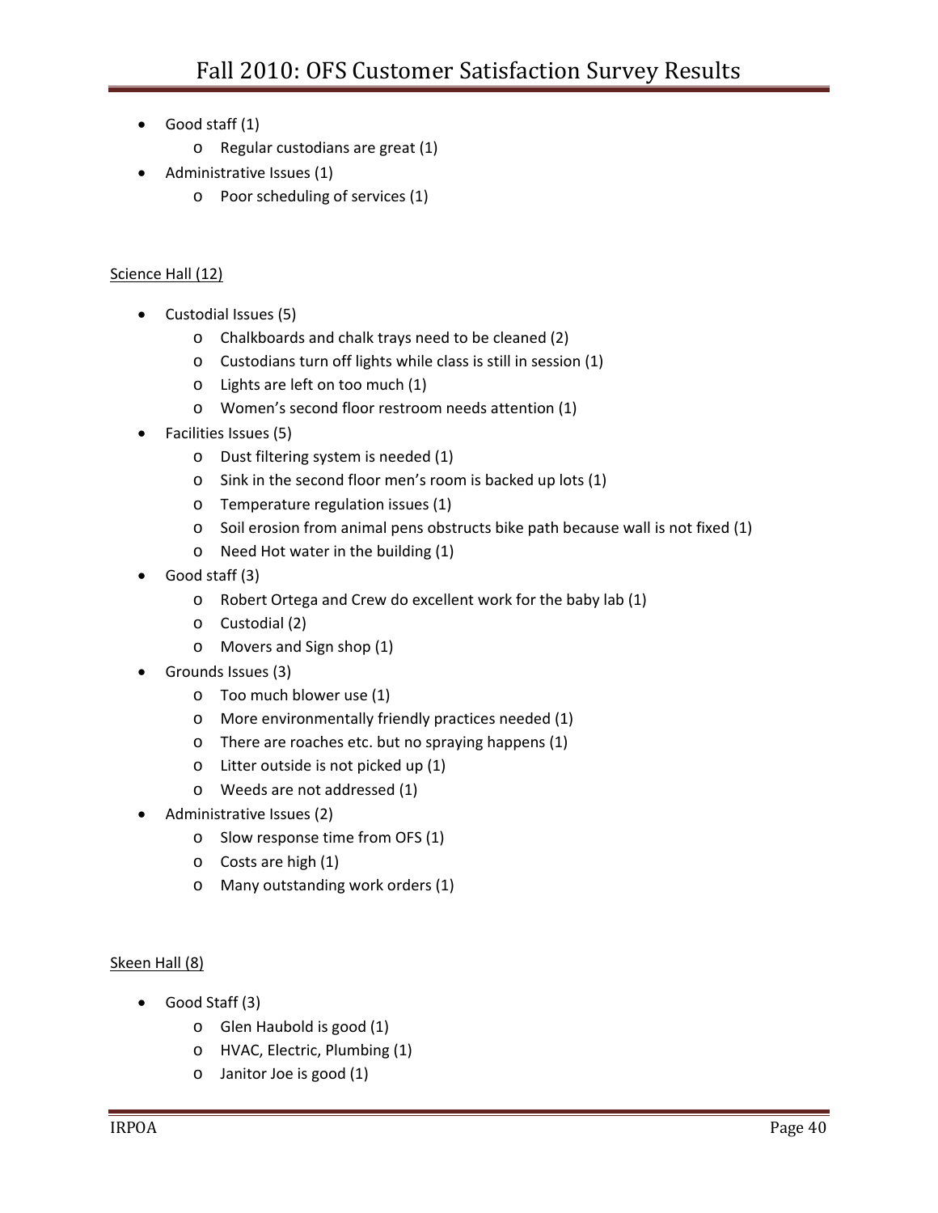- Good staff (1)
    - Regular custodians are great (1)
- Administrative Issues (1)
    - Poor scheduling of services (1)

Science Hall (12)

- Custodial Issues (5)
    - Chalkboards and chalk trays need to be cleaned (2)
    - Custodians turn off lights while class is still in session (1)
    - Lights are left on too much (1)
    - Women's second floor restroom needs attention (1)
- Facilities Issues (5)
    - Dust filtering system is needed (1)
    - Sink in the second floor men's room is backed up lots (1)
    - Temperature regulation issues (1)
    - Soil erosion from animal pens obstructs bike path because wall is not fixed (1)
    - Need Hot water in the building (1)
- Good staff (3)
    - Robert Ortega and Crew do excellent work for the baby lab (1)
    - Custodial (2)
    - Movers and Sign shop (1)
- Grounds Issues (3)
    - Too much blower use (1)
    - More environmentally friendly practices needed (1)
    - There are roaches etc. but no spraying happens (1)
    - Litter outside is not picked up (1)
    - Weeds are not addressed (1)
- Administrative Issues (2)
    - Slow response time from OFS (1)
    - Costs are high (1)
    - Many outstanding work orders (1)

Skeen Hall (8)

- Good Staff (3)
    - Glen Haubold is good (1)
    - HVAC, Electric, Plumbing (1)
    - Janitor Joe is good (1)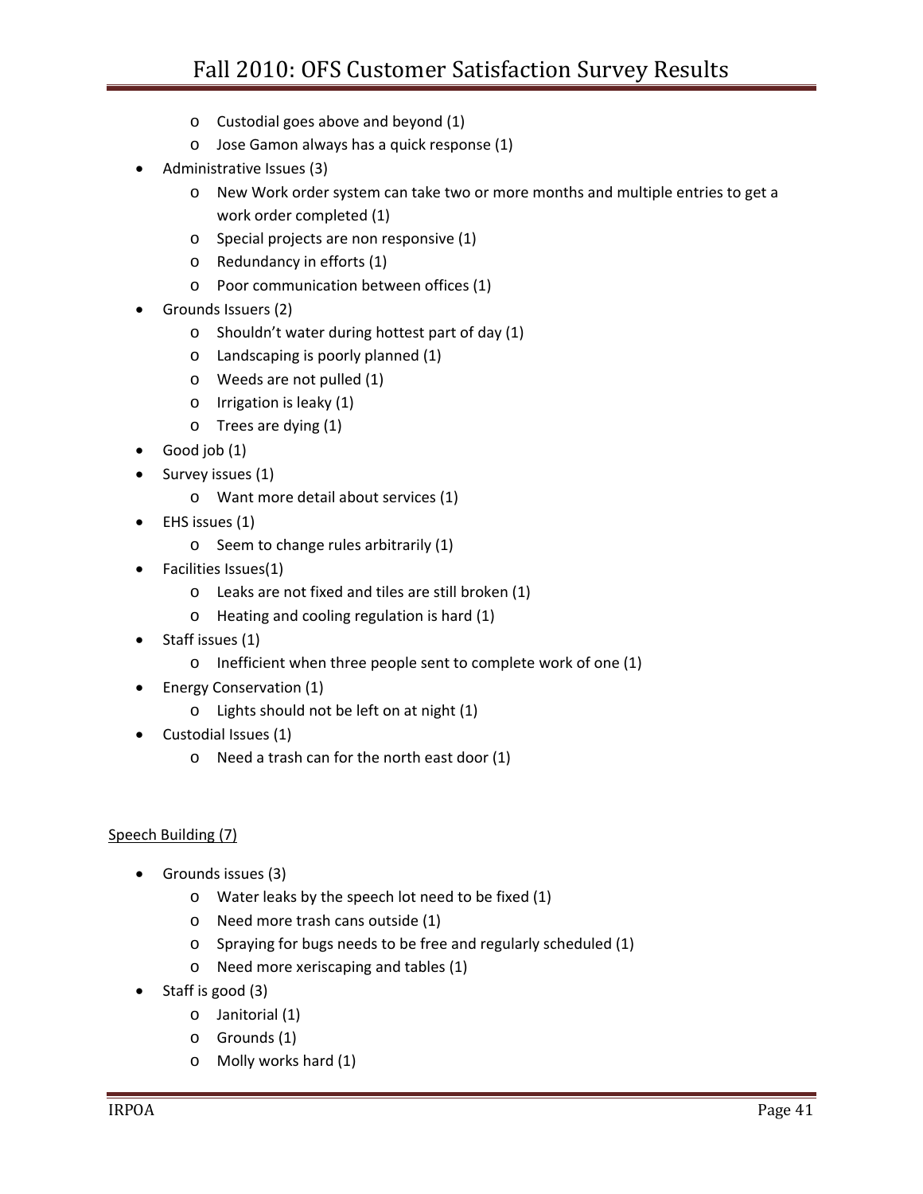- Custodial goes above and beyond (1)
  - Jose Gamon always has a quick response (1)
- Administrative Issues (3)
  - New Work order system can take two or more months and multiple entries to get a work order completed (1)
  - Special projects are non responsive (1)
  - Redundancy in efforts (1)
  - Poor communication between offices (1)
- Grounds Issuers (2)
  - Shouldn't water during hottest part of day (1)
  - Landscaping is poorly planned (1)
  - Weeds are not pulled (1)
  - Irrigation is leaky (1)
  - Trees are dying (1)
- Good job (1)
- Survey issues (1)
  - Want more detail about services (1)
- EHS issues (1)
  - Seem to change rules arbitrarily (1)
- Facilities Issues(1)
  - Leaks are not fixed and tiles are still broken (1)
  - Heating and cooling regulation is hard (1)
- Staff issues (1)
  - Inefficient when three people sent to complete work of one (1)
- Energy Conservation (1)
  - Lights should not be left on at night (1)
- Custodial Issues (1)
  - Need a trash can for the north east door (1)

<u>Speech Building (7)</u>

- Grounds issues (3)
  - Water leaks by the speech lot need to be fixed (1)
  - Need more trash cans outside (1)
  - Spraying for bugs needs to be free and regularly scheduled (1)
  - Need more xeriscaping and tables (1)
- Staff is good (3)
  - Janitorial (1)
  - Grounds (1)
  - Molly works hard (1)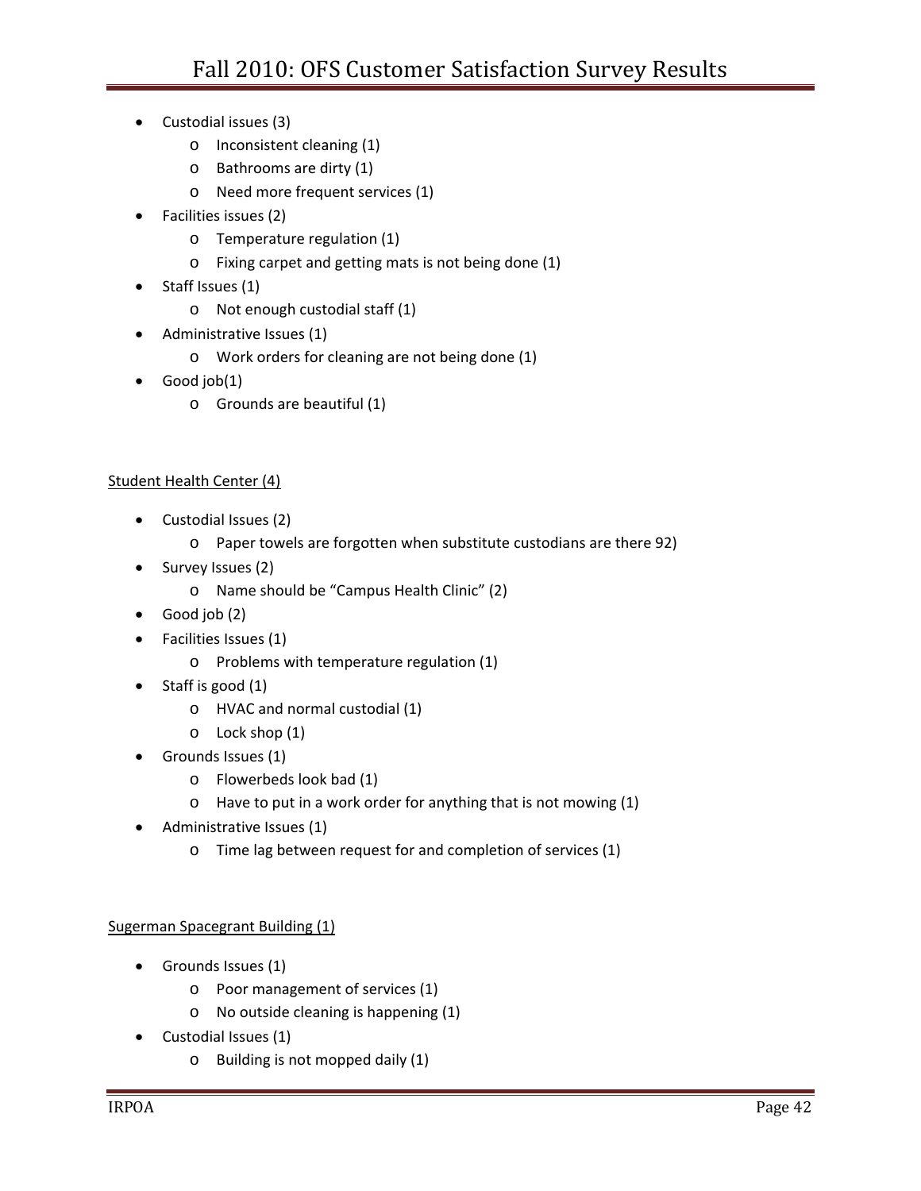- Custodial issues (3)
    - Inconsistent cleaning (1)
    - Bathrooms are dirty (1)
    - Need more frequent services (1)
- Facilities issues (2)
    - Temperature regulation (1)
    - Fixing carpet and getting mats is not being done (1)
- Staff Issues (1)
    - Not enough custodial staff (1)
- Administrative Issues (1)
    - Work orders for cleaning are not being done (1)
- Good job(1)
    - Grounds are beautiful (1)

<u>Student Health Center (4)</u>

- Custodial Issues (2)
    - Paper towels are forgotten when substitute custodians are there 92)
- Survey Issues (2)
    - Name should be "Campus Health Clinic" (2)
- Good job (2)
- Facilities Issues (1)
    - Problems with temperature regulation (1)
- Staff is good (1)
    - HVAC and normal custodial (1)
    - Lock shop (1)
- Grounds Issues (1)
    - Flowerbeds look bad (1)
    - Have to put in a work order for anything that is not mowing (1)
- Administrative Issues (1)
    - Time lag between request for and completion of services (1)

<u>Sugerman Spacegrant Building (1)</u>

- Grounds Issues (1)
    - Poor management of services (1)
    - No outside cleaning is happening (1)
- Custodial Issues (1)
    - Building is not mopped daily (1)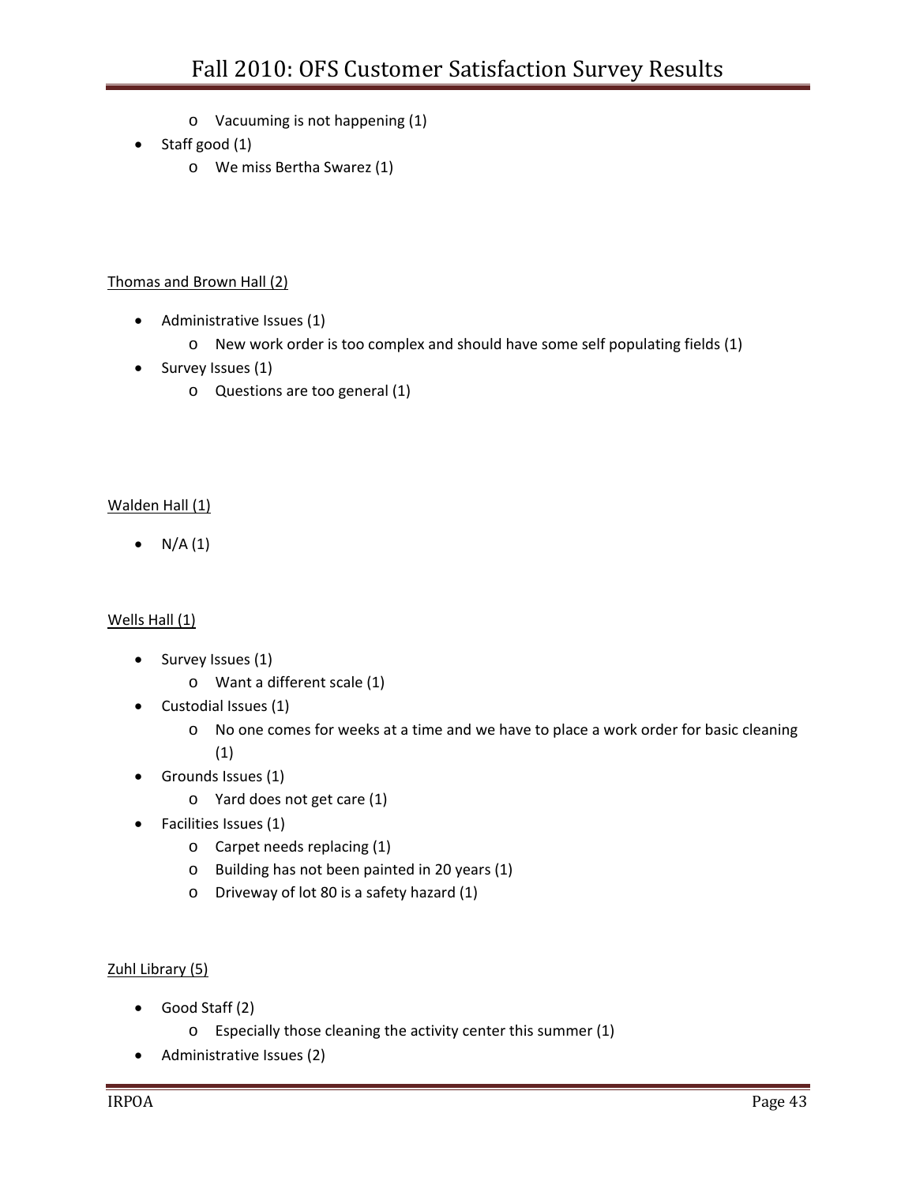- Vacuuming is not happening (1)
- Staff good (1)
  - We miss Bertha Swarez (1)

Thomas and Brown Hall (2)

- Administrative Issues (1)
  - New work order is too complex and should have some self populating fields (1)
- Survey Issues (1)
  - Questions are too general (1)

Walden Hall (1)

- N/A (1)

Wells Hall (1)

- Survey Issues (1)
  - Want a different scale (1)
- Custodial Issues (1)
  - No one comes for weeks at a time and we have to place a work order for basic cleaning (1)
- Grounds Issues (1)
  - Yard does not get care (1)
- Facilities Issues (1)
  - Carpet needs replacing (1)
  - Building has not been painted in 20 years (1)
  - Driveway of lot 80 is a safety hazard (1)

Zuhl Library (5)

- Good Staff (2)
  - Especially those cleaning the activity center this summer (1)
- Administrative Issues (2)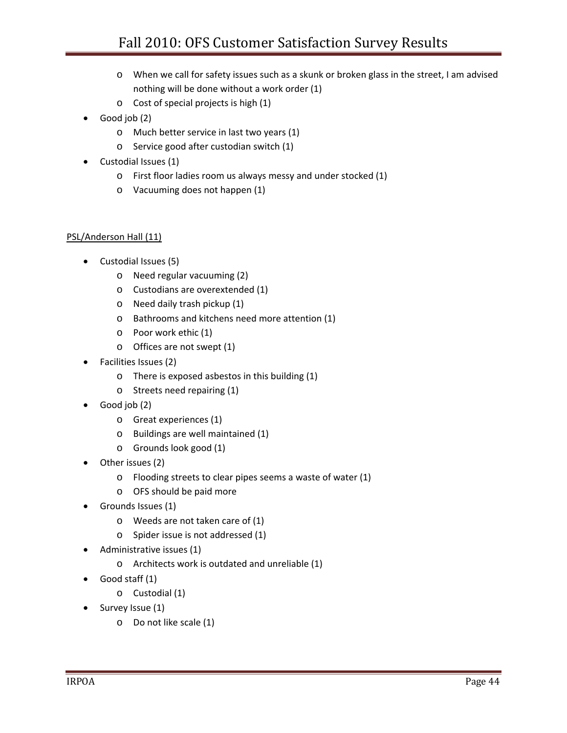- When we call for safety issues such as a skunk or broken glass in the street, I am advised nothing will be done without a work order (1)
- Cost of special projects is high (1)

- Good job (2)
  - Much better service in last two years (1)
  - Service good after custodian switch (1)
- Custodial Issues (1)
  - First floor ladies room us always messy and under stocked (1)
  - Vacuuming does not happen (1)

<u>PSL/Anderson Hall (11)</u>

- Custodial Issues (5)
  - Need regular vacuuming (2)
  - Custodians are overextended (1)
  - Need daily trash pickup (1)
  - Bathrooms and kitchens need more attention (1)
  - Poor work ethic (1)
  - Offices are not swept (1)
- Facilities Issues (2)
  - There is exposed asbestos in this building (1)
  - Streets need repairing (1)
- Good job (2)
  - Great experiences (1)
  - Buildings are well maintained (1)
  - Grounds look good (1)
- Other issues (2)
  - Flooding streets to clear pipes seems a waste of water (1)
  - OFS should be paid more
- Grounds Issues (1)
  - Weeds are not taken care of (1)
  - Spider issue is not addressed (1)
- Administrative issues (1)
  - Architects work is outdated and unreliable (1)
- Good staff (1)
  - Custodial (1)
- Survey Issue (1)
  - Do not like scale (1)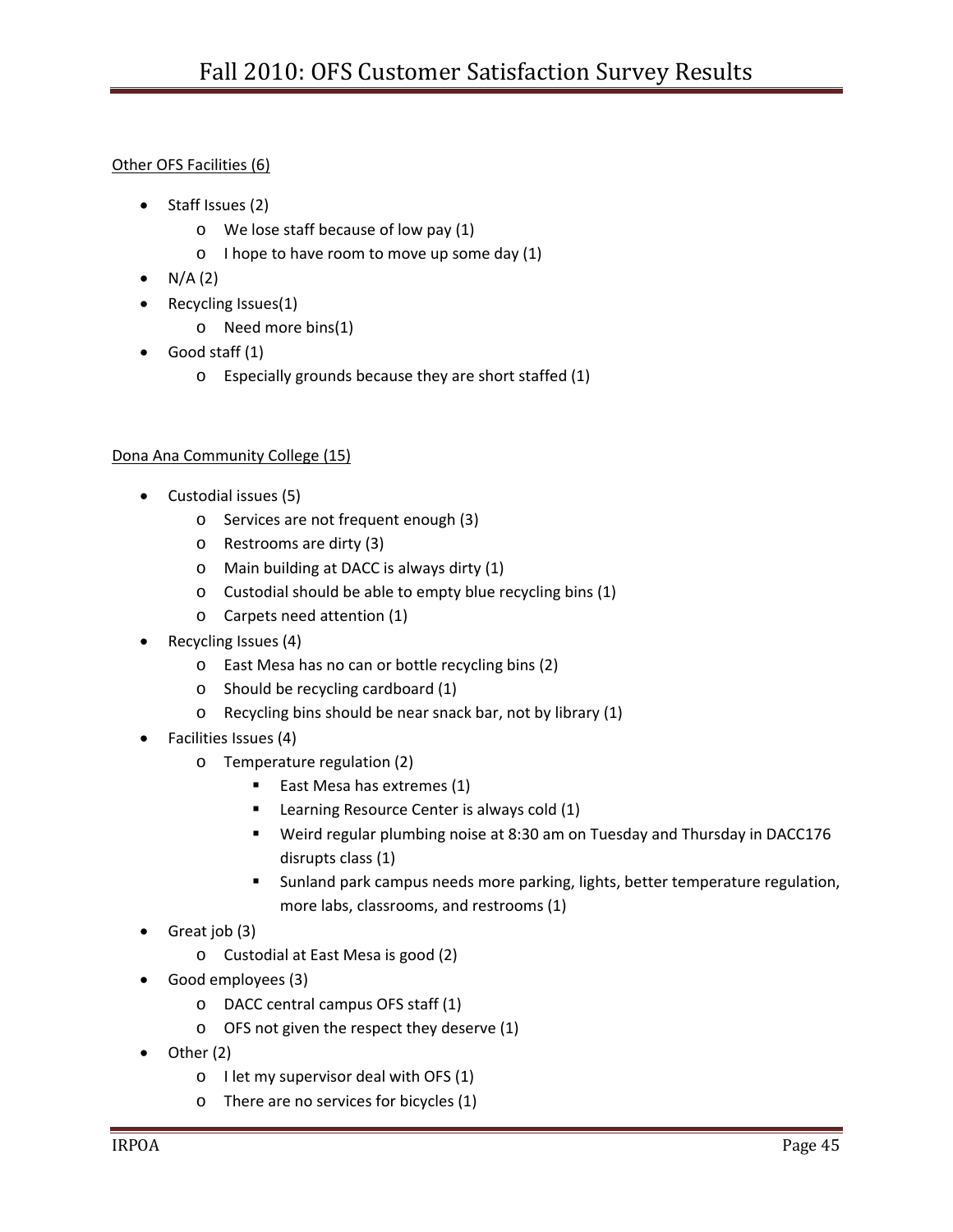Other OFS Facilities (6)

- Staff Issues (2)
  - We lose staff because of low pay (1)
  - I hope to have room to move up some day (1)
- N/A (2)
- Recycling Issues(1)
  - Need more bins(1)
- Good staff (1)
  - Especially grounds because they are short staffed (1)

Dona Ana Community College (15)

- Custodial issues (5)
  - Services are not frequent enough (3)
  - Restrooms are dirty (3)
  - Main building at DACC is always dirty (1)
  - Custodial should be able to empty blue recycling bins (1)
  - Carpets need attention (1)
- Recycling Issues (4)
  - East Mesa has no can or bottle recycling bins (2)
  - Should be recycling cardboard (1)
  - Recycling bins should be near snack bar, not by library (1)
- Facilities Issues (4)
  - Temperature regulation (2)
    - East Mesa has extremes (1)
    - Learning Resource Center is always cold (1)
    - Weird regular plumbing noise at 8:30 am on Tuesday and Thursday in DACC176 disrupts class (1)
    - Sunland park campus needs more parking, lights, better temperature regulation, more labs, classrooms, and restrooms (1)
- Great job (3)
  - Custodial at East Mesa is good (2)
- Good employees (3)
  - DACC central campus OFS staff (1)
  - OFS not given the respect they deserve (1)
- Other (2)
  - I let my supervisor deal with OFS (1)
  - There are no services for bicycles (1)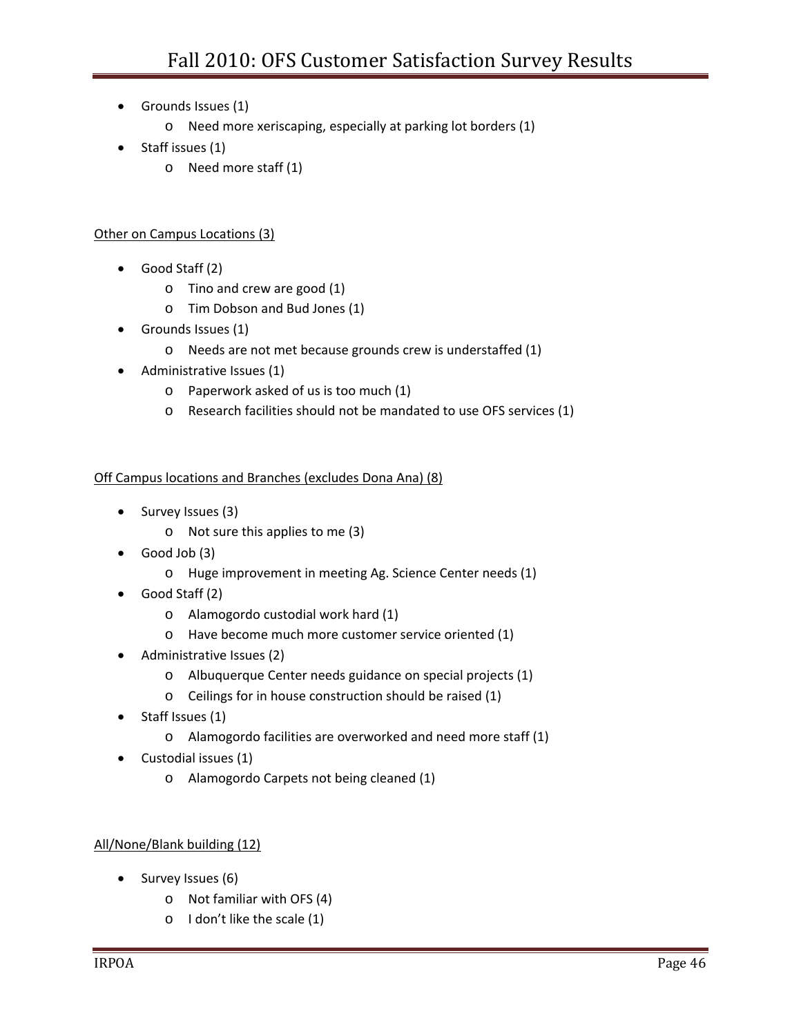- Grounds Issues (1)
  - Need more xeriscaping, especially at parking lot borders (1)
- Staff issues (1)
  - Need more staff (1)

<u>Other on Campus Locations (3)</u>

- Good Staff (2)
  - Tino and crew are good (1)
  - Tim Dobson and Bud Jones (1)
- Grounds Issues (1)
  - Needs are not met because grounds crew is understaffed (1)
- Administrative Issues (1)
  - Paperwork asked of us is too much (1)
  - Research facilities should not be mandated to use OFS services (1)

<u>Off Campus locations and Branches (excludes Dona Ana) (8)</u>

- Survey Issues (3)
  - Not sure this applies to me (3)
- Good Job (3)
  - Huge improvement in meeting Ag. Science Center needs (1)
- Good Staff (2)
  - Alamogordo custodial work hard (1)
  - Have become much more customer service oriented (1)
- Administrative Issues (2)
  - Albuquerque Center needs guidance on special projects (1)
  - Ceilings for in house construction should be raised (1)
- Staff Issues (1)
  - Alamogordo facilities are overworked and need more staff (1)
- Custodial issues (1)
  - Alamogordo Carpets not being cleaned (1)

<u>All/None/Blank building (12)</u>

- Survey Issues (6)
  - Not familiar with OFS (4)
  - I don't like the scale (1)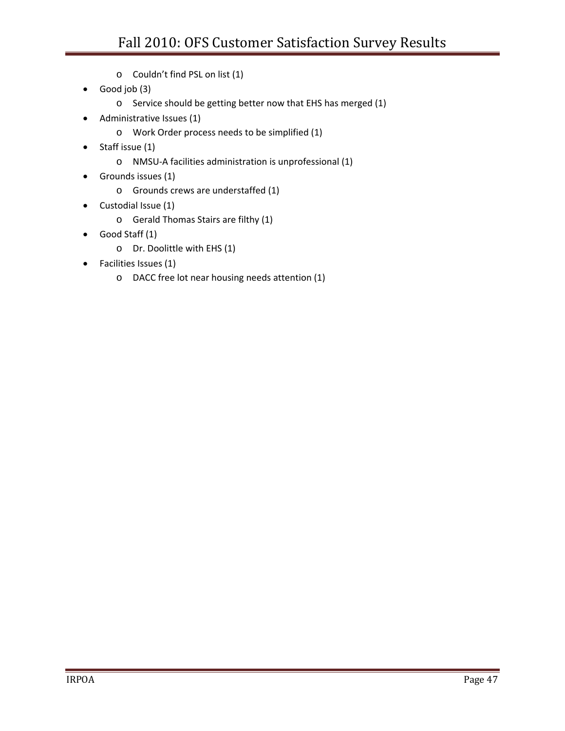- Couldn’t find PSL on list (1)
- Good job (3)
    - Service should be getting better now that EHS has merged (1)
- Administrative Issues (1)
    - Work Order process needs to be simplified (1)
- Staff issue (1)
    - NMSU-A facilities administration is unprofessional (1)
- Grounds issues (1)
    - Grounds crews are understaffed (1)
- Custodial Issue (1)
    - Gerald Thomas Stairs are filthy (1)
- Good Staff (1)
    - Dr. Doolittle with EHS (1)
- Facilities Issues (1)
    - DACC free lot near housing needs attention (1)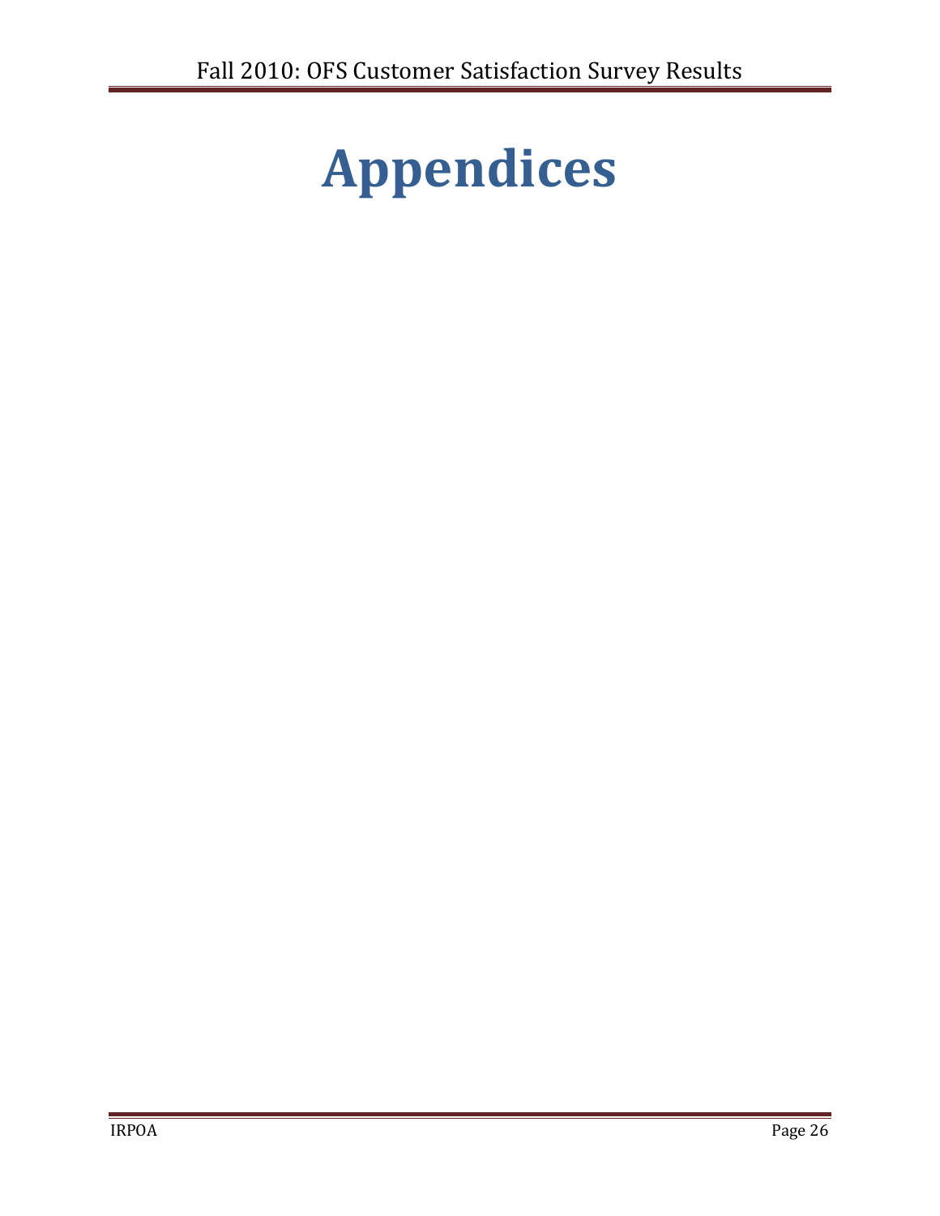# Appendices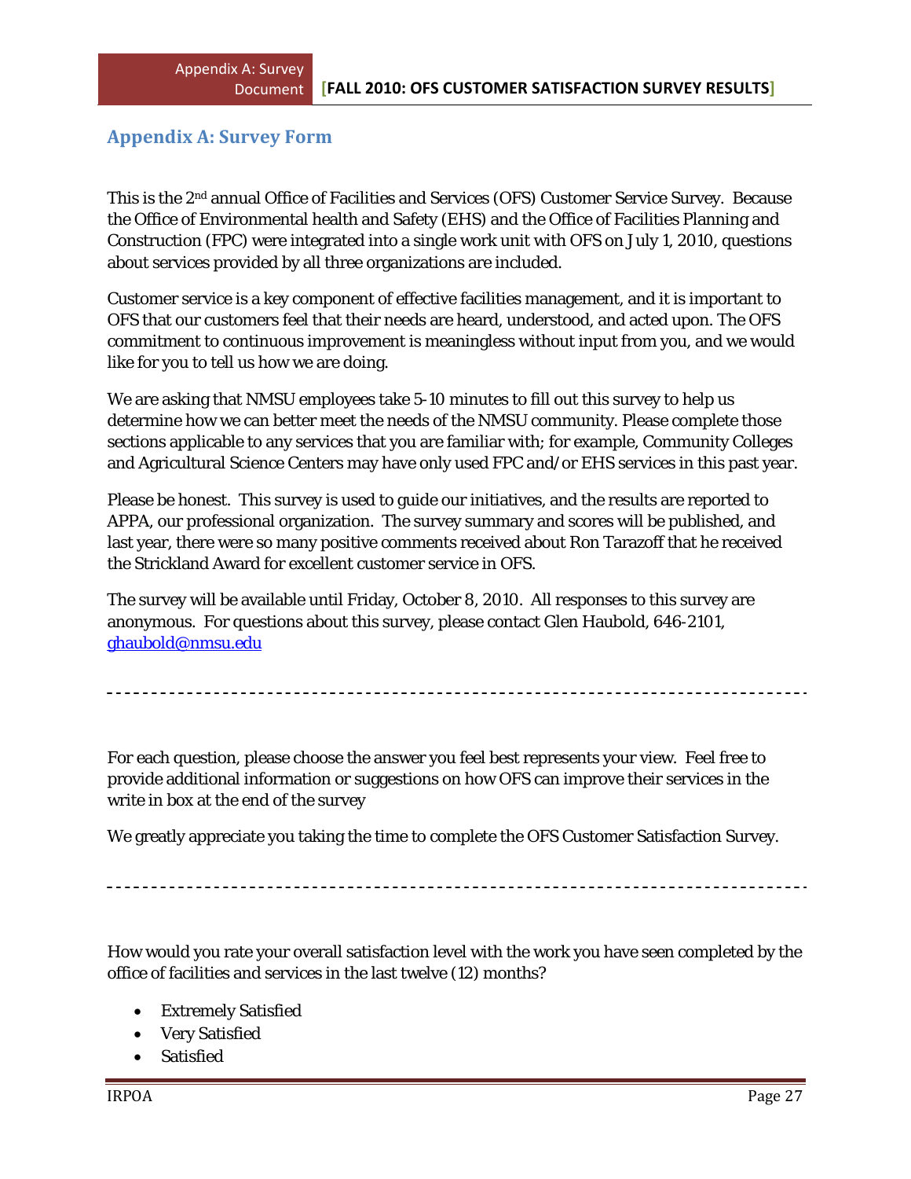## Appendix A: Survey Form

This is the 2nd annual Office of Facilities and Services (OFS) Customer Service Survey. Because the Office of Environmental health and Safety (EHS) and the Office of Facilities Planning and Construction (FPC) were integrated into a single work unit with OFS on July 1, 2010, questions about services provided by all three organizations are included.

Customer service is a key component of effective facilities management, and it is important to OFS that our customers feel that their needs are heard, understood, and acted upon. The OFS commitment to continuous improvement is meaningless without input from you, and we would like for you to tell us how we are doing.

We are asking that NMSU employees take 5-10 minutes to fill out this survey to help us determine how we can better meet the needs of the NMSU community. Please complete those sections applicable to any services that you are familiar with; for example, Community Colleges and Agricultural Science Centers may have only used FPC and/or EHS services in this past year.

Please be honest. This survey is used to guide our initiatives, and the results are reported to APPA, our professional organization. The survey summary and scores will be published, and last year, there were so many positive comments received about Ron Tarazoff that he received the Strickland Award for excellent customer service in OFS.

The survey will be available until Friday, October 8, 2010. All responses to this survey are anonymous. For questions about this survey, please contact Glen Haubold, 646-2101, ghaubold@nmsu.edu

---

For each question, please choose the answer you feel best represents your view. Feel free to provide additional information or suggestions on how OFS can improve their services in the write in box at the end of the survey

We greatly appreciate you taking the time to complete the OFS Customer Satisfaction Survey.

---

How would you rate your overall satisfaction level with the work you have seen completed by the office of facilities and services in the last twelve (12) months?

- Extremely Satisfied
- Very Satisfied
- Satisfied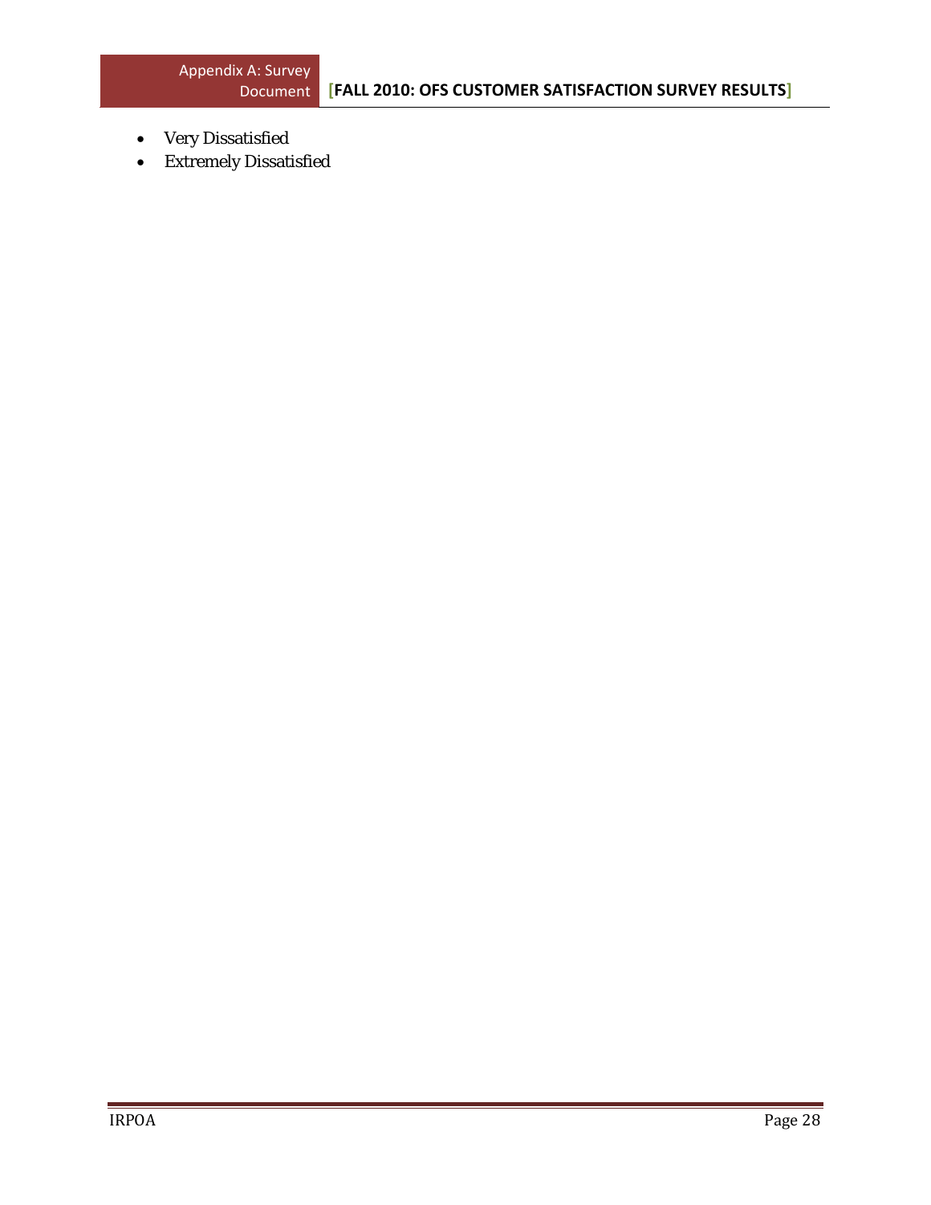- Very Dissatisfied
- Extremely Dissatisfied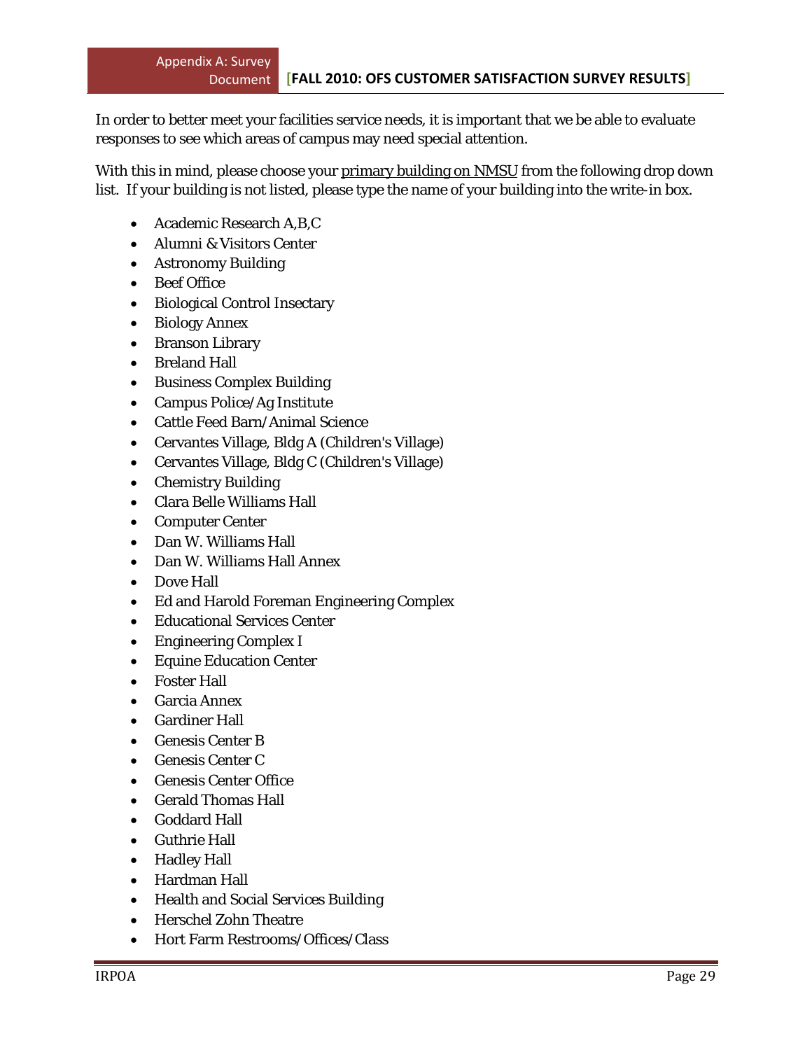In order to better meet your facilities service needs, it is important that we be able to evaluate responses to see which areas of campus may need special attention.

With this in mind, please choose your primary building on NMSU from the following drop down list. If your building is not listed, please type the name of your building into the write-in box.

- Academic Research A,B,C
- Alumni & Visitors Center
- Astronomy Building
- Beef Office
- Biological Control Insectary
- Biology Annex
- Branson Library
- Breland Hall
- Business Complex Building
- Campus Police/Ag Institute
- Cattle Feed Barn/Animal Science
- Cervantes Village, Bldg A (Children's Village)
- Cervantes Village, Bldg C (Children's Village)
- Chemistry Building
- Clara Belle Williams Hall
- Computer Center
- Dan W. Williams Hall
- Dan W. Williams Hall Annex
- Dove Hall
- Ed and Harold Foreman Engineering Complex
- Educational Services Center
- Engineering Complex I
- Equine Education Center
- Foster Hall
- Garcia Annex
- Gardiner Hall
- Genesis Center B
- Genesis Center C
- Genesis Center Office
- Gerald Thomas Hall
- Goddard Hall
- Guthrie Hall
- Hadley Hall
- Hardman Hall
- Health and Social Services Building
- Herschel Zohn Theatre
- Hort Farm Restrooms/Offices/Class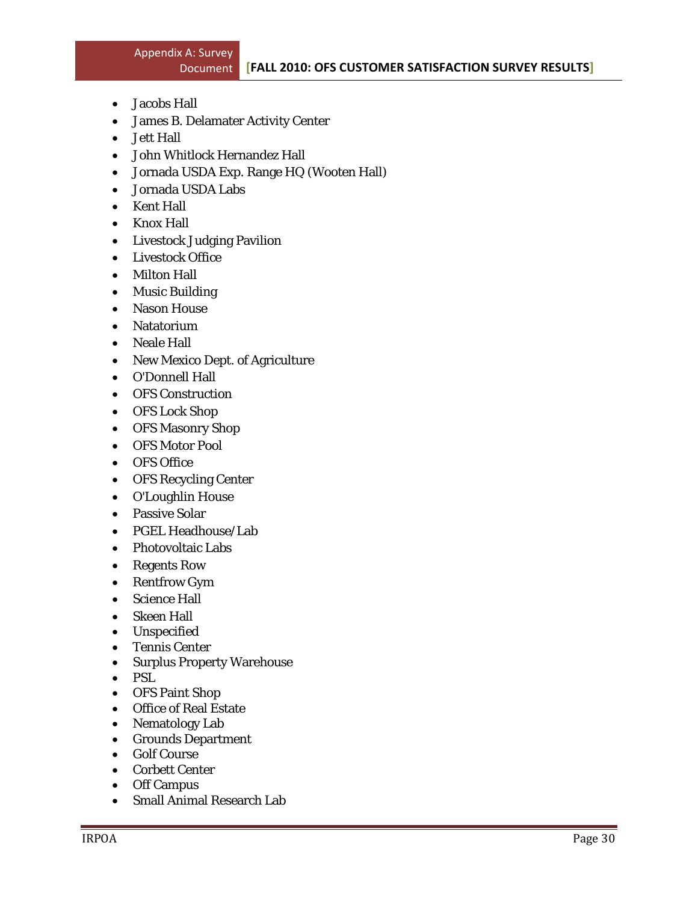- Jacobs Hall
- James B. Delamater Activity Center
- Jett Hall
- John Whitlock Hernandez Hall
- Jornada USDA Exp. Range HQ (Wooten Hall)
- Jornada USDA Labs
- Kent Hall
- Knox Hall
- Livestock Judging Pavilion
- Livestock Office
- Milton Hall
- Music Building
- Nason House
- Natatorium
- Neale Hall
- New Mexico Dept. of Agriculture
- O'Donnell Hall
- OFS Construction
- OFS Lock Shop
- OFS Masonry Shop
- OFS Motor Pool
- OFS Office
- OFS Recycling Center
- O'Loughlin House
- Passive Solar
- PGEL Headhouse/Lab
- Photovoltaic Labs
- Regents Row
- Rentfrow Gym
- Science Hall
- Skeen Hall
- Unspecified
- Tennis Center
- Surplus Property Warehouse
- PSL
- OFS Paint Shop
- Office of Real Estate
- Nematology Lab
- Grounds Department
- Golf Course
- Corbett Center
- Off Campus
- Small Animal Research Lab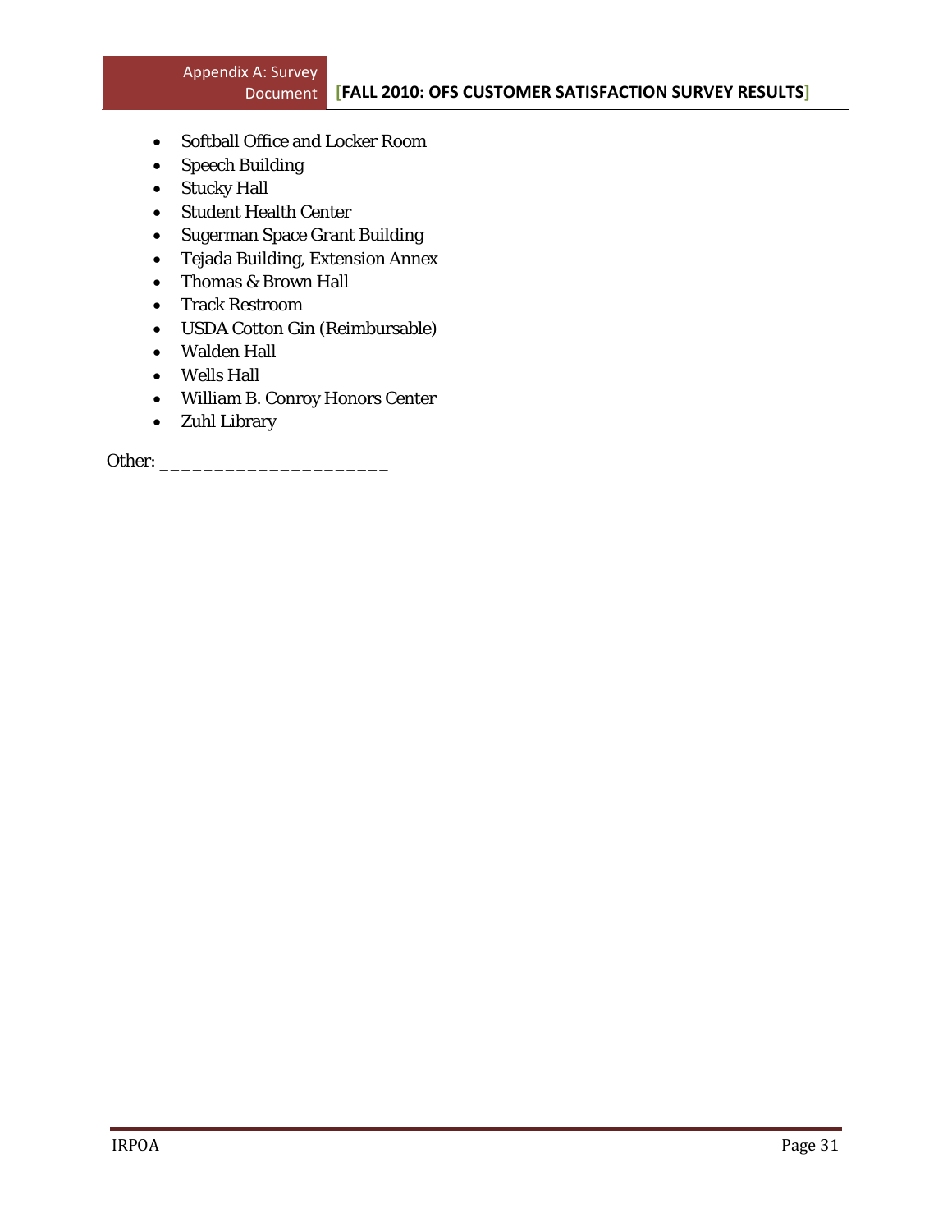- Softball Office and Locker Room
- Speech Building
- Stucky Hall
- Student Health Center
- Sugerman Space Grant Building
- Tejada Building, Extension Annex
- Thomas & Brown Hall
- Track Restroom
- USDA Cotton Gin (Reimbursable)
- Walden Hall
- Wells Hall
- William B. Conroy Honors Center
- Zuhl Library

Other: ____________________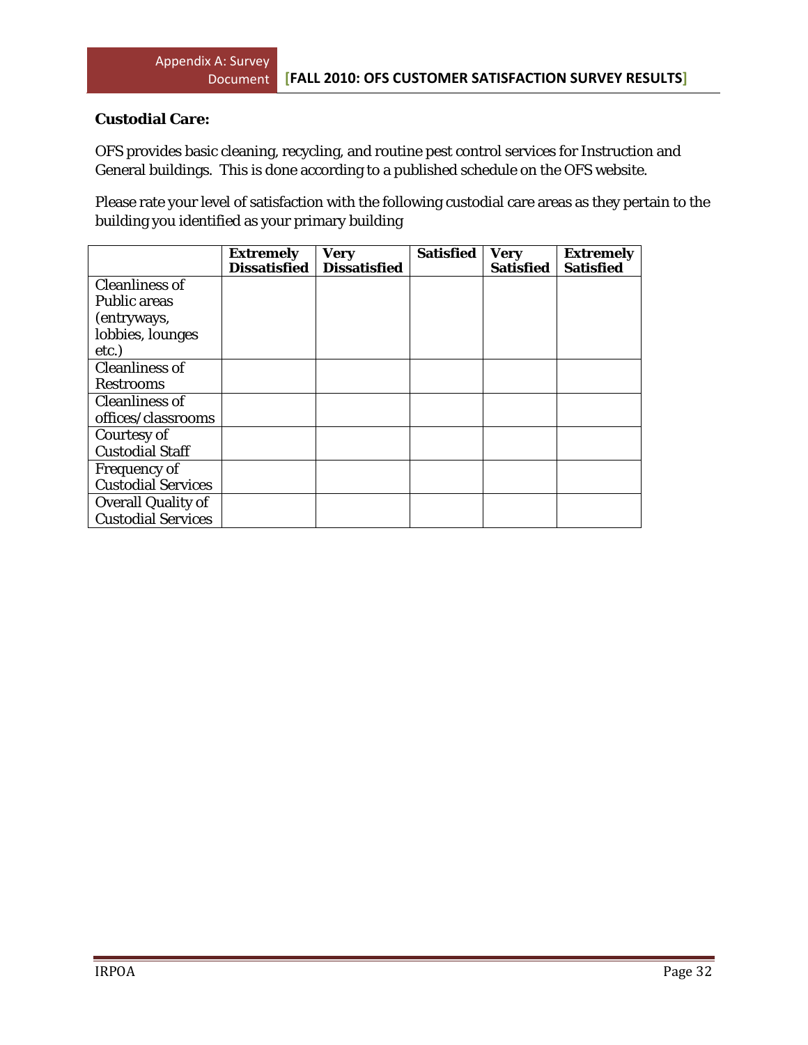**Custodial Care:**

OFS provides basic cleaning, recycling, and routine pest control services for Instruction and General buildings. This is done according to a published schedule on the OFS website.

Please rate your level of satisfaction with the following custodial care areas as they pertain to the building you identified as your primary building

| | Extremely Dissatisfied | Very Dissatisfied | Satisfied | Very Satisfied | Extremely Satisfied |
|---|---|---|---|---|---|
| Cleanliness of Public areas (entryways, lobbies, lounges etc.) | | | | | |
| Cleanliness of Restrooms | | | | | |
| Cleanliness of offices/classrooms | | | | | |
| Courtesy of Custodial Staff | | | | | |
| Frequency of Custodial Services | | | | | |
| Overall Quality of Custodial Services | | | | | |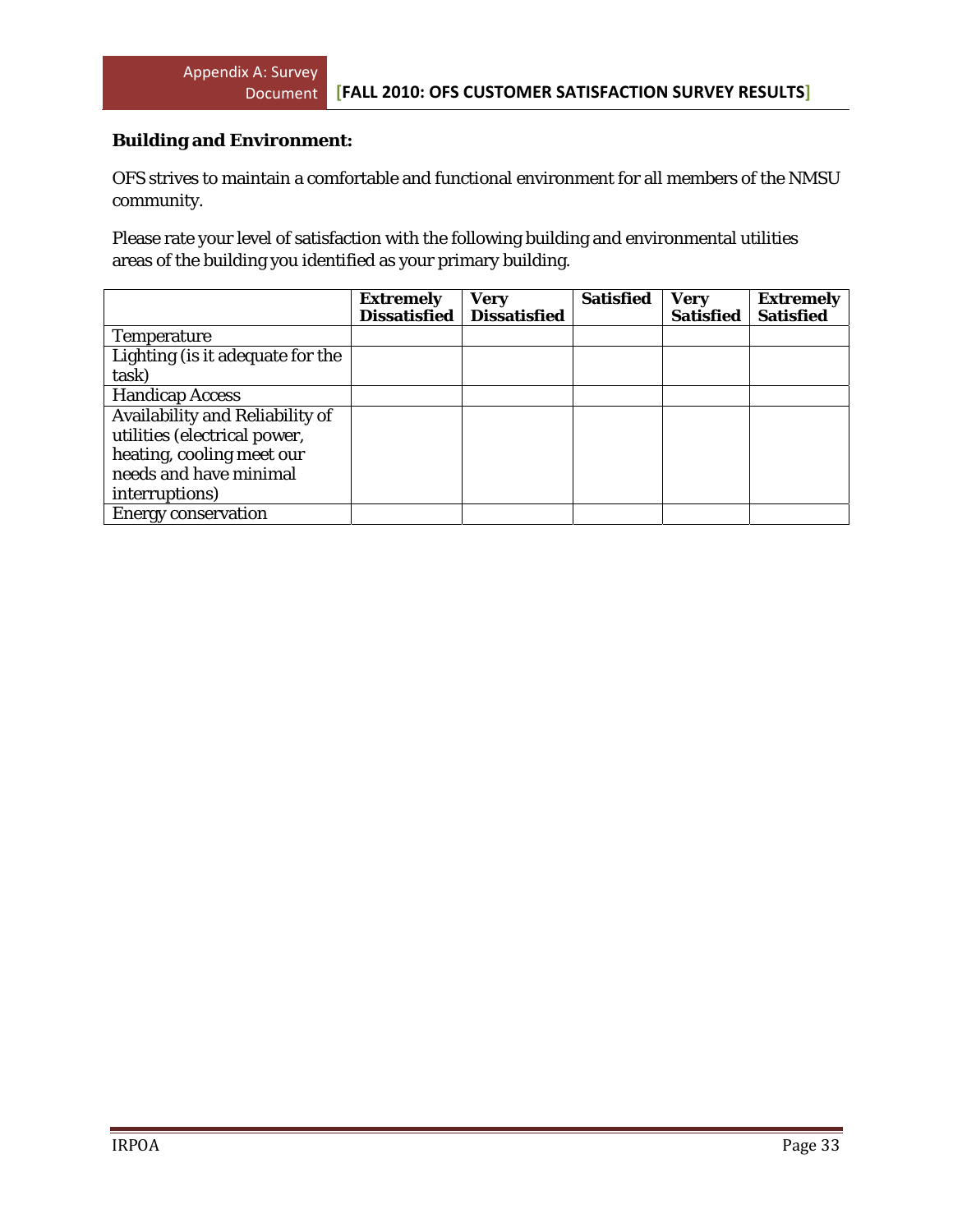**Building and Environment:**

OFS strives to maintain a comfortable and functional environment for all members of the NMSU community.

Please rate your level of satisfaction with the following building and environmental utilities areas of the building you identified as your primary building.

| | Extremely Dissatisfied | Very Dissatisfied | Satisfied | Very Satisfied | Extremely Satisfied |
|---|---|---|---|---|---|
| Temperature | | | | | |
| Lighting (is it adequate for the task) | | | | | |
| Handicap Access | | | | | |
| Availability and Reliability of utilities (electrical power, heating, cooling meet our needs and have minimal interruptions) | | | | | |
| Energy conservation | | | | | |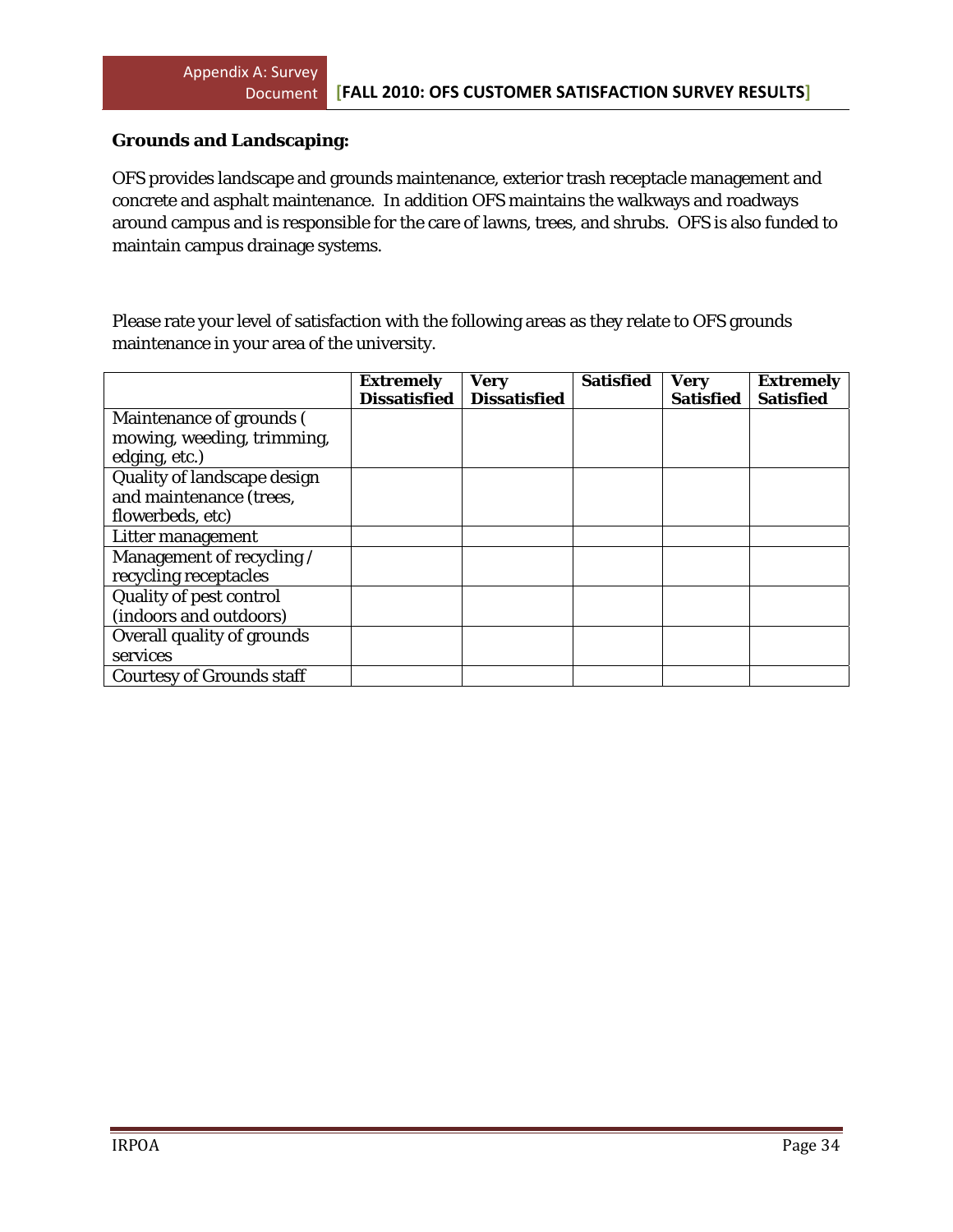**Grounds and Landscaping:**

OFS provides landscape and grounds maintenance, exterior trash receptacle management and concrete and asphalt maintenance. In addition OFS maintains the walkways and roadways around campus and is responsible for the care of lawns, trees, and shrubs. OFS is also funded to maintain campus drainage systems.

Please rate your level of satisfaction with the following areas as they relate to OFS grounds maintenance in your area of the university.

| | **Extremely Dissatisfied** | **Very Dissatisfied** | **Satisfied** | **Very Satisfied** | **Extremely Satisfied** |
|---|---|---|---|---|---|
| Maintenance of grounds ( mowing, weeding, trimming, edging, etc.) | | | | | |
| Quality of landscape design and maintenance (trees, flowerbeds, etc) | | | | | |
| Litter management | | | | | |
| Management of recycling / recycling receptacles | | | | | |
| Quality of pest control (indoors and outdoors) | | | | | |
| Overall quality of grounds services | | | | | |
| Courtesy of Grounds staff | | | | | |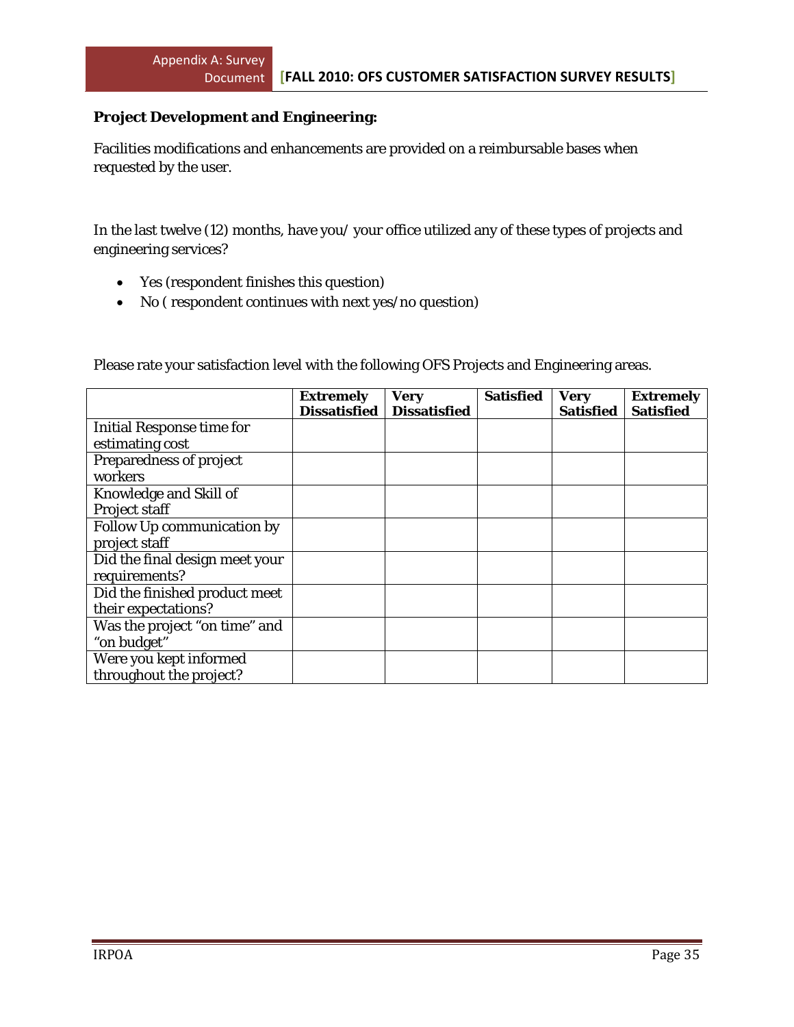**Project Development and Engineering:**

Facilities modifications and enhancements are provided on a reimbursable bases when requested by the user.

In the last twelve (12) months, have you/ your office utilized any of these types of projects and engineering services?

- Yes (respondent finishes this question)
- No ( respondent continues with next yes/no question)

Please rate your satisfaction level with the following OFS Projects and Engineering areas.

| | Extremely Dissatisfied | Very Dissatisfied | Satisfied | Very Satisfied | Extremely Satisfied |
|---|---|---|---|---|---|
| Initial Response time for estimating cost | | | | | |
| Preparedness of project workers | | | | | |
| Knowledge and Skill of Project staff | | | | | |
| Follow Up communication by project staff | | | | | |
| Did the final design meet your requirements? | | | | | |
| Did the finished product meet their expectations? | | | | | |
| Was the project "on time" and "on budget" | | | | | |
| Were you kept informed throughout the project? | | | | | |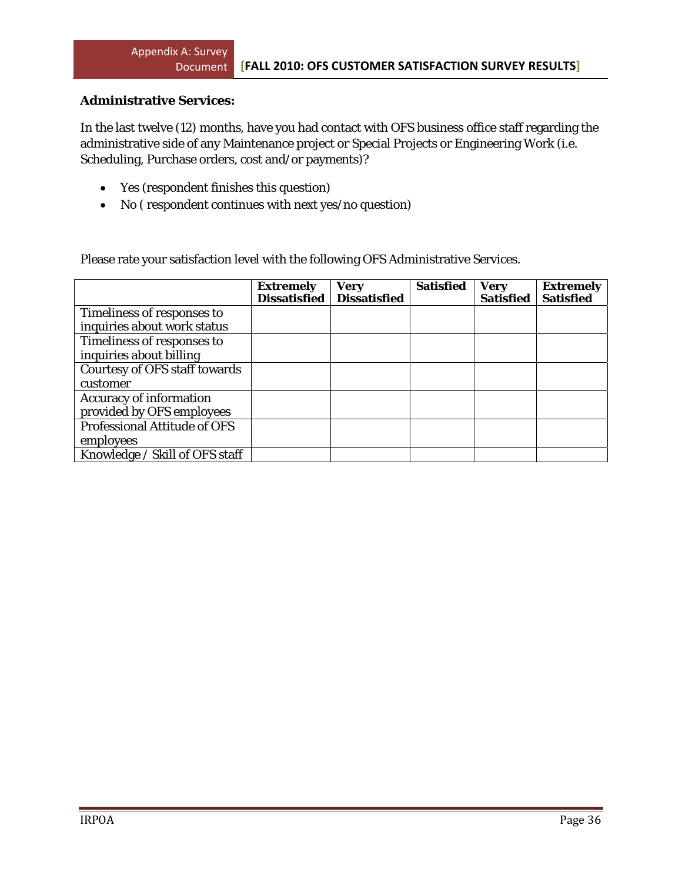**Administrative Services:**

In the last twelve (12) months, have you had contact with OFS business office staff regarding the administrative side of any Maintenance project or Special Projects or Engineering Work (i.e. Scheduling, Purchase orders, cost and/or payments)?

- Yes (respondent finishes this question)
- No ( respondent continues with next yes/no question)

Please rate your satisfaction level with the following OFS Administrative Services.

| | Extremely Dissatisfied | Very Dissatisfied | Satisfied | Very Satisfied | Extremely Satisfied |
|---|---|---|---|---|---|
| Timeliness of responses to inquiries about work status | | | | | |
| Timeliness of responses to inquiries about billing | | | | | |
| Courtesy of OFS staff towards customer | | | | | |
| Accuracy of information provided by OFS employees | | | | | |
| Professional Attitude of OFS employees | | | | | |
| Knowledge / Skill of OFS staff | | | | | |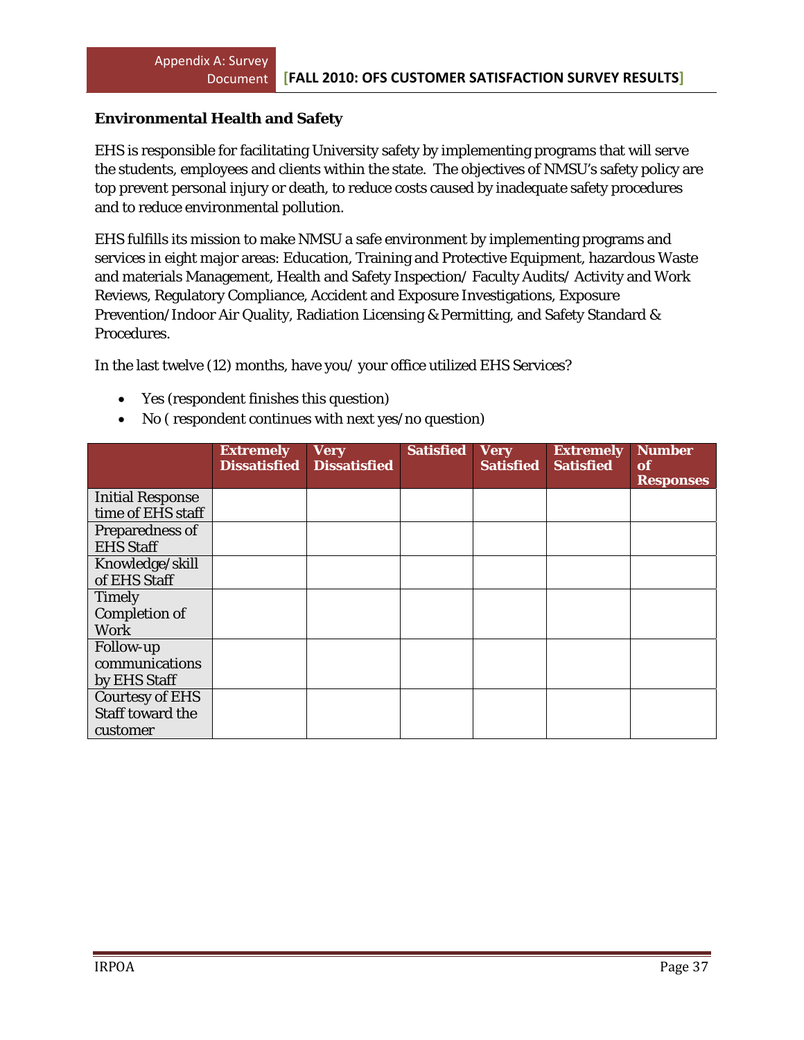### Environmental Health and Safety

EHS is responsible for facilitating University safety by implementing programs that will serve the students, employees and clients within the state. The objectives of NMSU's safety policy are top prevent personal injury or death, to reduce costs caused by inadequate safety procedures and to reduce environmental pollution.

EHS fulfills its mission to make NMSU a safe environment by implementing programs and services in eight major areas: Education, Training and Protective Equipment, hazardous Waste and materials Management, Health and Safety Inspection/ Faculty Audits/ Activity and Work Reviews, Regulatory Compliance, Accident and Exposure Investigations, Exposure Prevention/Indoor Air Quality, Radiation Licensing & Permitting, and Safety Standard & Procedures.

In the last twelve (12) months, have you/ your office utilized EHS Services?

- Yes (respondent finishes this question)
- No ( respondent continues with next yes/no question)

| | Extremely Dissatisfied | Very Dissatisfied | Satisfied | Very Satisfied | Extremely Satisfied | Number of Responses |
|---|---|---|---|---|---|---|
| Initial Response time of EHS staff | | | | | | |
| Preparedness of EHS Staff | | | | | | |
| Knowledge/skill of EHS Staff | | | | | | |
| Timely Completion of Work | | | | | | |
| Follow-up communications by EHS Staff | | | | | | |
| Courtesy of EHS Staff toward the customer | | | | | | |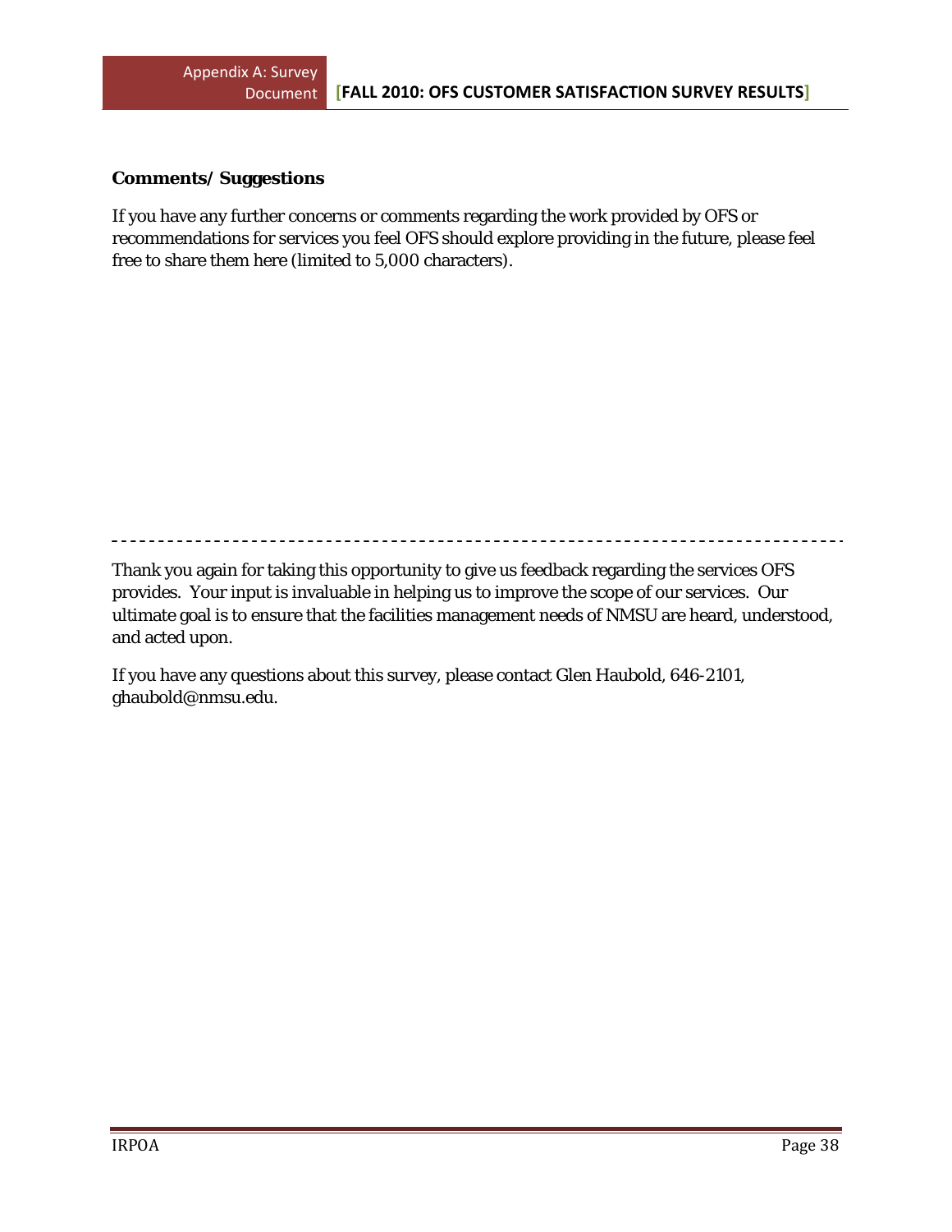**Comments/ Suggestions**

If you have any further concerns or comments regarding the work provided by OFS or recommendations for services you feel OFS should explore providing in the future, please feel free to share them here (limited to 5,000 characters).

---

Thank you again for taking this opportunity to give us feedback regarding the services OFS provides. Your input is invaluable in helping us to improve the scope of our services. Our ultimate goal is to ensure that the facilities management needs of NMSU are heard, understood, and acted upon.

If you have any questions about this survey, please contact Glen Haubold, 646-2101, ghaubold@nmsu.edu.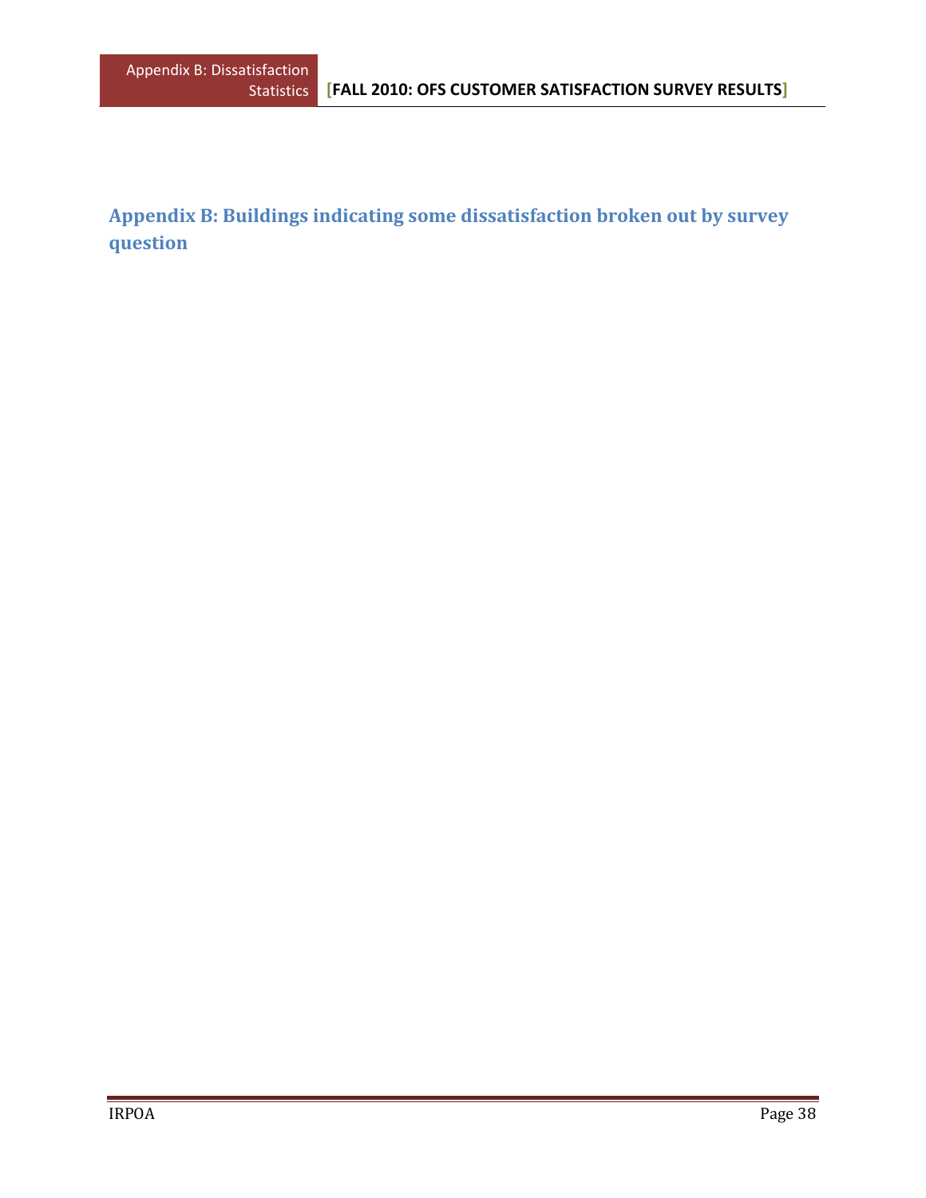## Appendix B: Buildings indicating some dissatisfaction broken out by survey question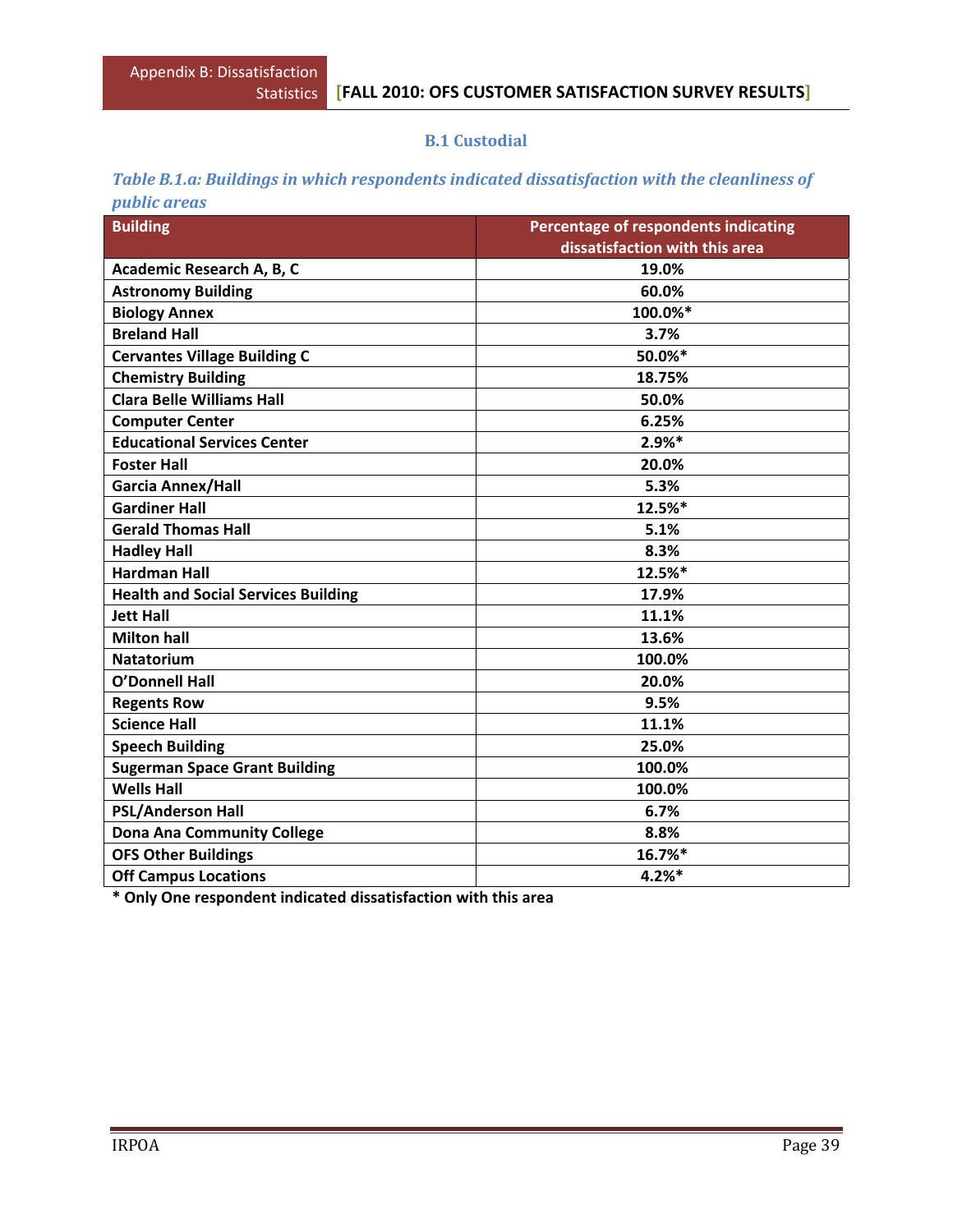### B.1 Custodial

*Table B.1.a: Buildings in which respondents indicated dissatisfaction with the cleanliness of public areas*

| Building | Percentage of respondents indicating dissatisfaction with this area |
|---|---|
| Academic Research A, B, C | 19.0% |
| Astronomy Building | 60.0% |
| Biology Annex | 100.0%* |
| Breland Hall | 3.7% |
| Cervantes Village Building C | 50.0%* |
| Chemistry Building | 18.75% |
| Clara Belle Williams Hall | 50.0% |
| Computer Center | 6.25% |
| Educational Services Center | 2.9%* |
| Foster Hall | 20.0% |
| Garcia Annex/Hall | 5.3% |
| Gardiner Hall | 12.5%* |
| Gerald Thomas Hall | 5.1% |
| Hadley Hall | 8.3% |
| Hardman Hall | 12.5%* |
| Health and Social Services Building | 17.9% |
| Jett Hall | 11.1% |
| Milton hall | 13.6% |
| Natatorium | 100.0% |
| O'Donnell Hall | 20.0% |
| Regents Row | 9.5% |
| Science Hall | 11.1% |
| Speech Building | 25.0% |
| Sugerman Space Grant Building | 100.0% |
| Wells Hall | 100.0% |
| PSL/Anderson Hall | 6.7% |
| Dona Ana Community College | 8.8% |
| OFS Other Buildings | 16.7%* |
| Off Campus Locations | 4.2%* |

**\* Only One respondent indicated dissatisfaction with this area**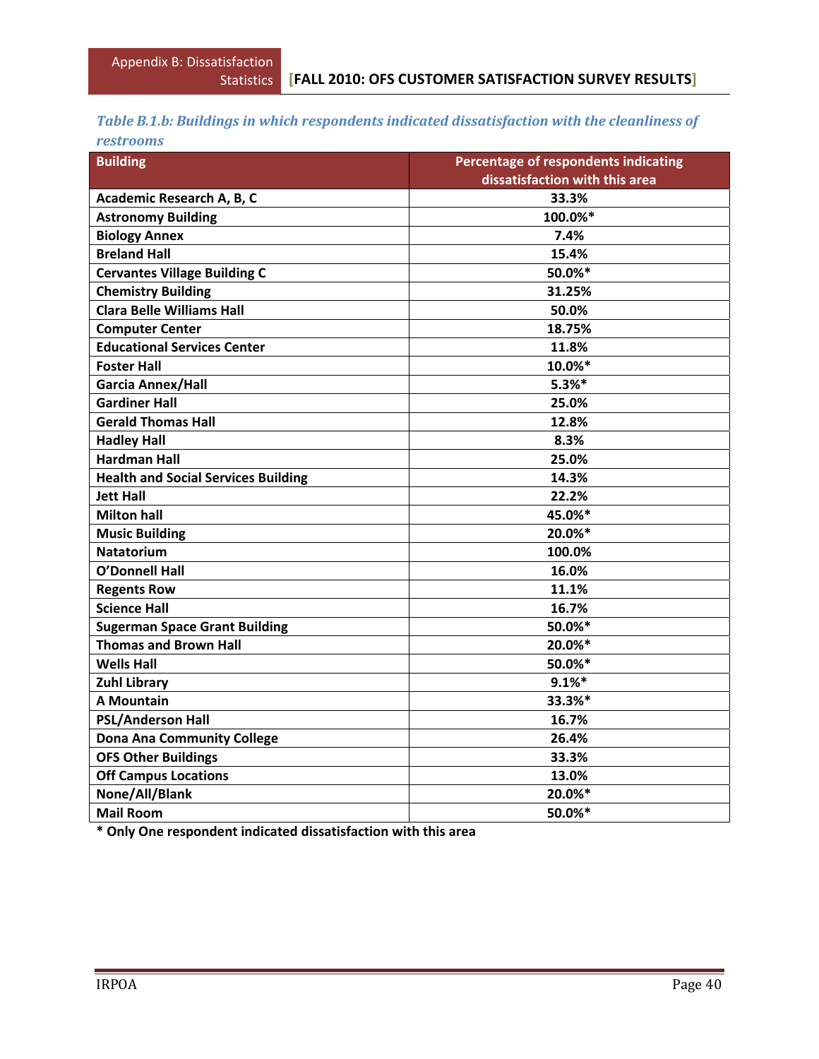*Table B.1.b: Buildings in which respondents indicated dissatisfaction with the cleanliness of restrooms*

| Building | Percentage of respondents indicating dissatisfaction with this area |
|---|---|
| Academic Research A, B, C | 33.3% |
| Astronomy Building | 100.0%* |
| Biology Annex | 7.4% |
| Breland Hall | 15.4% |
| Cervantes Village Building C | 50.0%* |
| Chemistry Building | 31.25% |
| Clara Belle Williams Hall | 50.0% |
| Computer Center | 18.75% |
| Educational Services Center | 11.8% |
| Foster Hall | 10.0%* |
| Garcia Annex/Hall | 5.3%* |
| Gardiner Hall | 25.0% |
| Gerald Thomas Hall | 12.8% |
| Hadley Hall | 8.3% |
| Hardman Hall | 25.0% |
| Health and Social Services Building | 14.3% |
| Jett Hall | 22.2% |
| Milton hall | 45.0%* |
| Music Building | 20.0%* |
| Natatorium | 100.0% |
| O'Donnell Hall | 16.0% |
| Regents Row | 11.1% |
| Science Hall | 16.7% |
| Sugerman Space Grant Building | 50.0%* |
| Thomas and Brown Hall | 20.0%* |
| Wells Hall | 50.0%* |
| Zuhl Library | 9.1%* |
| A Mountain | 33.3%* |
| PSL/Anderson Hall | 16.7% |
| Dona Ana Community College | 26.4% |
| OFS Other Buildings | 33.3% |
| Off Campus Locations | 13.0% |
| None/All/Blank | 20.0%* |
| Mail Room | 50.0%* |

**\* Only One respondent indicated dissatisfaction with this area**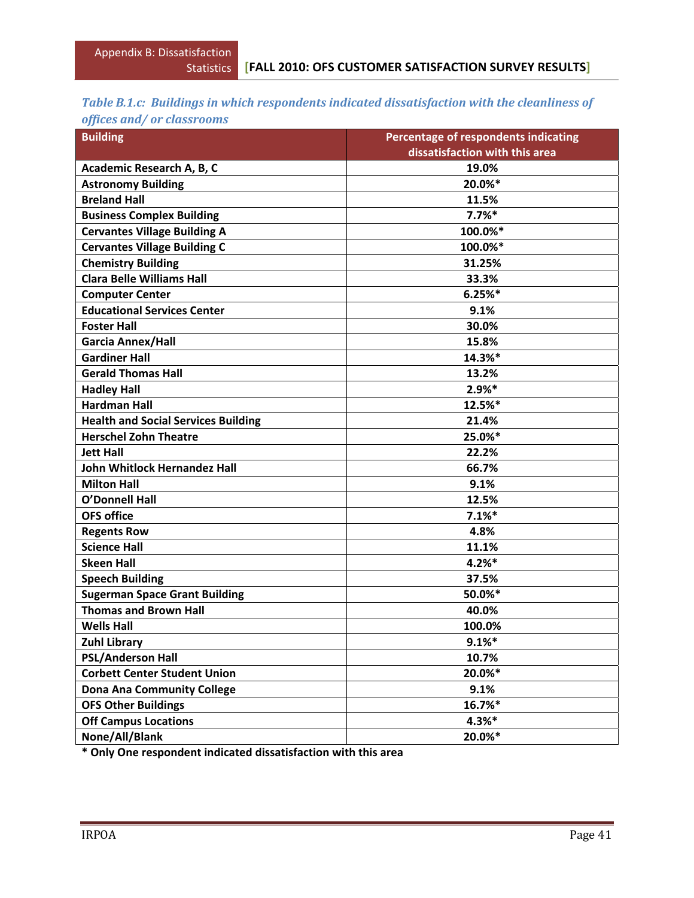*Table B.1.c: Buildings in which respondents indicated dissatisfaction with the cleanliness of offices and/ or classrooms*

| Building | Percentage of respondents indicating dissatisfaction with this area |
|---|---|
| Academic Research A, B, C | 19.0% |
| Astronomy Building | 20.0%* |
| Breland Hall | 11.5% |
| Business Complex Building | 7.7%* |
| Cervantes Village Building A | 100.0%* |
| Cervantes Village Building C | 100.0%* |
| Chemistry Building | 31.25% |
| Clara Belle Williams Hall | 33.3% |
| Computer Center | 6.25%* |
| Educational Services Center | 9.1% |
| Foster Hall | 30.0% |
| Garcia Annex/Hall | 15.8% |
| Gardiner Hall | 14.3%* |
| Gerald Thomas Hall | 13.2% |
| Hadley Hall | 2.9%* |
| Hardman Hall | 12.5%* |
| Health and Social Services Building | 21.4% |
| Herschel Zohn Theatre | 25.0%* |
| Jett Hall | 22.2% |
| John Whitlock Hernandez Hall | 66.7% |
| Milton Hall | 9.1% |
| O'Donnell Hall | 12.5% |
| OFS office | 7.1%* |
| Regents Row | 4.8% |
| Science Hall | 11.1% |
| Skeen Hall | 4.2%* |
| Speech Building | 37.5% |
| Sugerman Space Grant Building | 50.0%* |
| Thomas and Brown Hall | 40.0% |
| Wells Hall | 100.0% |
| Zuhl Library | 9.1%* |
| PSL/Anderson Hall | 10.7% |
| Corbett Center Student Union | 20.0%* |
| Dona Ana Community College | 9.1% |
| OFS Other Buildings | 16.7%* |
| Off Campus Locations | 4.3%* |
| None/All/Blank | 20.0%* |

**\* Only One respondent indicated dissatisfaction with this area**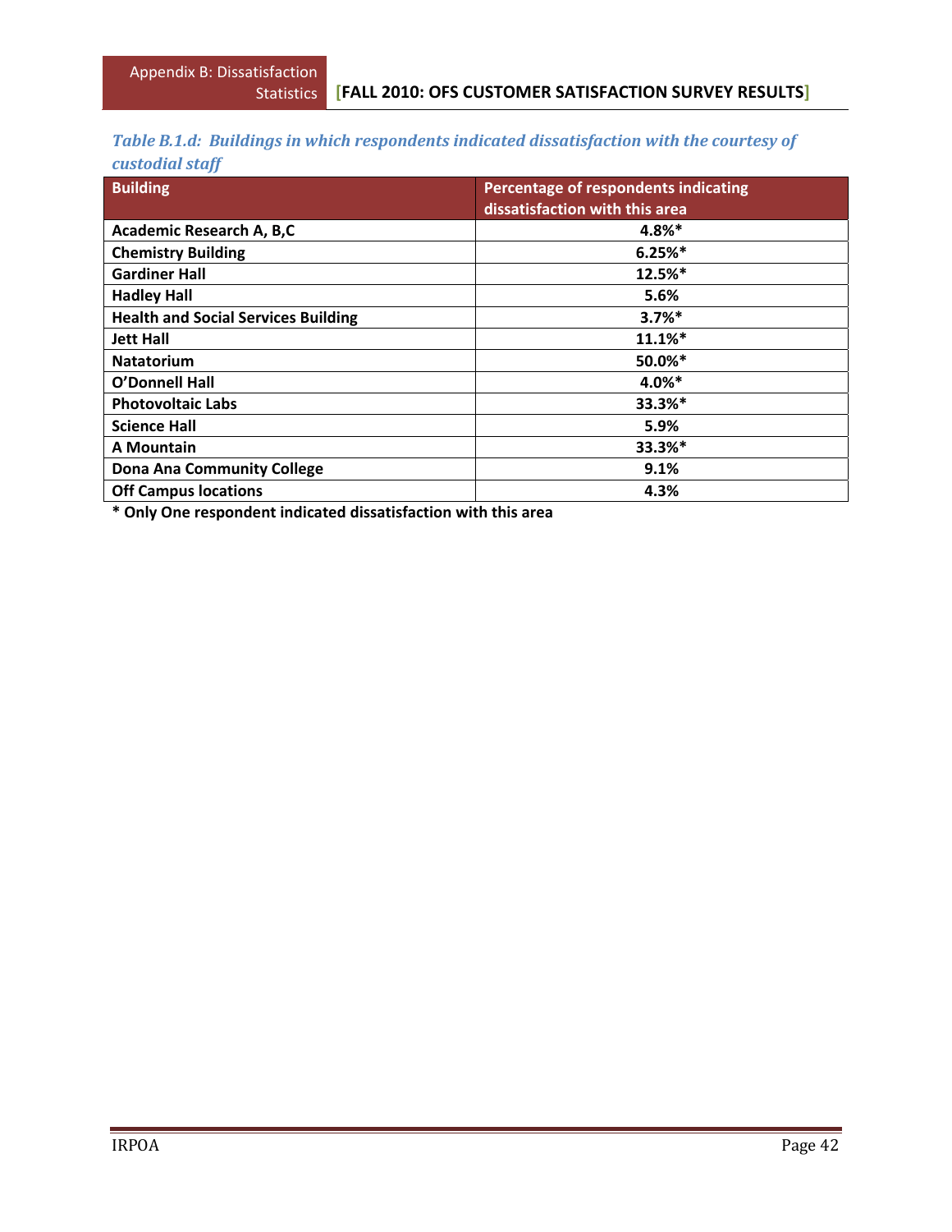*Table B.1.d: Buildings in which respondents indicated dissatisfaction with the courtesy of custodial staff*

| Building | Percentage of respondents indicating dissatisfaction with this area |
|---|---|
| **Academic Research A, B,C** | **4.8%*** |
| **Chemistry Building** | **6.25%*** |
| **Gardiner Hall** | **12.5%*** |
| **Hadley Hall** | **5.6%** |
| **Health and Social Services Building** | **3.7%*** |
| **Jett Hall** | **11.1%*** |
| **Natatorium** | **50.0%*** |
| **O'Donnell Hall** | **4.0%*** |
| **Photovoltaic Labs** | **33.3%*** |
| **Science Hall** | **5.9%** |
| **A Mountain** | **33.3%*** |
| **Dona Ana Community College** | **9.1%** |
| **Off Campus locations** | **4.3%** |

**\* Only One respondent indicated dissatisfaction with this area**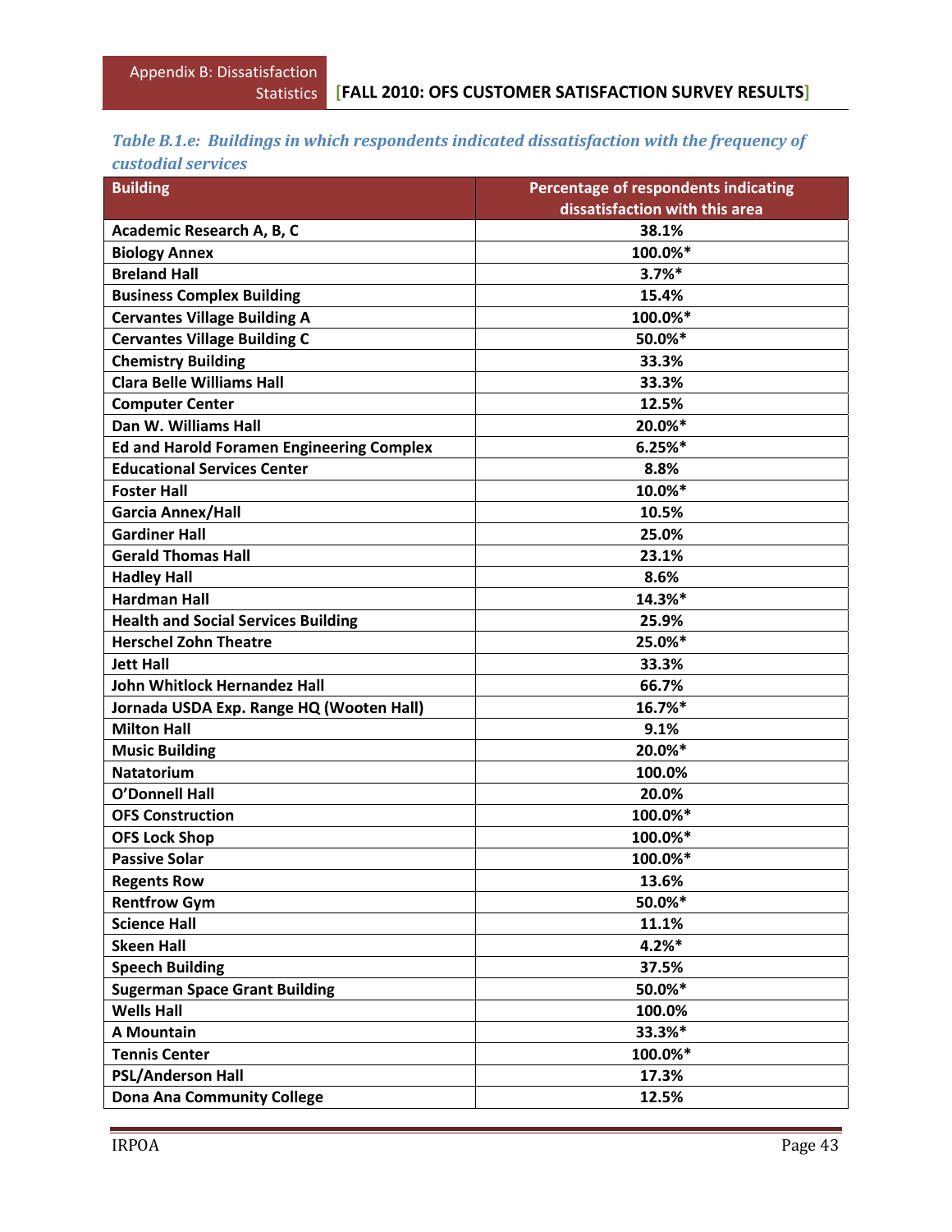*Table B.1.e: Buildings in which respondents indicated dissatisfaction with the frequency of custodial services*

| Building | Percentage of respondents indicating dissatisfaction with this area |
|---|---|
| Academic Research A, B, C | 38.1% |
| Biology Annex | 100.0%* |
| Breland Hall | 3.7%* |
| Business Complex Building | 15.4% |
| Cervantes Village Building A | 100.0%* |
| Cervantes Village Building C | 50.0%* |
| Chemistry Building | 33.3% |
| Clara Belle Williams Hall | 33.3% |
| Computer Center | 12.5% |
| Dan W. Williams Hall | 20.0%* |
| Ed and Harold Foramen Engineering Complex | 6.25%* |
| Educational Services Center | 8.8% |
| Foster Hall | 10.0%* |
| Garcia Annex/Hall | 10.5% |
| Gardiner Hall | 25.0% |
| Gerald Thomas Hall | 23.1% |
| Hadley Hall | 8.6% |
| Hardman Hall | 14.3%* |
| Health and Social Services Building | 25.9% |
| Herschel Zohn Theatre | 25.0%* |
| Jett Hall | 33.3% |
| John Whitlock Hernandez Hall | 66.7% |
| Jornada USDA Exp. Range HQ (Wooten Hall) | 16.7%* |
| Milton Hall | 9.1% |
| Music Building | 20.0%* |
| Natatorium | 100.0% |
| O'Donnell Hall | 20.0% |
| OFS Construction | 100.0%* |
| OFS Lock Shop | 100.0%* |
| Passive Solar | 100.0%* |
| Regents Row | 13.6% |
| Rentfrow Gym | 50.0%* |
| Science Hall | 11.1% |
| Skeen Hall | 4.2%* |
| Speech Building | 37.5% |
| Sugerman Space Grant Building | 50.0%* |
| Wells Hall | 100.0% |
| A Mountain | 33.3%* |
| Tennis Center | 100.0%* |
| PSL/Anderson Hall | 17.3% |
| Dona Ana Community College | 12.5% |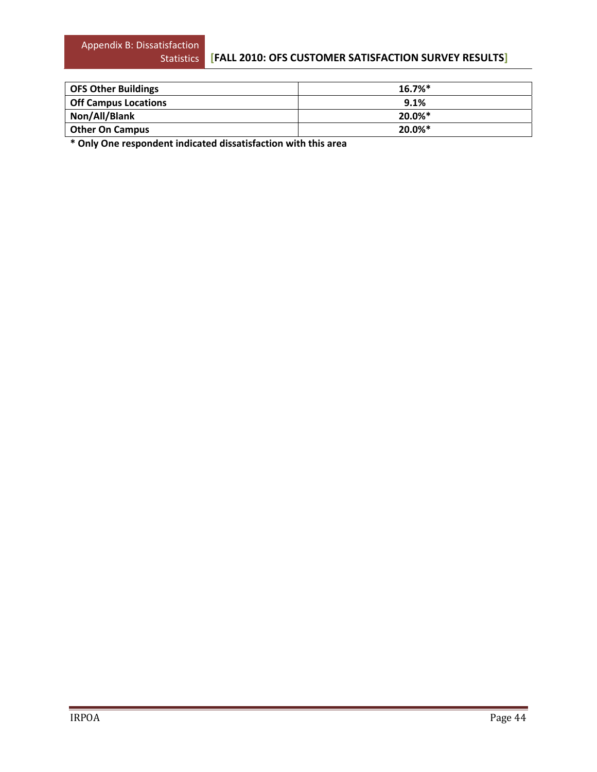| OFS Other Buildings | 16.7%* |
|---|---|
| Off Campus Locations | 9.1% |
| Non/All/Blank | 20.0%* |
| Other On Campus | 20.0%* |

**\* Only One respondent indicated dissatisfaction with this area**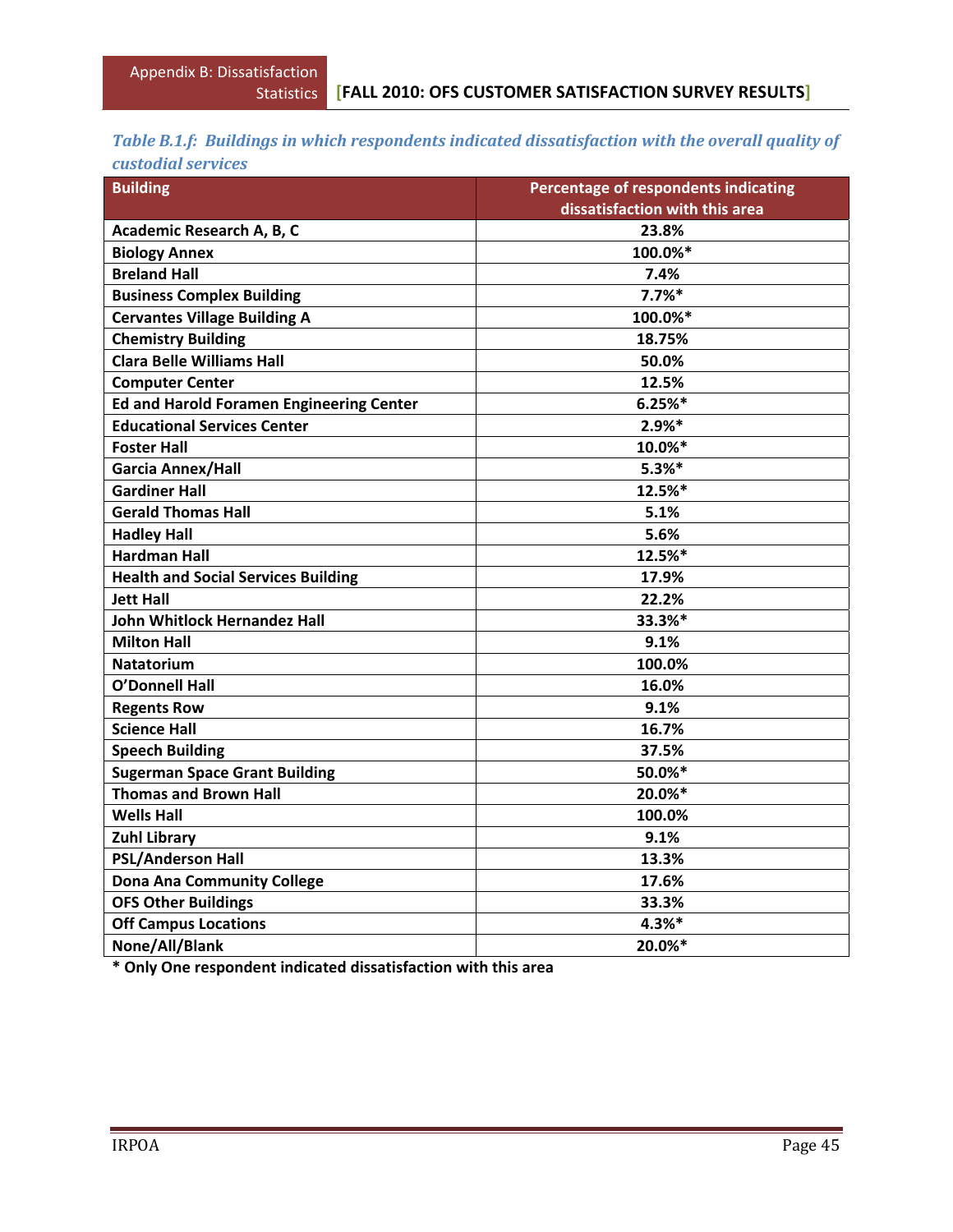*Table B.1.f: Buildings in which respondents indicated dissatisfaction with the overall quality of custodial services*

| Building | Percentage of respondents indicating dissatisfaction with this area |
|---|---|
| Academic Research A, B, C | 23.8% |
| Biology Annex | 100.0%* |
| Breland Hall | 7.4% |
| Business Complex Building | 7.7%* |
| Cervantes Village Building A | 100.0%* |
| Chemistry Building | 18.75% |
| Clara Belle Williams Hall | 50.0% |
| Computer Center | 12.5% |
| Ed and Harold Foramen Engineering Center | 6.25%* |
| Educational Services Center | 2.9%* |
| Foster Hall | 10.0%* |
| Garcia Annex/Hall | 5.3%* |
| Gardiner Hall | 12.5%* |
| Gerald Thomas Hall | 5.1% |
| Hadley Hall | 5.6% |
| Hardman Hall | 12.5%* |
| Health and Social Services Building | 17.9% |
| Jett Hall | 22.2% |
| John Whitlock Hernandez Hall | 33.3%* |
| Milton Hall | 9.1% |
| Natatorium | 100.0% |
| O'Donnell Hall | 16.0% |
| Regents Row | 9.1% |
| Science Hall | 16.7% |
| Speech Building | 37.5% |
| Sugerman Space Grant Building | 50.0%* |
| Thomas and Brown Hall | 20.0%* |
| Wells Hall | 100.0% |
| Zuhl Library | 9.1% |
| PSL/Anderson Hall | 13.3% |
| Dona Ana Community College | 17.6% |
| OFS Other Buildings | 33.3% |
| Off Campus Locations | 4.3%* |
| None/All/Blank | 20.0%* |

**\* Only One respondent indicated dissatisfaction with this area**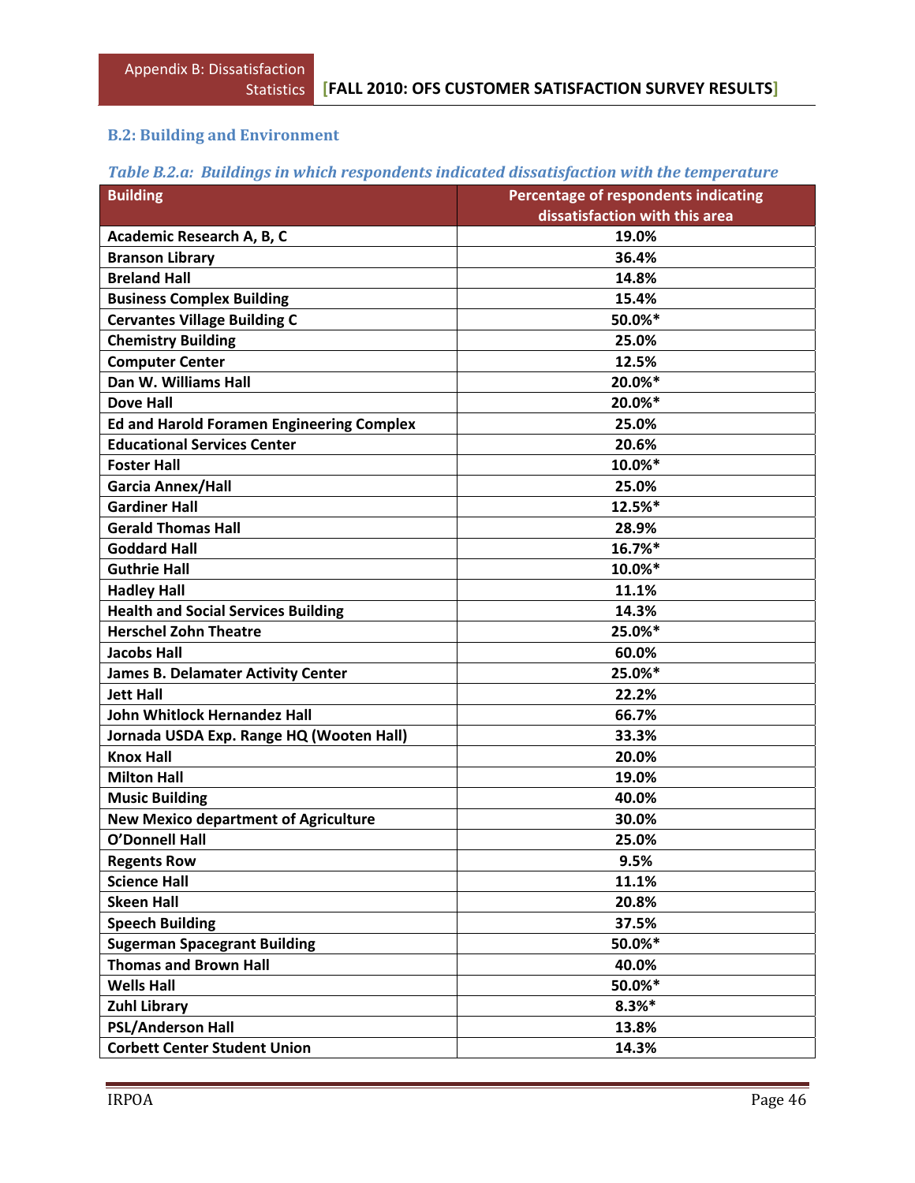## B.2: Building and Environment

*Table B.2.a: Buildings in which respondents indicated dissatisfaction with the temperature*

| Building | Percentage of respondents indicating dissatisfaction with this area |
|---|---|
| Academic Research A, B, C | 19.0% |
| Branson Library | 36.4% |
| Breland Hall | 14.8% |
| Business Complex Building | 15.4% |
| Cervantes Village Building C | 50.0%* |
| Chemistry Building | 25.0% |
| Computer Center | 12.5% |
| Dan W. Williams Hall | 20.0%* |
| Dove Hall | 20.0%* |
| Ed and Harold Foramen Engineering Complex | 25.0% |
| Educational Services Center | 20.6% |
| Foster Hall | 10.0%* |
| Garcia Annex/Hall | 25.0% |
| Gardiner Hall | 12.5%* |
| Gerald Thomas Hall | 28.9% |
| Goddard Hall | 16.7%* |
| Guthrie Hall | 10.0%* |
| Hadley Hall | 11.1% |
| Health and Social Services Building | 14.3% |
| Herschel Zohn Theatre | 25.0%* |
| Jacobs Hall | 60.0% |
| James B. Delamater Activity Center | 25.0%* |
| Jett Hall | 22.2% |
| John Whitlock Hernandez Hall | 66.7% |
| Jornada USDA Exp. Range HQ (Wooten Hall) | 33.3% |
| Knox Hall | 20.0% |
| Milton Hall | 19.0% |
| Music Building | 40.0% |
| New Mexico department of Agriculture | 30.0% |
| O'Donnell Hall | 25.0% |
| Regents Row | 9.5% |
| Science Hall | 11.1% |
| Skeen Hall | 20.8% |
| Speech Building | 37.5% |
| Sugerman Spacegrant Building | 50.0%* |
| Thomas and Brown Hall | 40.0% |
| Wells Hall | 50.0%* |
| Zuhl Library | 8.3%* |
| PSL/Anderson Hall | 13.8% |
| Corbett Center Student Union | 14.3% |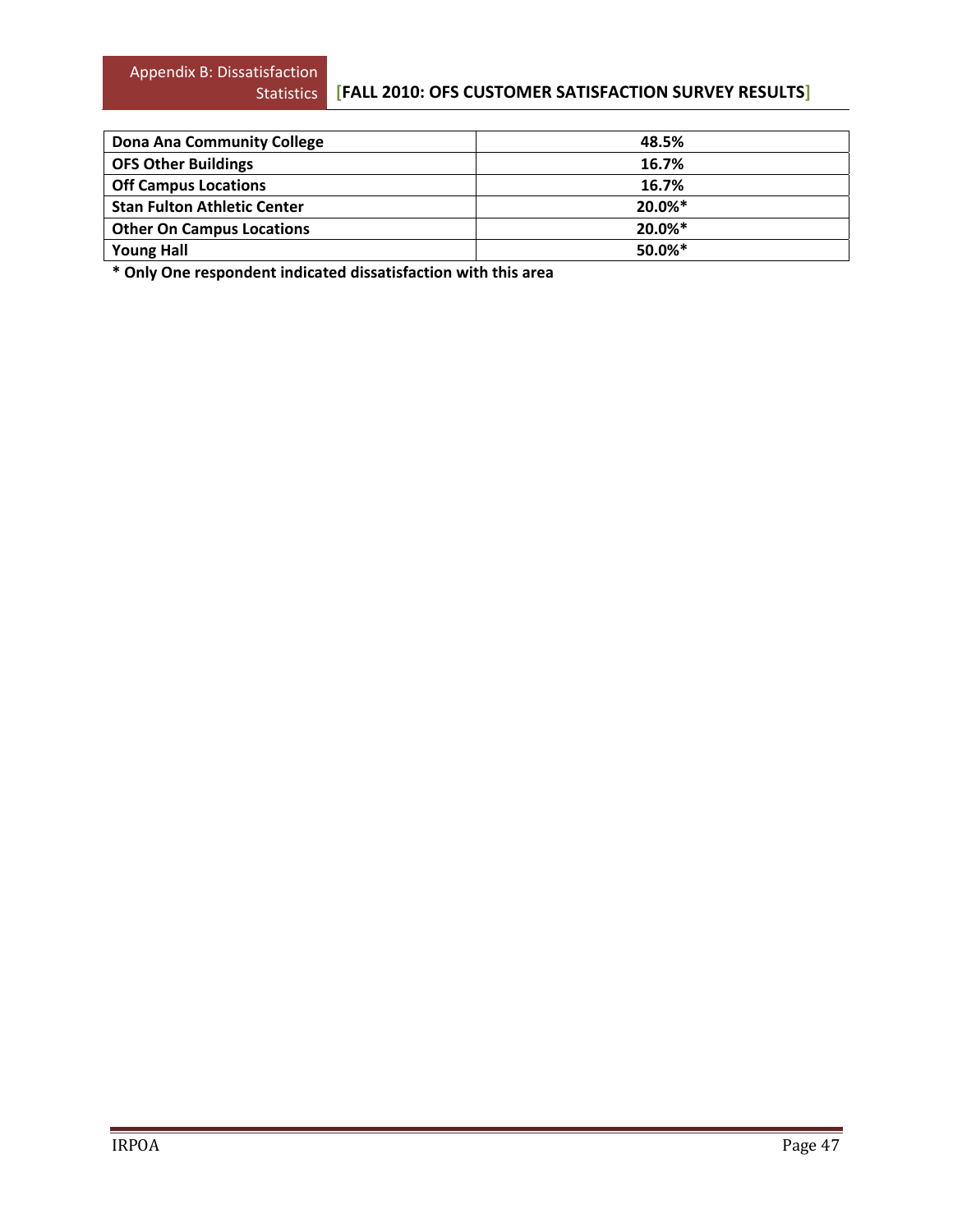| Dona Ana Community College | 48.5% |
|---|---|
| OFS Other Buildings | 16.7% |
| Off Campus Locations | 16.7% |
| Stan Fulton Athletic Center | 20.0%* |
| Other On Campus Locations | 20.0%* |
| Young Hall | 50.0%* |

**\* Only One respondent indicated dissatisfaction with this area**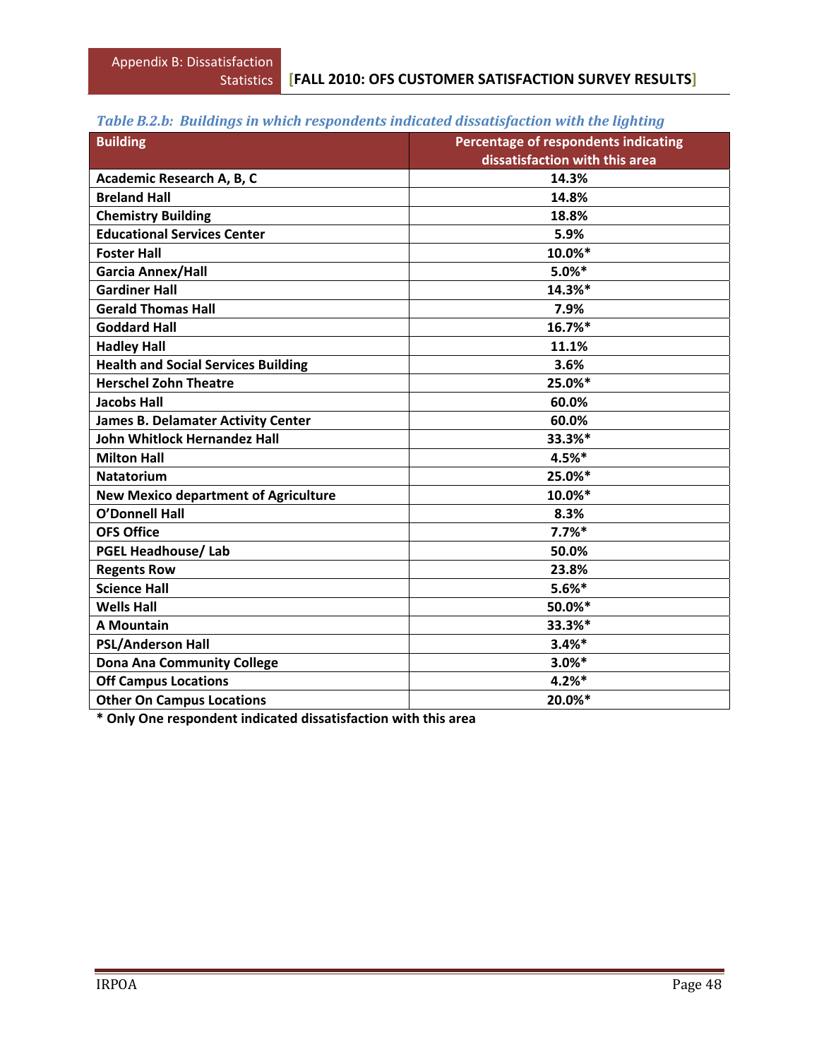*Table B.2.b: Buildings in which respondents indicated dissatisfaction with the lighting*

| Building | Percentage of respondents indicating dissatisfaction with this area |
|---|---|
| Academic Research A, B, C | 14.3% |
| Breland Hall | 14.8% |
| Chemistry Building | 18.8% |
| Educational Services Center | 5.9% |
| Foster Hall | 10.0%* |
| Garcia Annex/Hall | 5.0%* |
| Gardiner Hall | 14.3%* |
| Gerald Thomas Hall | 7.9% |
| Goddard Hall | 16.7%* |
| Hadley Hall | 11.1% |
| Health and Social Services Building | 3.6% |
| Herschel Zohn Theatre | 25.0%* |
| Jacobs Hall | 60.0% |
| James B. Delamater Activity Center | 60.0% |
| John Whitlock Hernandez Hall | 33.3%* |
| Milton Hall | 4.5%* |
| Natatorium | 25.0%* |
| New Mexico department of Agriculture | 10.0%* |
| O'Donnell Hall | 8.3% |
| OFS Office | 7.7%* |
| PGEL Headhouse/ Lab | 50.0% |
| Regents Row | 23.8% |
| Science Hall | 5.6%* |
| Wells Hall | 50.0%* |
| A Mountain | 33.3%* |
| PSL/Anderson Hall | 3.4%* |
| Dona Ana Community College | 3.0%* |
| Off Campus Locations | 4.2%* |
| Other On Campus Locations | 20.0%* |

**\* Only One respondent indicated dissatisfaction with this area**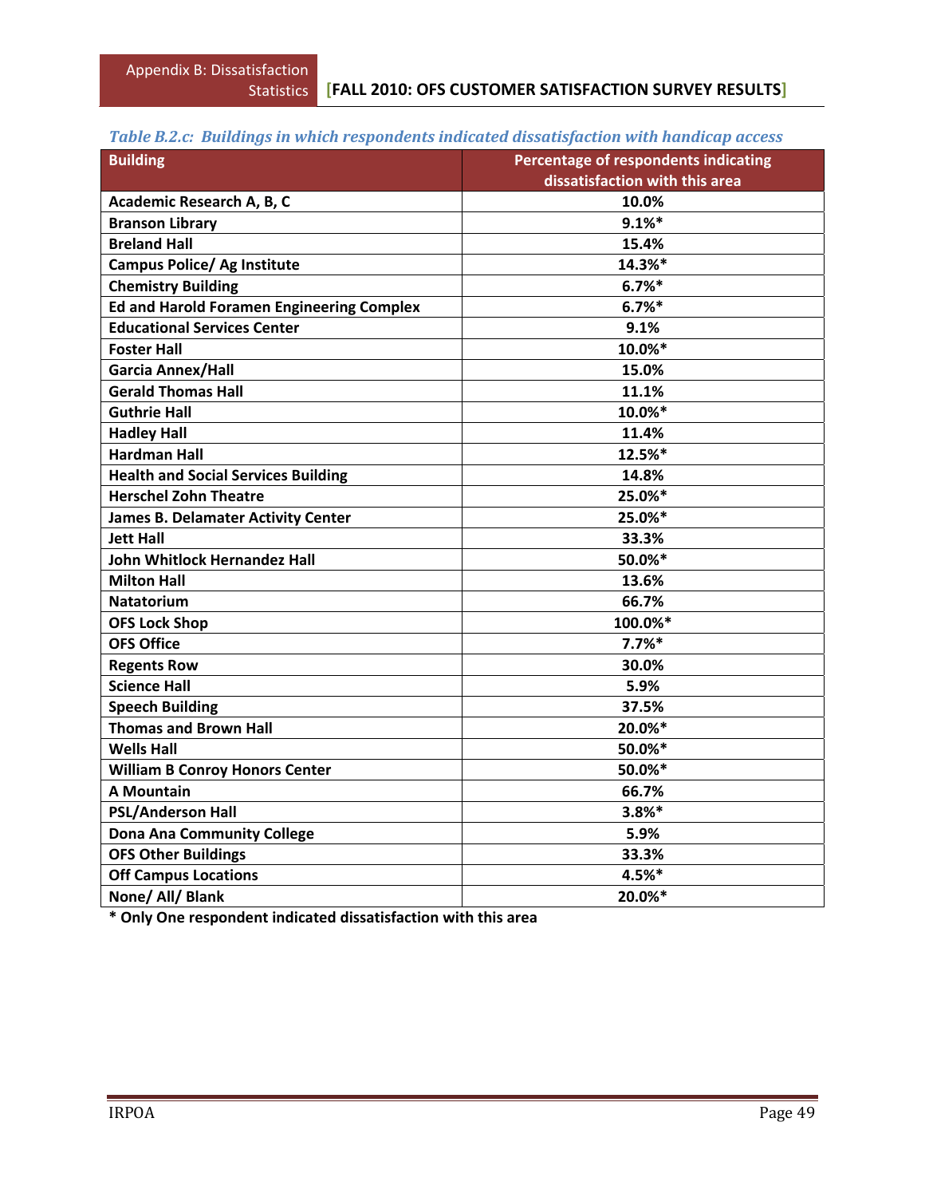*Table B.2.c: Buildings in which respondents indicated dissatisfaction with handicap access*

| Building | Percentage of respondents indicating dissatisfaction with this area |
|---|---|
| Academic Research A, B, C | 10.0% |
| Branson Library | 9.1%* |
| Breland Hall | 15.4% |
| Campus Police/ Ag Institute | 14.3%* |
| Chemistry Building | 6.7%* |
| Ed and Harold Foramen Engineering Complex | 6.7%* |
| Educational Services Center | 9.1% |
| Foster Hall | 10.0%* |
| Garcia Annex/Hall | 15.0% |
| Gerald Thomas Hall | 11.1% |
| Guthrie Hall | 10.0%* |
| Hadley Hall | 11.4% |
| Hardman Hall | 12.5%* |
| Health and Social Services Building | 14.8% |
| Herschel Zohn Theatre | 25.0%* |
| James B. Delamater Activity Center | 25.0%* |
| Jett Hall | 33.3% |
| John Whitlock Hernandez Hall | 50.0%* |
| Milton Hall | 13.6% |
| Natatorium | 66.7% |
| OFS Lock Shop | 100.0%* |
| OFS Office | 7.7%* |
| Regents Row | 30.0% |
| Science Hall | 5.9% |
| Speech Building | 37.5% |
| Thomas and Brown Hall | 20.0%* |
| Wells Hall | 50.0%* |
| William B Conroy Honors Center | 50.0%* |
| A Mountain | 66.7% |
| PSL/Anderson Hall | 3.8%* |
| Dona Ana Community College | 5.9% |
| OFS Other Buildings | 33.3% |
| Off Campus Locations | 4.5%* |
| None/ All/ Blank | 20.0%* |

**\* Only One respondent indicated dissatisfaction with this area**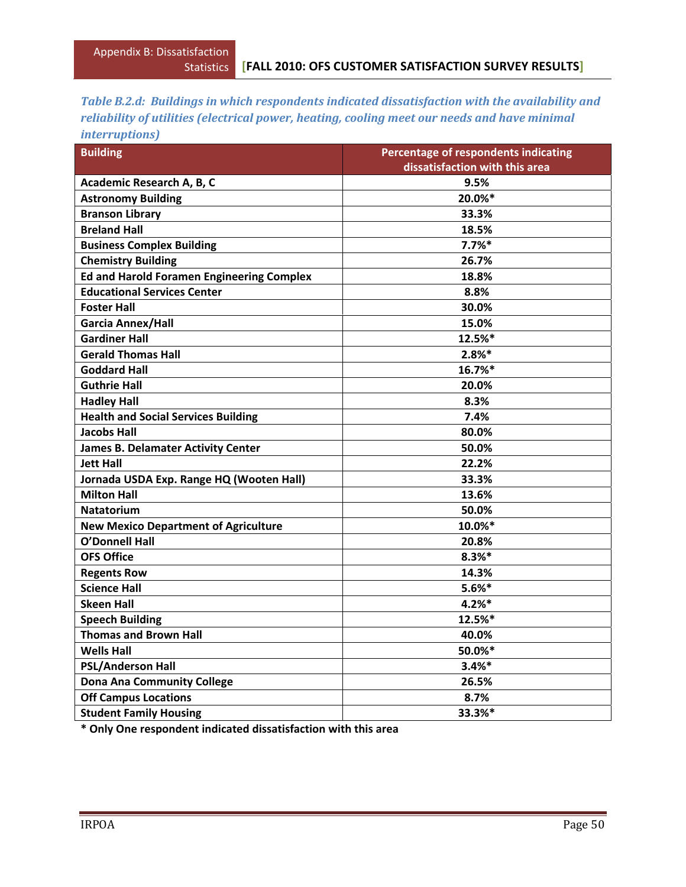*Table B.2.d: Buildings in which respondents indicated dissatisfaction with the availability and reliability of utilities (electrical power, heating, cooling meet our needs and have minimal interruptions)*

| Building | Percentage of respondents indicating dissatisfaction with this area |
|---|---|
| Academic Research A, B, C | 9.5% |
| Astronomy Building | 20.0%* |
| Branson Library | 33.3% |
| Breland Hall | 18.5% |
| Business Complex Building | 7.7%* |
| Chemistry Building | 26.7% |
| Ed and Harold Foramen Engineering Complex | 18.8% |
| Educational Services Center | 8.8% |
| Foster Hall | 30.0% |
| Garcia Annex/Hall | 15.0% |
| Gardiner Hall | 12.5%* |
| Gerald Thomas Hall | 2.8%* |
| Goddard Hall | 16.7%* |
| Guthrie Hall | 20.0% |
| Hadley Hall | 8.3% |
| Health and Social Services Building | 7.4% |
| Jacobs Hall | 80.0% |
| James B. Delamater Activity Center | 50.0% |
| Jett Hall | 22.2% |
| Jornada USDA Exp. Range HQ (Wooten Hall) | 33.3% |
| Milton Hall | 13.6% |
| Natatorium | 50.0% |
| New Mexico Department of Agriculture | 10.0%* |
| O'Donnell Hall | 20.8% |
| OFS Office | 8.3%* |
| Regents Row | 14.3% |
| Science Hall | 5.6%* |
| Skeen Hall | 4.2%* |
| Speech Building | 12.5%* |
| Thomas and Brown Hall | 40.0% |
| Wells Hall | 50.0%* |
| PSL/Anderson Hall | 3.4%* |
| Dona Ana Community College | 26.5% |
| Off Campus Locations | 8.7% |
| Student Family Housing | 33.3%* |

**\* Only One respondent indicated dissatisfaction with this area**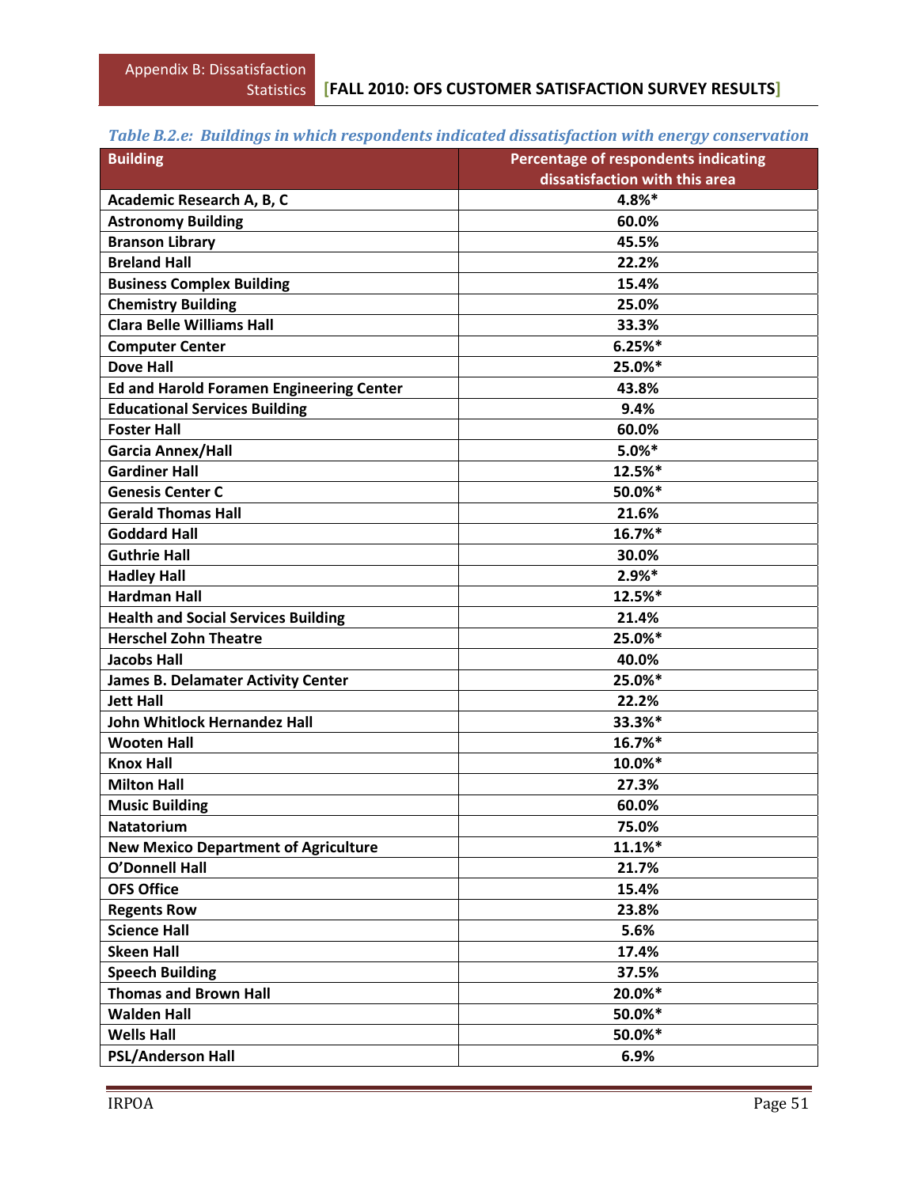*Table B.2.e: Buildings in which respondents indicated dissatisfaction with energy conservation*

| Building | Percentage of respondents indicating dissatisfaction with this area |
|---|---|
| Academic Research A, B, C | 4.8%* |
| Astronomy Building | 60.0% |
| Branson Library | 45.5% |
| Breland Hall | 22.2% |
| Business Complex Building | 15.4% |
| Chemistry Building | 25.0% |
| Clara Belle Williams Hall | 33.3% |
| Computer Center | 6.25%* |
| Dove Hall | 25.0%* |
| Ed and Harold Foramen Engineering Center | 43.8% |
| Educational Services Building | 9.4% |
| Foster Hall | 60.0% |
| Garcia Annex/Hall | 5.0%* |
| Gardiner Hall | 12.5%* |
| Genesis Center C | 50.0%* |
| Gerald Thomas Hall | 21.6% |
| Goddard Hall | 16.7%* |
| Guthrie Hall | 30.0% |
| Hadley Hall | 2.9%* |
| Hardman Hall | 12.5%* |
| Health and Social Services Building | 21.4% |
| Herschel Zohn Theatre | 25.0%* |
| Jacobs Hall | 40.0% |
| James B. Delamater Activity Center | 25.0%* |
| Jett Hall | 22.2% |
| John Whitlock Hernandez Hall | 33.3%* |
| Wooten Hall | 16.7%* |
| Knox Hall | 10.0%* |
| Milton Hall | 27.3% |
| Music Building | 60.0% |
| Natatorium | 75.0% |
| New Mexico Department of Agriculture | 11.1%* |
| O'Donnell Hall | 21.7% |
| OFS Office | 15.4% |
| Regents Row | 23.8% |
| Science Hall | 5.6% |
| Skeen Hall | 17.4% |
| Speech Building | 37.5% |
| Thomas and Brown Hall | 20.0%* |
| Walden Hall | 50.0%* |
| Wells Hall | 50.0%* |
| PSL/Anderson Hall | 6.9% |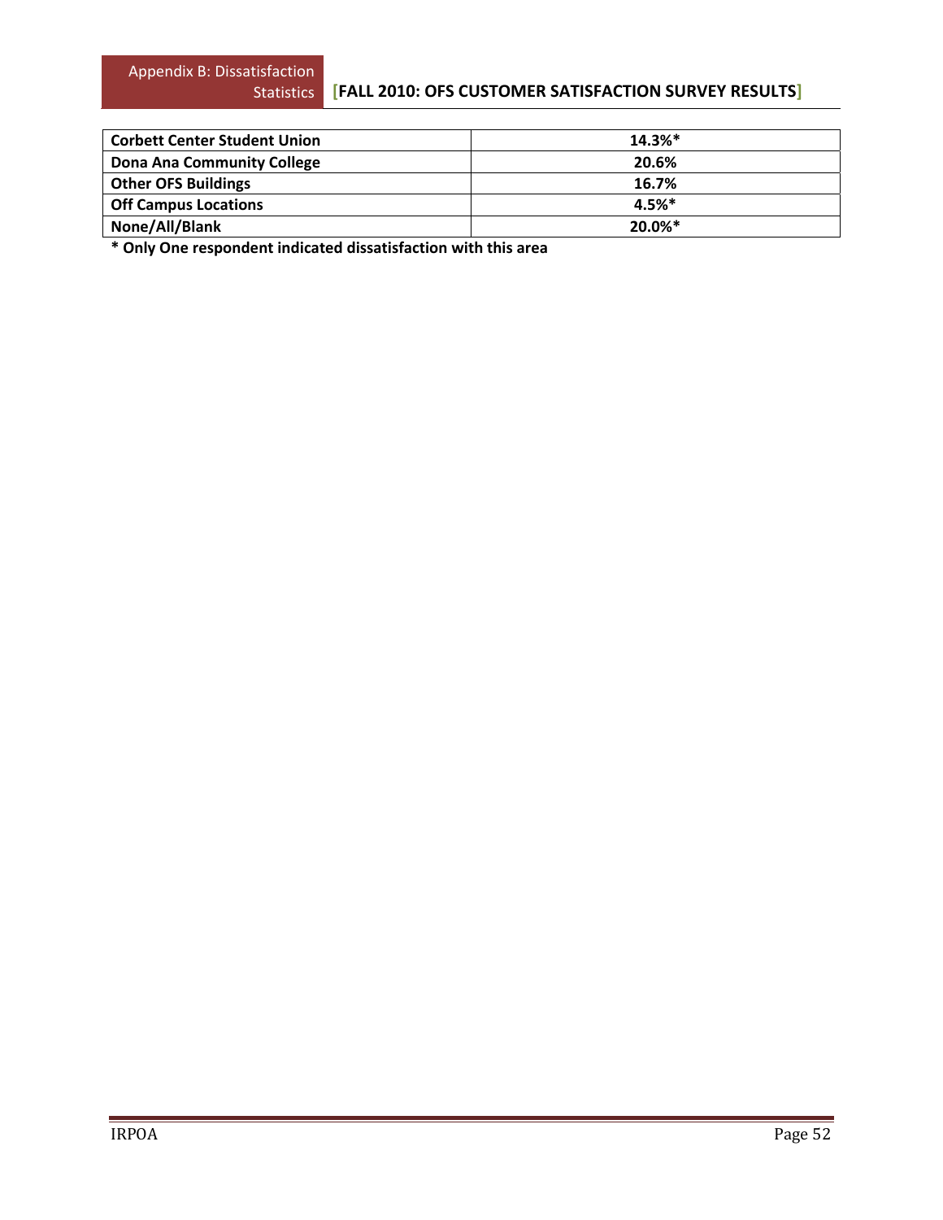| **Corbett Center Student Union** | **14.3%*** |
|---|---|
| **Dona Ana Community College** | **20.6%** |
| **Other OFS Buildings** | **16.7%** |
| **Off Campus Locations** | **4.5%*** |
| **None/All/Blank** | **20.0%*** |

**\* Only One respondent indicated dissatisfaction with this area**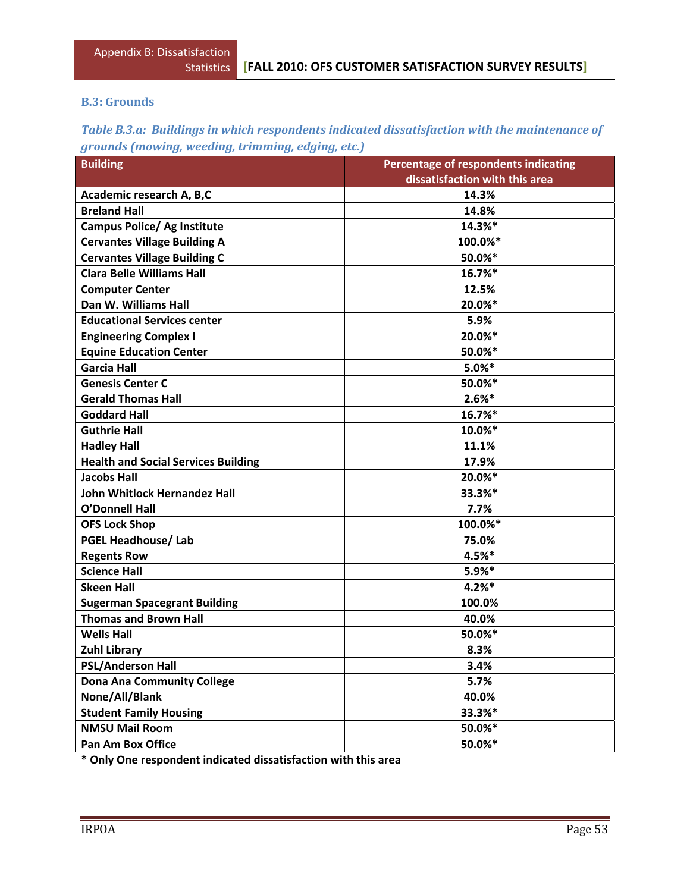### B.3: Grounds

*Table B.3.a: Buildings in which respondents indicated dissatisfaction with the maintenance of grounds (mowing, weeding, trimming, edging, etc.)*

| Building | Percentage of respondents indicating dissatisfaction with this area |
|---|---|
| Academic research A, B,C | 14.3% |
| Breland Hall | 14.8% |
| Campus Police/ Ag Institute | 14.3%* |
| Cervantes Village Building A | 100.0%* |
| Cervantes Village Building C | 50.0%* |
| Clara Belle Williams Hall | 16.7%* |
| Computer Center | 12.5% |
| Dan W. Williams Hall | 20.0%* |
| Educational Services center | 5.9% |
| Engineering Complex I | 20.0%* |
| Equine Education Center | 50.0%* |
| Garcia Hall | 5.0%* |
| Genesis Center C | 50.0%* |
| Gerald Thomas Hall | 2.6%* |
| Goddard Hall | 16.7%* |
| Guthrie Hall | 10.0%* |
| Hadley Hall | 11.1% |
| Health and Social Services Building | 17.9% |
| Jacobs Hall | 20.0%* |
| John Whitlock Hernandez Hall | 33.3%* |
| O'Donnell Hall | 7.7% |
| OFS Lock Shop | 100.0%* |
| PGEL Headhouse/ Lab | 75.0% |
| Regents Row | 4.5%* |
| Science Hall | 5.9%* |
| Skeen Hall | 4.2%* |
| Sugerman Spacegrant Building | 100.0% |
| Thomas and Brown Hall | 40.0% |
| Wells Hall | 50.0%* |
| Zuhl Library | 8.3% |
| PSL/Anderson Hall | 3.4% |
| Dona Ana Community College | 5.7% |
| None/All/Blank | 40.0% |
| Student Family Housing | 33.3%* |
| NMSU Mail Room | 50.0%* |
| Pan Am Box Office | 50.0%* |

**\* Only One respondent indicated dissatisfaction with this area**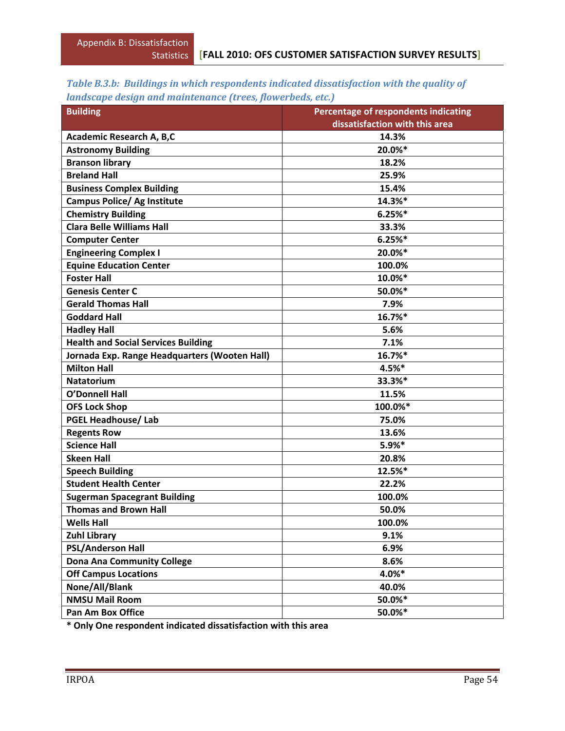*Table B.3.b: Buildings in which respondents indicated dissatisfaction with the quality of landscape design and maintenance (trees, flowerbeds, etc.)*

| Building | Percentage of respondents indicating dissatisfaction with this area |
|---|---|
| Academic Research A, B,C | 14.3% |
| Astronomy Building | 20.0%* |
| Branson library | 18.2% |
| Breland Hall | 25.9% |
| Business Complex Building | 15.4% |
| Campus Police/ Ag Institute | 14.3%* |
| Chemistry Building | 6.25%* |
| Clara Belle Williams Hall | 33.3% |
| Computer Center | 6.25%* |
| Engineering Complex I | 20.0%* |
| Equine Education Center | 100.0% |
| Foster Hall | 10.0%* |
| Genesis Center C | 50.0%* |
| Gerald Thomas Hall | 7.9% |
| Goddard Hall | 16.7%* |
| Hadley Hall | 5.6% |
| Health and Social Services Building | 7.1% |
| Jornada Exp. Range Headquarters (Wooten Hall) | 16.7%* |
| Milton Hall | 4.5%* |
| Natatorium | 33.3%* |
| O'Donnell Hall | 11.5% |
| OFS Lock Shop | 100.0%* |
| PGEL Headhouse/ Lab | 75.0% |
| Regents Row | 13.6% |
| Science Hall | 5.9%* |
| Skeen Hall | 20.8% |
| Speech Building | 12.5%* |
| Student Health Center | 22.2% |
| Sugerman Spacegrant Building | 100.0% |
| Thomas and Brown Hall | 50.0% |
| Wells Hall | 100.0% |
| Zuhl Library | 9.1% |
| PSL/Anderson Hall | 6.9% |
| Dona Ana Community College | 8.6% |
| Off Campus Locations | 4.0%* |
| None/All/Blank | 40.0% |
| NMSU Mail Room | 50.0%* |
| Pan Am Box Office | 50.0%* |

**\* Only One respondent indicated dissatisfaction with this area**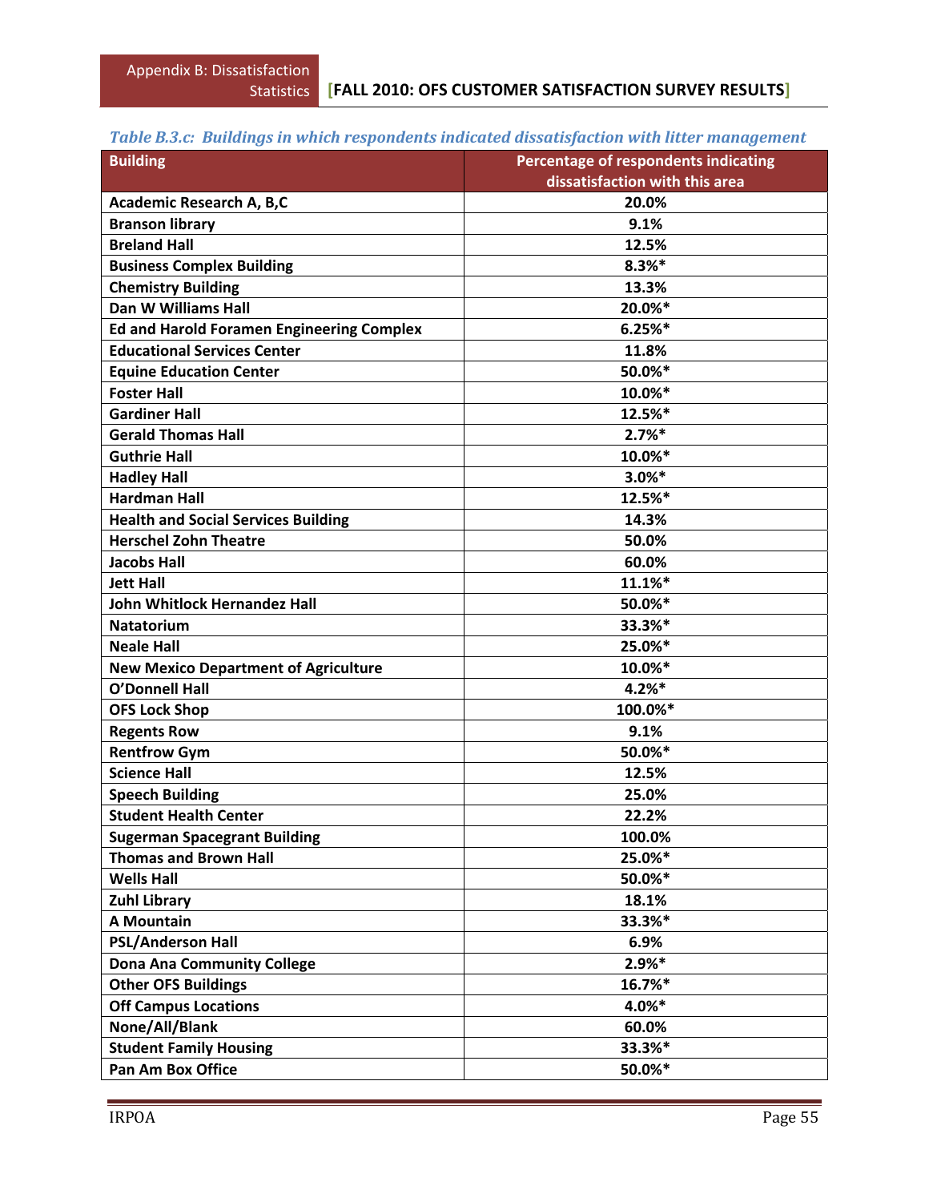*Table B.3.c: Buildings in which respondents indicated dissatisfaction with litter management*

| Building | Percentage of respondents indicating dissatisfaction with this area |
|---|---|
| Academic Research A, B,C | 20.0% |
| Branson library | 9.1% |
| Breland Hall | 12.5% |
| Business Complex Building | 8.3%* |
| Chemistry Building | 13.3% |
| Dan W Williams Hall | 20.0%* |
| Ed and Harold Foramen Engineering Complex | 6.25%* |
| Educational Services Center | 11.8% |
| Equine Education Center | 50.0%* |
| Foster Hall | 10.0%* |
| Gardiner Hall | 12.5%* |
| Gerald Thomas Hall | 2.7%* |
| Guthrie Hall | 10.0%* |
| Hadley Hall | 3.0%* |
| Hardman Hall | 12.5%* |
| Health and Social Services Building | 14.3% |
| Herschel Zohn Theatre | 50.0% |
| Jacobs Hall | 60.0% |
| Jett Hall | 11.1%* |
| John Whitlock Hernandez Hall | 50.0%* |
| Natatorium | 33.3%* |
| Neale Hall | 25.0%* |
| New Mexico Department of Agriculture | 10.0%* |
| O'Donnell Hall | 4.2%* |
| OFS Lock Shop | 100.0%* |
| Regents Row | 9.1% |
| Rentfrow Gym | 50.0%* |
| Science Hall | 12.5% |
| Speech Building | 25.0% |
| Student Health Center | 22.2% |
| Sugerman Spacegrant Building | 100.0% |
| Thomas and Brown Hall | 25.0%* |
| Wells Hall | 50.0%* |
| Zuhl Library | 18.1% |
| A Mountain | 33.3%* |
| PSL/Anderson Hall | 6.9% |
| Dona Ana Community College | 2.9%* |
| Other OFS Buildings | 16.7%* |
| Off Campus Locations | 4.0%* |
| None/All/Blank | 60.0% |
| Student Family Housing | 33.3%* |
| Pan Am Box Office | 50.0%* |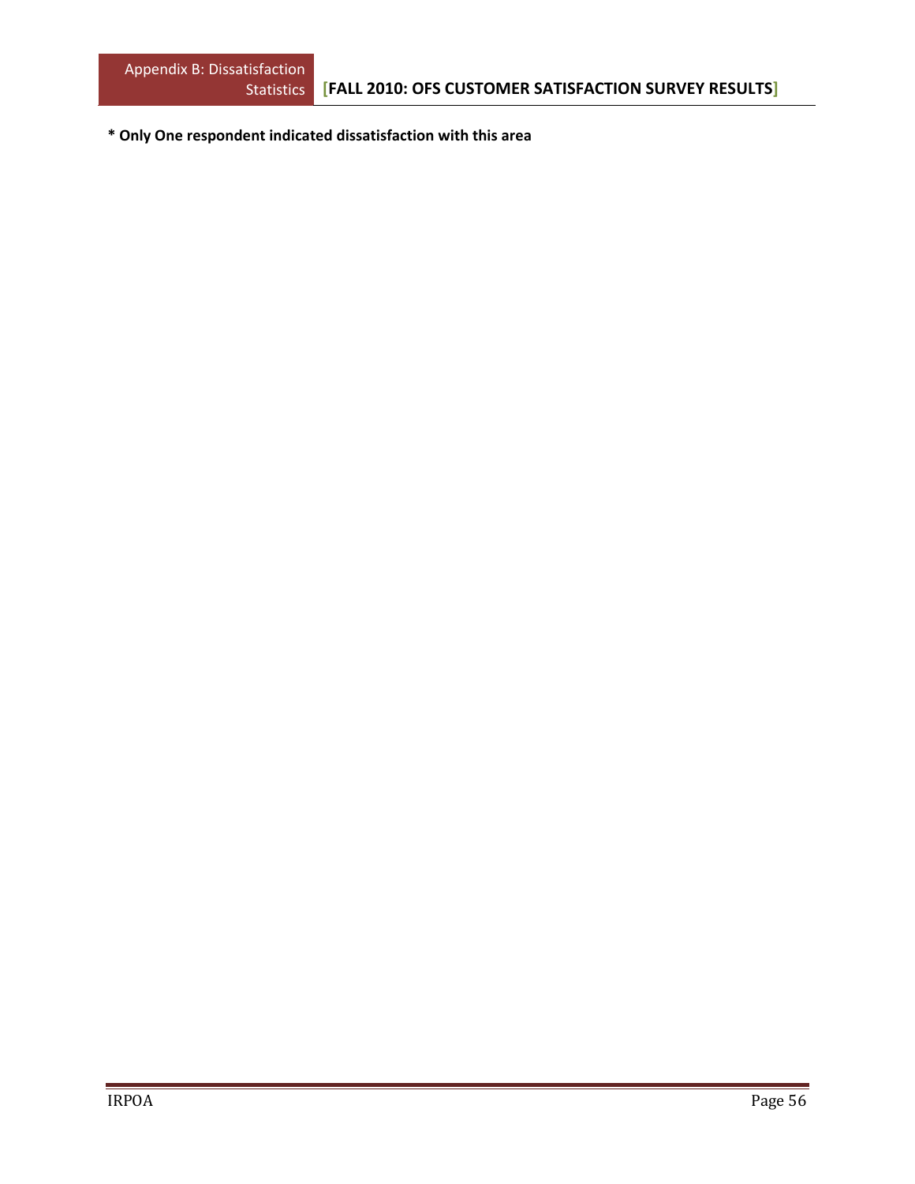**\* Only One respondent indicated dissatisfaction with this area**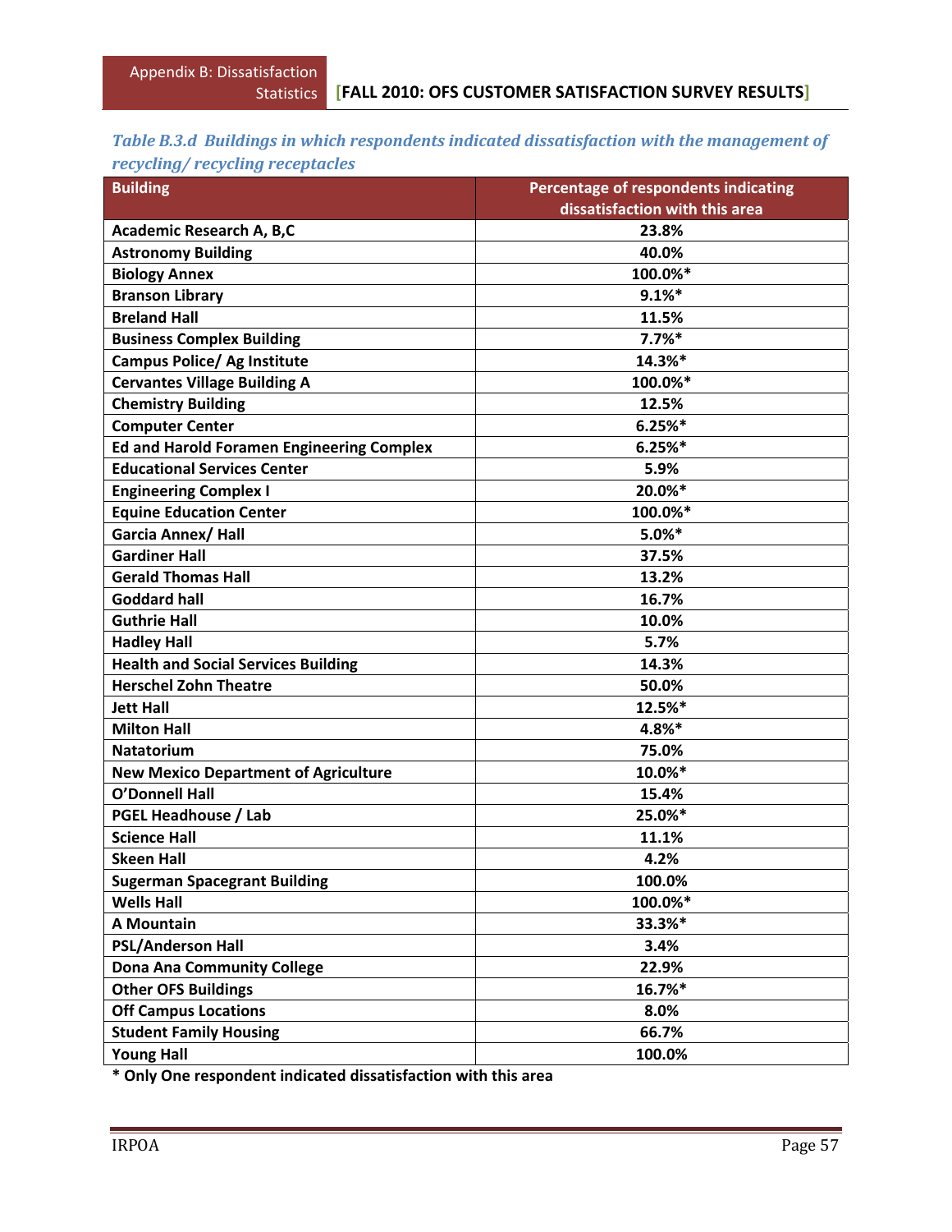*Table B.3.d Buildings in which respondents indicated dissatisfaction with the management of recycling/ recycling receptacles*

| Building | Percentage of respondents indicating dissatisfaction with this area |
|---|---|
| Academic Research A, B,C | 23.8% |
| Astronomy Building | 40.0% |
| Biology Annex | 100.0%* |
| Branson Library | 9.1%* |
| Breland Hall | 11.5% |
| Business Complex Building | 7.7%* |
| Campus Police/ Ag Institute | 14.3%* |
| Cervantes Village Building A | 100.0%* |
| Chemistry Building | 12.5% |
| Computer Center | 6.25%* |
| Ed and Harold Foramen Engineering Complex | 6.25%* |
| Educational Services Center | 5.9% |
| Engineering Complex I | 20.0%* |
| Equine Education Center | 100.0%* |
| Garcia Annex/ Hall | 5.0%* |
| Gardiner Hall | 37.5% |
| Gerald Thomas Hall | 13.2% |
| Goddard hall | 16.7% |
| Guthrie Hall | 10.0% |
| Hadley Hall | 5.7% |
| Health and Social Services Building | 14.3% |
| Herschel Zohn Theatre | 50.0% |
| Jett Hall | 12.5%* |
| Milton Hall | 4.8%* |
| Natatorium | 75.0% |
| New Mexico Department of Agriculture | 10.0%* |
| O'Donnell Hall | 15.4% |
| PGEL Headhouse / Lab | 25.0%* |
| Science Hall | 11.1% |
| Skeen Hall | 4.2% |
| Sugerman Spacegrant Building | 100.0% |
| Wells Hall | 100.0%* |
| A Mountain | 33.3%* |
| PSL/Anderson Hall | 3.4% |
| Dona Ana Community College | 22.9% |
| Other OFS Buildings | 16.7%* |
| Off Campus Locations | 8.0% |
| Student Family Housing | 66.7% |
| Young Hall | 100.0% |

**\* Only One respondent indicated dissatisfaction with this area**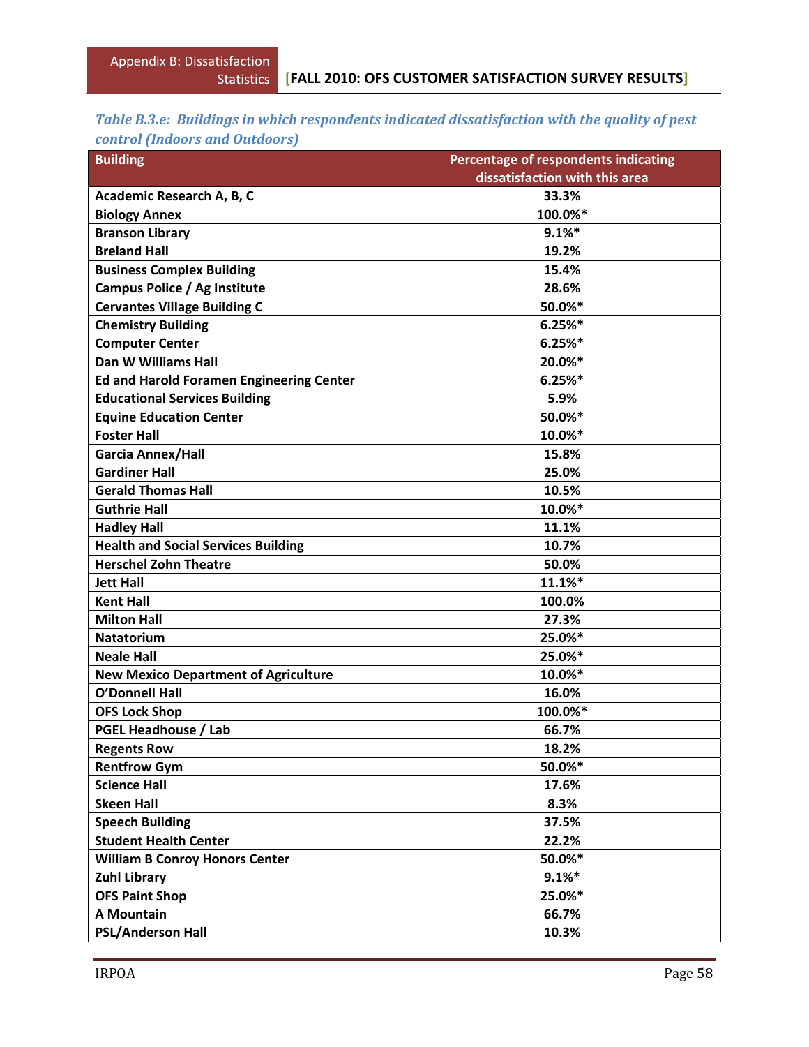*Table B.3.e: Buildings in which respondents indicated dissatisfaction with the quality of pest control (Indoors and Outdoors)*

| Building | Percentage of respondents indicating dissatisfaction with this area |
|---|---|
| Academic Research A, B, C | 33.3% |
| Biology Annex | 100.0%* |
| Branson Library | 9.1%* |
| Breland Hall | 19.2% |
| Business Complex Building | 15.4% |
| Campus Police / Ag Institute | 28.6% |
| Cervantes Village Building C | 50.0%* |
| Chemistry Building | 6.25%* |
| Computer Center | 6.25%* |
| Dan W Williams Hall | 20.0%* |
| Ed and Harold Foramen Engineering Center | 6.25%* |
| Educational Services Building | 5.9% |
| Equine Education Center | 50.0%* |
| Foster Hall | 10.0%* |
| Garcia Annex/Hall | 15.8% |
| Gardiner Hall | 25.0% |
| Gerald Thomas Hall | 10.5% |
| Guthrie Hall | 10.0%* |
| Hadley Hall | 11.1% |
| Health and Social Services Building | 10.7% |
| Herschel Zohn Theatre | 50.0% |
| Jett Hall | 11.1%* |
| Kent Hall | 100.0% |
| Milton Hall | 27.3% |
| Natatorium | 25.0%* |
| Neale Hall | 25.0%* |
| New Mexico Department of Agriculture | 10.0%* |
| O'Donnell Hall | 16.0% |
| OFS Lock Shop | 100.0%* |
| PGEL Headhouse / Lab | 66.7% |
| Regents Row | 18.2% |
| Rentfrow Gym | 50.0%* |
| Science Hall | 17.6% |
| Skeen Hall | 8.3% |
| Speech Building | 37.5% |
| Student Health Center | 22.2% |
| William B Conroy Honors Center | 50.0%* |
| Zuhl Library | 9.1%* |
| OFS Paint Shop | 25.0%* |
| A Mountain | 66.7% |
| PSL/Anderson Hall | 10.3% |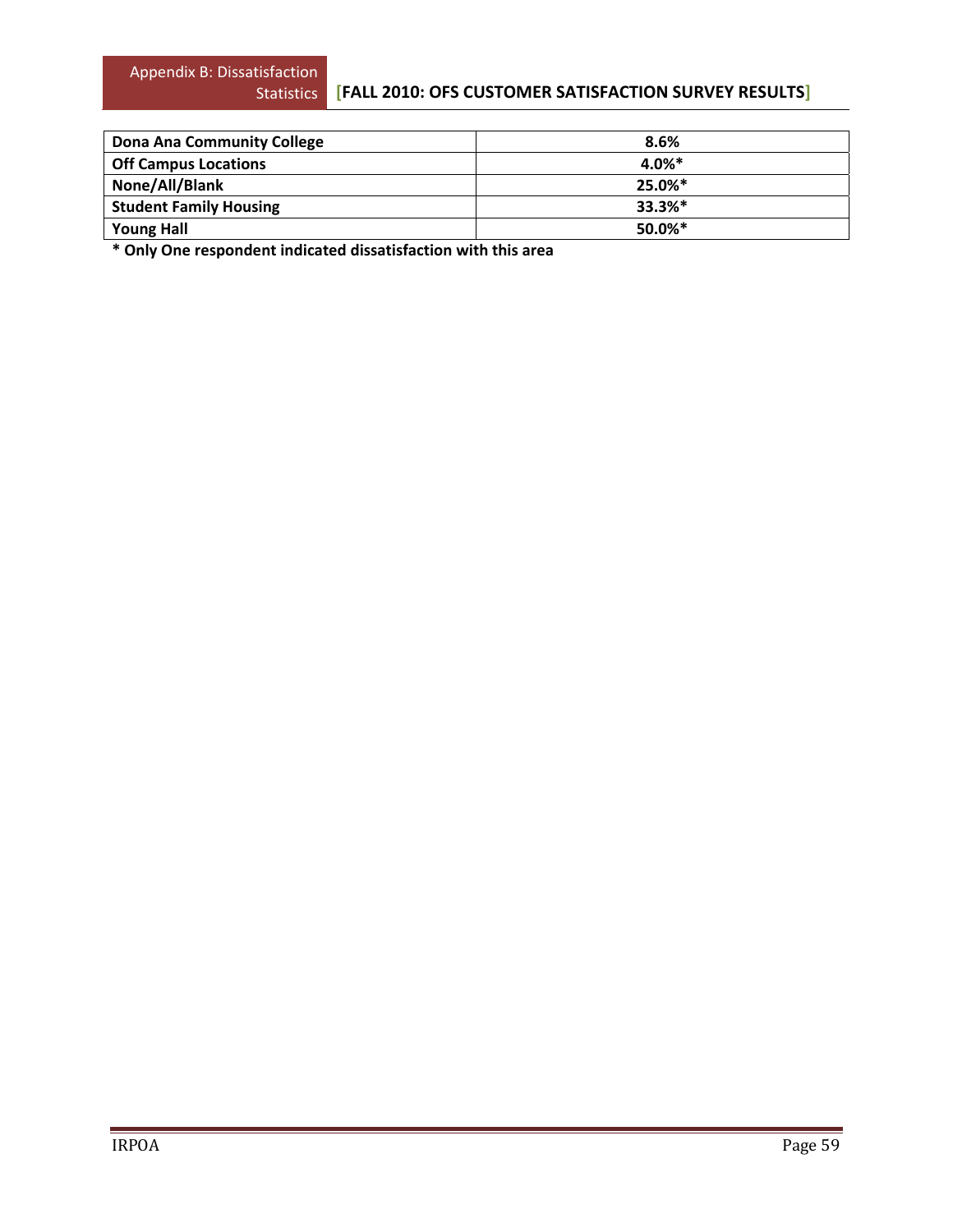| | |
|---|---|
| **Dona Ana Community College** | **8.6%** |
| **Off Campus Locations** | **4.0%*** |
| **None/All/Blank** | **25.0%*** |
| **Student Family Housing** | **33.3%*** |
| **Young Hall** | **50.0%*** |

**\* Only One respondent indicated dissatisfaction with this area**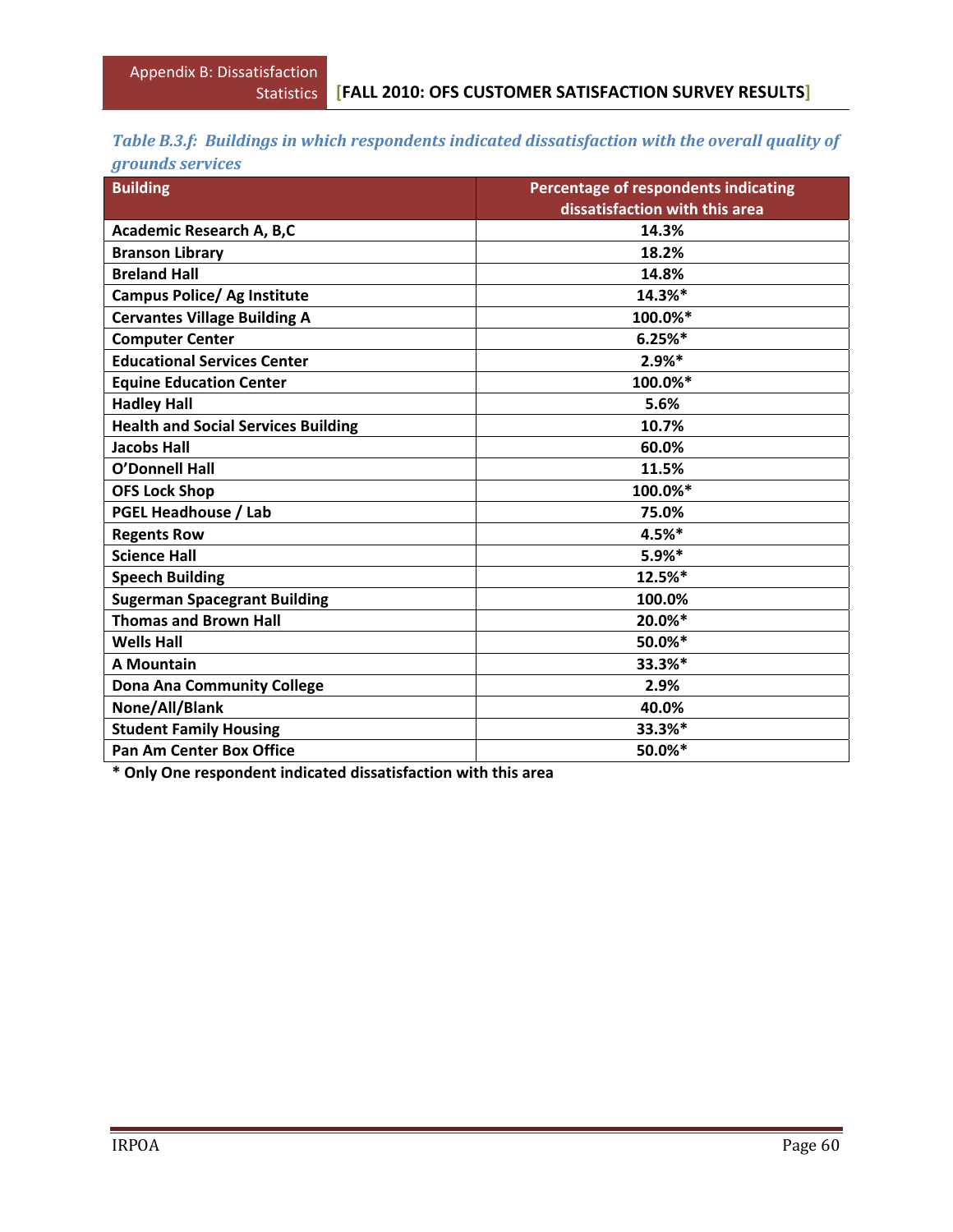*Table B.3.f: Buildings in which respondents indicated dissatisfaction with the overall quality of grounds services*

| Building | Percentage of respondents indicating dissatisfaction with this area |
|---|---|
| Academic Research A, B,C | 14.3% |
| Branson Library | 18.2% |
| Breland Hall | 14.8% |
| Campus Police/ Ag Institute | 14.3%* |
| Cervantes Village Building A | 100.0%* |
| Computer Center | 6.25%* |
| Educational Services Center | 2.9%* |
| Equine Education Center | 100.0%* |
| Hadley Hall | 5.6% |
| Health and Social Services Building | 10.7% |
| Jacobs Hall | 60.0% |
| O'Donnell Hall | 11.5% |
| OFS Lock Shop | 100.0%* |
| PGEL Headhouse / Lab | 75.0% |
| Regents Row | 4.5%* |
| Science Hall | 5.9%* |
| Speech Building | 12.5%* |
| Sugerman Spacegrant Building | 100.0% |
| Thomas and Brown Hall | 20.0%* |
| Wells Hall | 50.0%* |
| A Mountain | 33.3%* |
| Dona Ana Community College | 2.9% |
| None/All/Blank | 40.0% |
| Student Family Housing | 33.3%* |
| Pan Am Center Box Office | 50.0%* |

**\* Only One respondent indicated dissatisfaction with this area**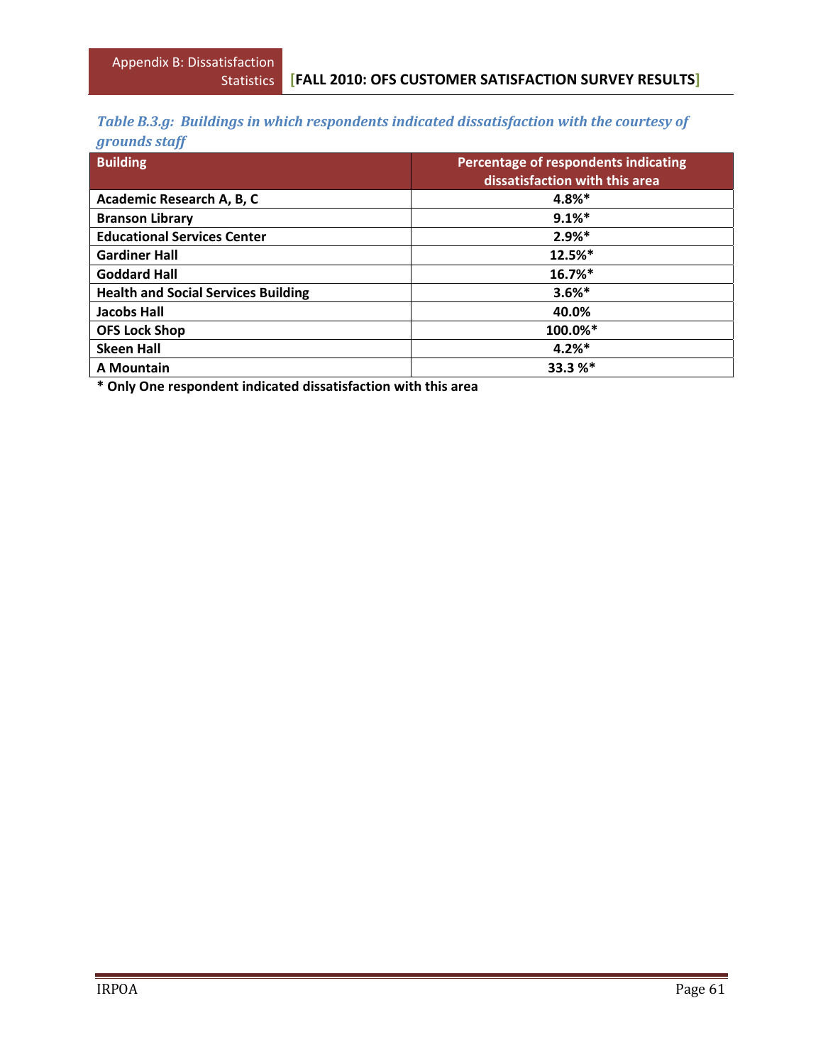*Table B.3.g: Buildings in which respondents indicated dissatisfaction with the courtesy of grounds staff*

| Building | Percentage of respondents indicating dissatisfaction with this area |
|---|---|
| **Academic Research A, B, C** | **4.8%*** |
| **Branson Library** | **9.1%*** |
| **Educational Services Center** | **2.9%*** |
| **Gardiner Hall** | **12.5%*** |
| **Goddard Hall** | **16.7%*** |
| **Health and Social Services Building** | **3.6%*** |
| **Jacobs Hall** | **40.0%** |
| **OFS Lock Shop** | **100.0%*** |
| **Skeen Hall** | **4.2%*** |
| **A Mountain** | **33.3 %*** |

**\* Only One respondent indicated dissatisfaction with this area**